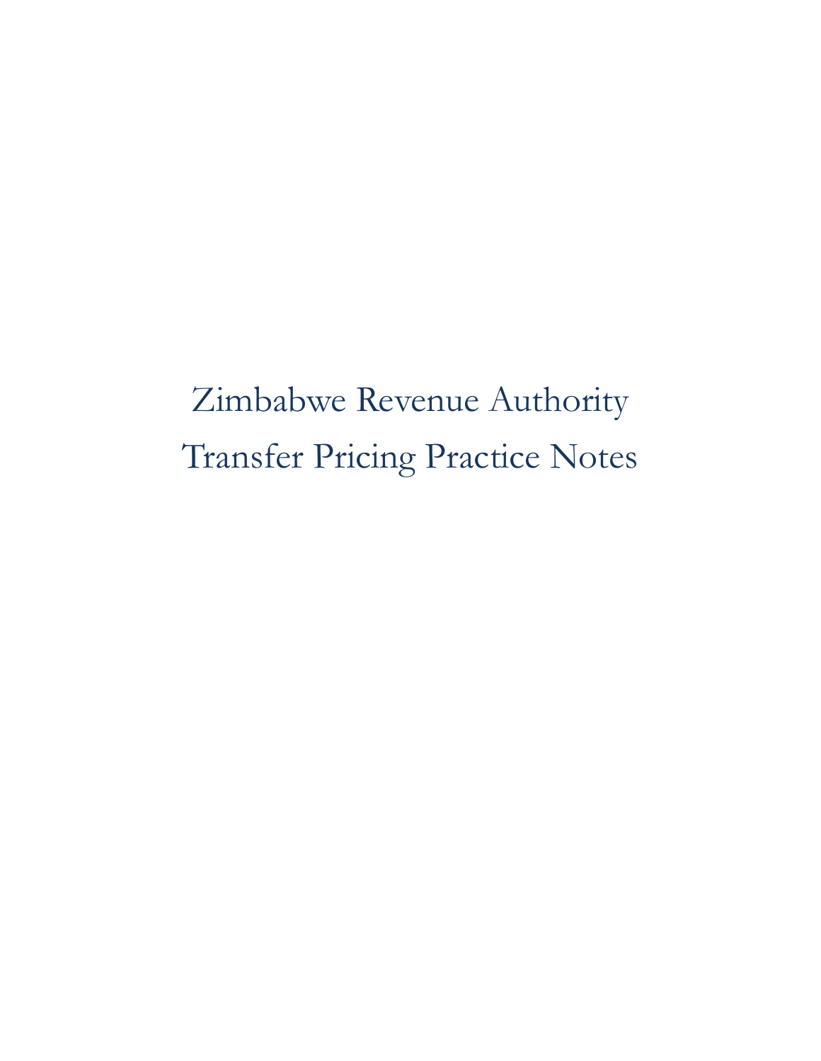# Zimbabwe Revenue Authority
# Transfer Pricing Practice Notes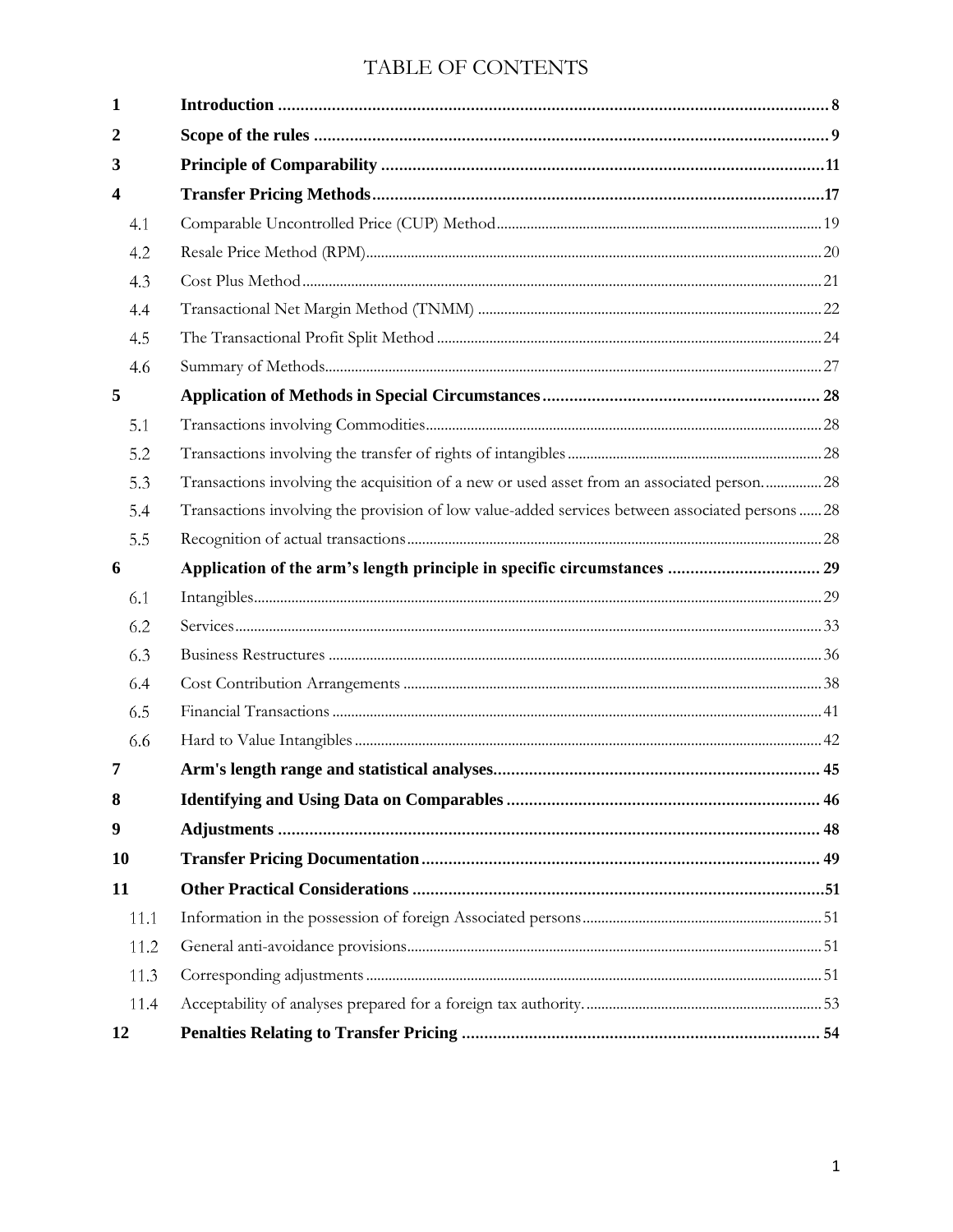# TABLE OF CONTENTS

| | | |
|---|---|---|
| **1** | **Introduction** | **8** |
| **2** | **Scope of the rules** | **9** |
| **3** | **Principle of Comparability** | **11** |
| **4** | **Transfer Pricing Methods** | **17** |
| 4.1 | Comparable Uncontrolled Price (CUP) Method | 19 |
| 4.2 | Resale Price Method (RPM) | 20 |
| 4.3 | Cost Plus Method | 21 |
| 4.4 | Transactional Net Margin Method (TNMM) | 22 |
| 4.5 | The Transactional Profit Split Method | 24 |
| 4.6 | Summary of Methods | 27 |
| **5** | **Application of Methods in Special Circumstances** | **28** |
| 5.1 | Transactions involving Commodities | 28 |
| 5.2 | Transactions involving the transfer of rights of intangibles | 28 |
| 5.3 | Transactions involving the acquisition of a new or used asset from an associated person. | 28 |
| 5.4 | Transactions involving the provision of low value-added services between associated persons | 28 |
| 5.5 | Recognition of actual transactions | 28 |
| **6** | **Application of the arm's length principle in specific circumstances** | **29** |
| 6.1 | Intangibles | 29 |
| 6.2 | Services | 33 |
| 6.3 | Business Restructures | 36 |
| 6.4 | Cost Contribution Arrangements | 38 |
| 6.5 | Financial Transactions | 41 |
| 6.6 | Hard to Value Intangibles | 42 |
| **7** | **Arm's length range and statistical analyses** | **45** |
| **8** | **Identifying and Using Data on Comparables** | **46** |
| **9** | **Adjustments** | **48** |
| **10** | **Transfer Pricing Documentation** | **49** |
| **11** | **Other Practical Considerations** | **51** |
| 11.1 | Information in the possession of foreign Associated persons | 51 |
| 11.2 | General anti-avoidance provisions | 51 |
| 11.3 | Corresponding adjustments | 51 |
| 11.4 | Acceptability of analyses prepared for a foreign tax authority. | 53 |
| **12** | **Penalties Relating to Transfer Pricing** | **54** |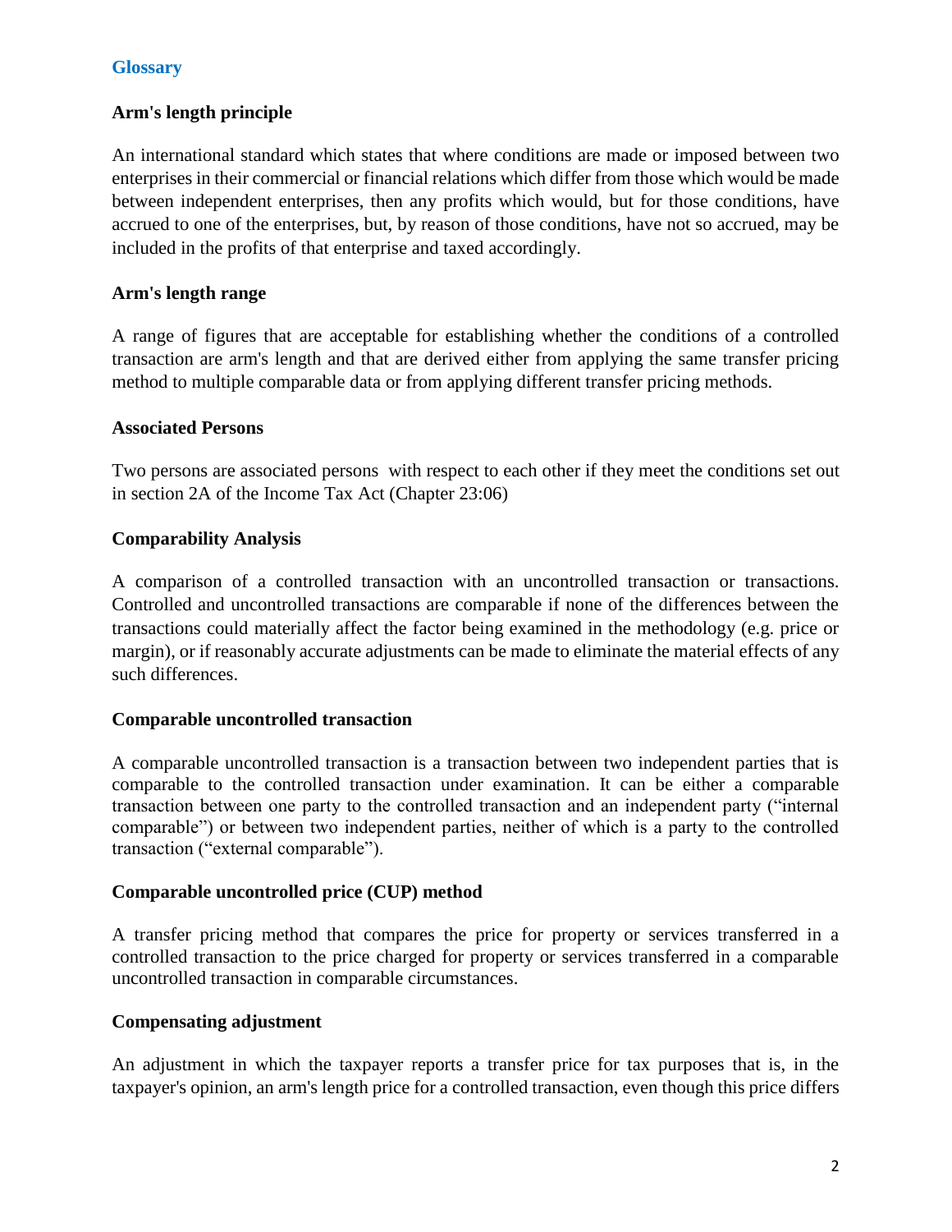## Glossary

### Arm's length principle

An international standard which states that where conditions are made or imposed between two enterprises in their commercial or financial relations which differ from those which would be made between independent enterprises, then any profits which would, but for those conditions, have accrued to one of the enterprises, but, by reason of those conditions, have not so accrued, may be included in the profits of that enterprise and taxed accordingly.

### Arm's length range

A range of figures that are acceptable for establishing whether the conditions of a controlled transaction are arm's length and that are derived either from applying the same transfer pricing method to multiple comparable data or from applying different transfer pricing methods.

### Associated Persons

Two persons are associated persons with respect to each other if they meet the conditions set out in section 2A of the Income Tax Act (Chapter 23:06)

### Comparability Analysis

A comparison of a controlled transaction with an uncontrolled transaction or transactions. Controlled and uncontrolled transactions are comparable if none of the differences between the transactions could materially affect the factor being examined in the methodology (e.g. price or margin), or if reasonably accurate adjustments can be made to eliminate the material effects of any such differences.

### Comparable uncontrolled transaction

A comparable uncontrolled transaction is a transaction between two independent parties that is comparable to the controlled transaction under examination. It can be either a comparable transaction between one party to the controlled transaction and an independent party ("internal comparable") or between two independent parties, neither of which is a party to the controlled transaction ("external comparable").

### Comparable uncontrolled price (CUP) method

A transfer pricing method that compares the price for property or services transferred in a controlled transaction to the price charged for property or services transferred in a comparable uncontrolled transaction in comparable circumstances.

### Compensating adjustment

An adjustment in which the taxpayer reports a transfer price for tax purposes that is, in the taxpayer's opinion, an arm's length price for a controlled transaction, even though this price differs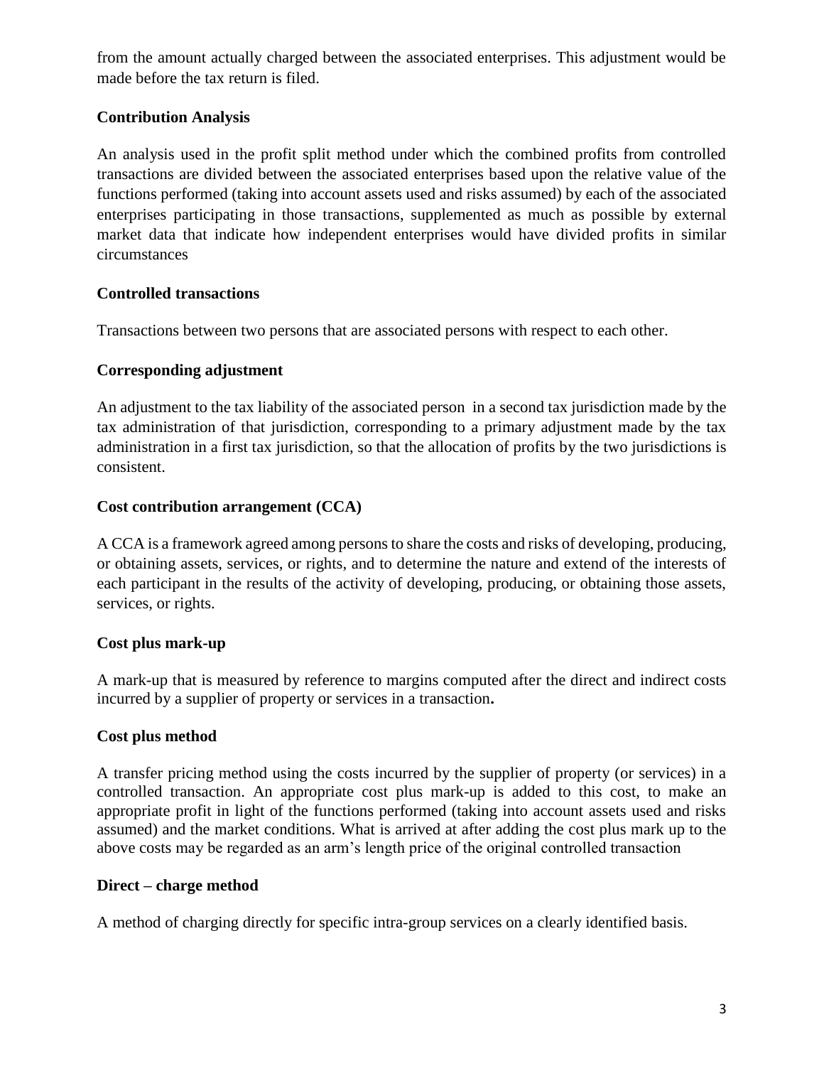from the amount actually charged between the associated enterprises. This adjustment would be made before the tax return is filed.

**Contribution Analysis**

An analysis used in the profit split method under which the combined profits from controlled transactions are divided between the associated enterprises based upon the relative value of the functions performed (taking into account assets used and risks assumed) by each of the associated enterprises participating in those transactions, supplemented as much as possible by external market data that indicate how independent enterprises would have divided profits in similar circumstances

**Controlled transactions**

Transactions between two persons that are associated persons with respect to each other.

**Corresponding adjustment**

An adjustment to the tax liability of the associated person in a second tax jurisdiction made by the tax administration of that jurisdiction, corresponding to a primary adjustment made by the tax administration in a first tax jurisdiction, so that the allocation of profits by the two jurisdictions is consistent.

**Cost contribution arrangement (CCA)**

A CCA is a framework agreed among persons to share the costs and risks of developing, producing, or obtaining assets, services, or rights, and to determine the nature and extend of the interests of each participant in the results of the activity of developing, producing, or obtaining those assets, services, or rights.

**Cost plus mark-up**

A mark-up that is measured by reference to margins computed after the direct and indirect costs incurred by a supplier of property or services in a transaction**.**

**Cost plus method**

A transfer pricing method using the costs incurred by the supplier of property (or services) in a controlled transaction. An appropriate cost plus mark-up is added to this cost, to make an appropriate profit in light of the functions performed (taking into account assets used and risks assumed) and the market conditions. What is arrived at after adding the cost plus mark up to the above costs may be regarded as an arm's length price of the original controlled transaction

**Direct – charge method**

A method of charging directly for specific intra-group services on a clearly identified basis.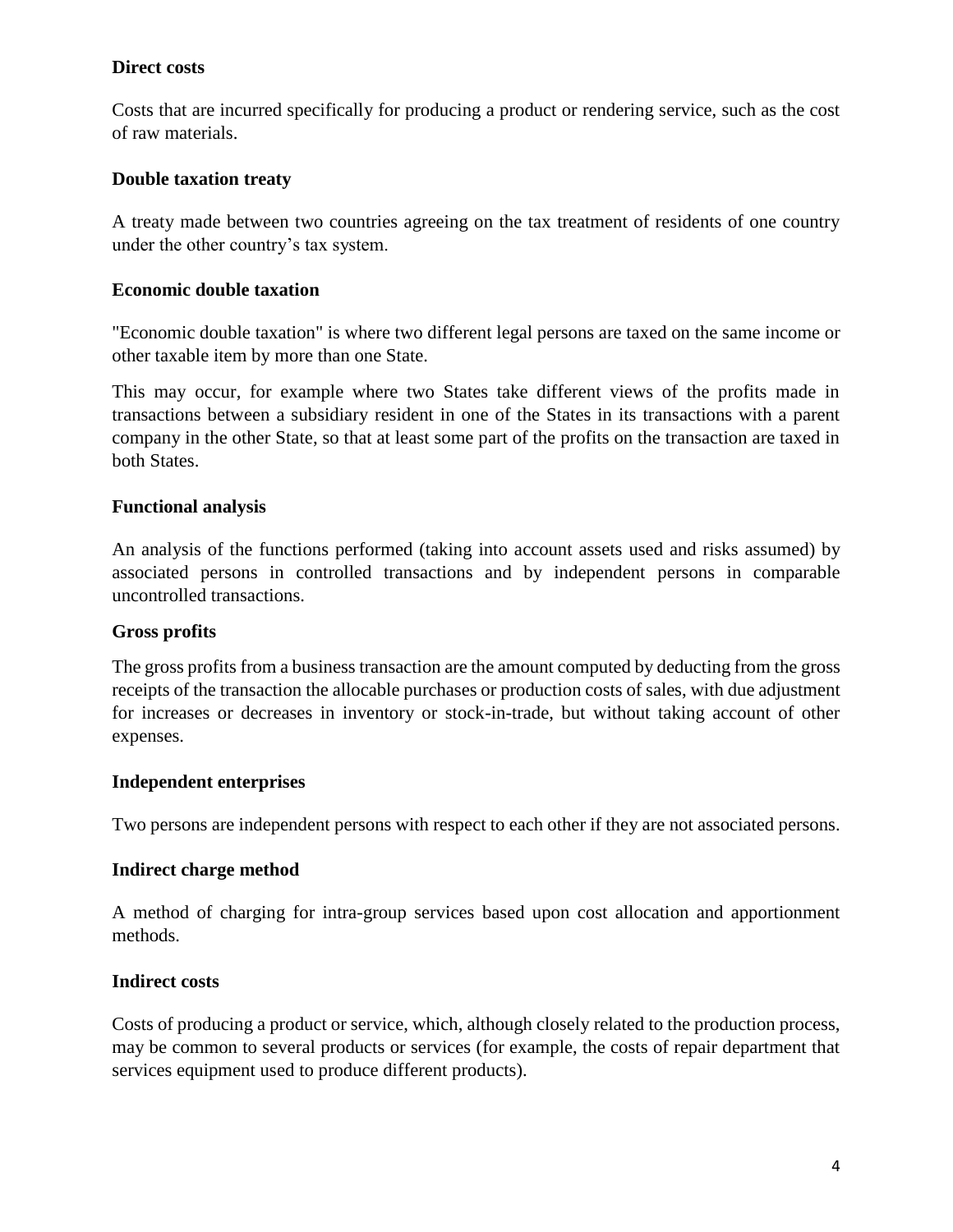**Direct costs**

Costs that are incurred specifically for producing a product or rendering service, such as the cost of raw materials.

**Double taxation treaty**

A treaty made between two countries agreeing on the tax treatment of residents of one country under the other country's tax system.

**Economic double taxation**

"Economic double taxation" is where two different legal persons are taxed on the same income or other taxable item by more than one State.

This may occur, for example where two States take different views of the profits made in transactions between a subsidiary resident in one of the States in its transactions with a parent company in the other State, so that at least some part of the profits on the transaction are taxed in both States.

**Functional analysis**

An analysis of the functions performed (taking into account assets used and risks assumed) by associated persons in controlled transactions and by independent persons in comparable uncontrolled transactions.

**Gross profits**

The gross profits from a business transaction are the amount computed by deducting from the gross receipts of the transaction the allocable purchases or production costs of sales, with due adjustment for increases or decreases in inventory or stock-in-trade, but without taking account of other expenses.

**Independent enterprises**

Two persons are independent persons with respect to each other if they are not associated persons.

**Indirect charge method**

A method of charging for intra-group services based upon cost allocation and apportionment methods.

**Indirect costs**

Costs of producing a product or service, which, although closely related to the production process, may be common to several products or services (for example, the costs of repair department that services equipment used to produce different products).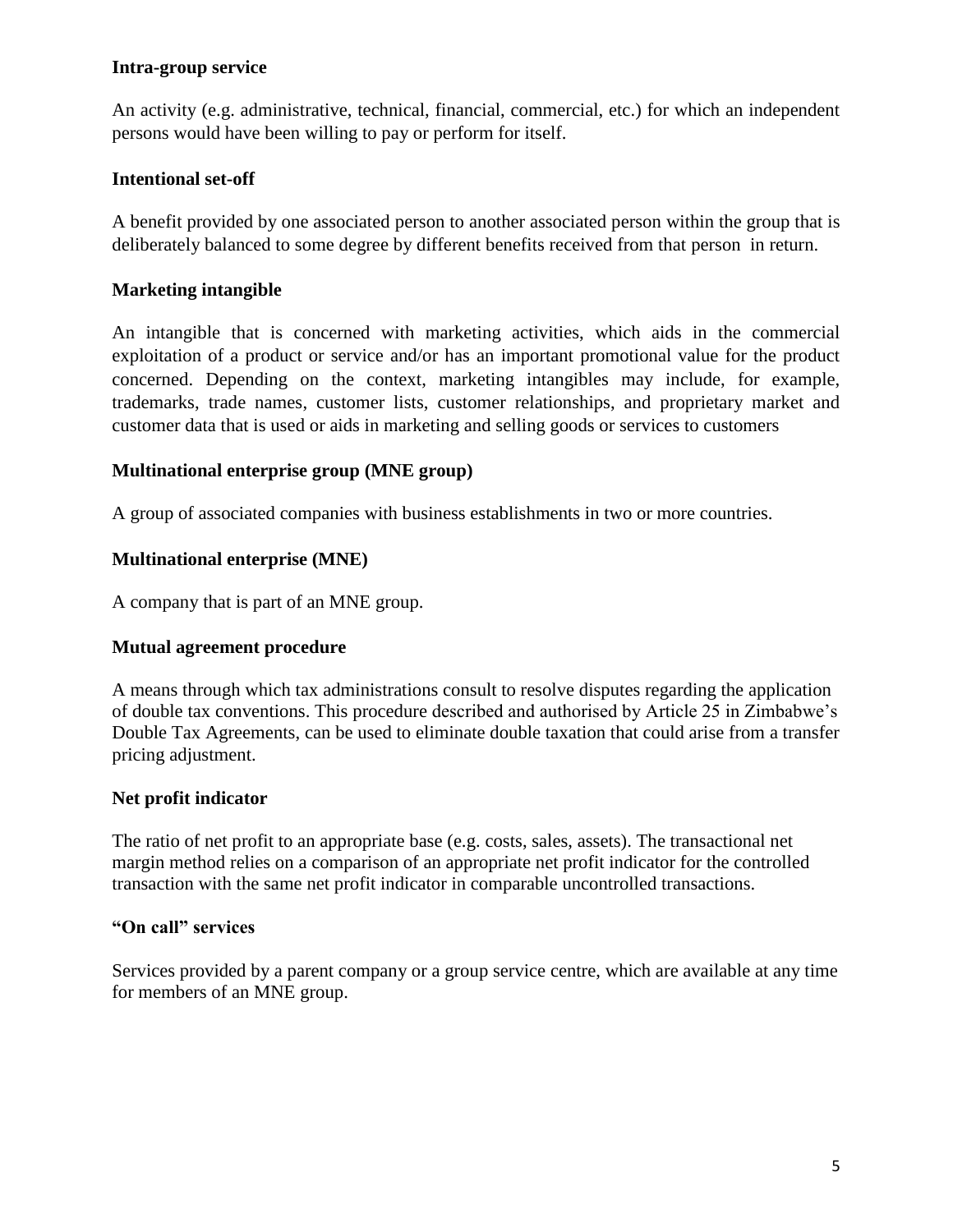**Intra-group service**

An activity (e.g. administrative, technical, financial, commercial, etc.) for which an independent persons would have been willing to pay or perform for itself.

**Intentional set-off**

A benefit provided by one associated person to another associated person within the group that is deliberately balanced to some degree by different benefits received from that person in return.

**Marketing intangible**

An intangible that is concerned with marketing activities, which aids in the commercial exploitation of a product or service and/or has an important promotional value for the product concerned. Depending on the context, marketing intangibles may include, for example, trademarks, trade names, customer lists, customer relationships, and proprietary market and customer data that is used or aids in marketing and selling goods or services to customers

**Multinational enterprise group (MNE group)**

A group of associated companies with business establishments in two or more countries.

**Multinational enterprise (MNE)**

A company that is part of an MNE group.

**Mutual agreement procedure**

A means through which tax administrations consult to resolve disputes regarding the application of double tax conventions. This procedure described and authorised by Article 25 in Zimbabwe's Double Tax Agreements, can be used to eliminate double taxation that could arise from a transfer pricing adjustment.

**Net profit indicator**

The ratio of net profit to an appropriate base (e.g. costs, sales, assets). The transactional net margin method relies on a comparison of an appropriate net profit indicator for the controlled transaction with the same net profit indicator in comparable uncontrolled transactions.

**"On call" services**

Services provided by a parent company or a group service centre, which are available at any time for members of an MNE group.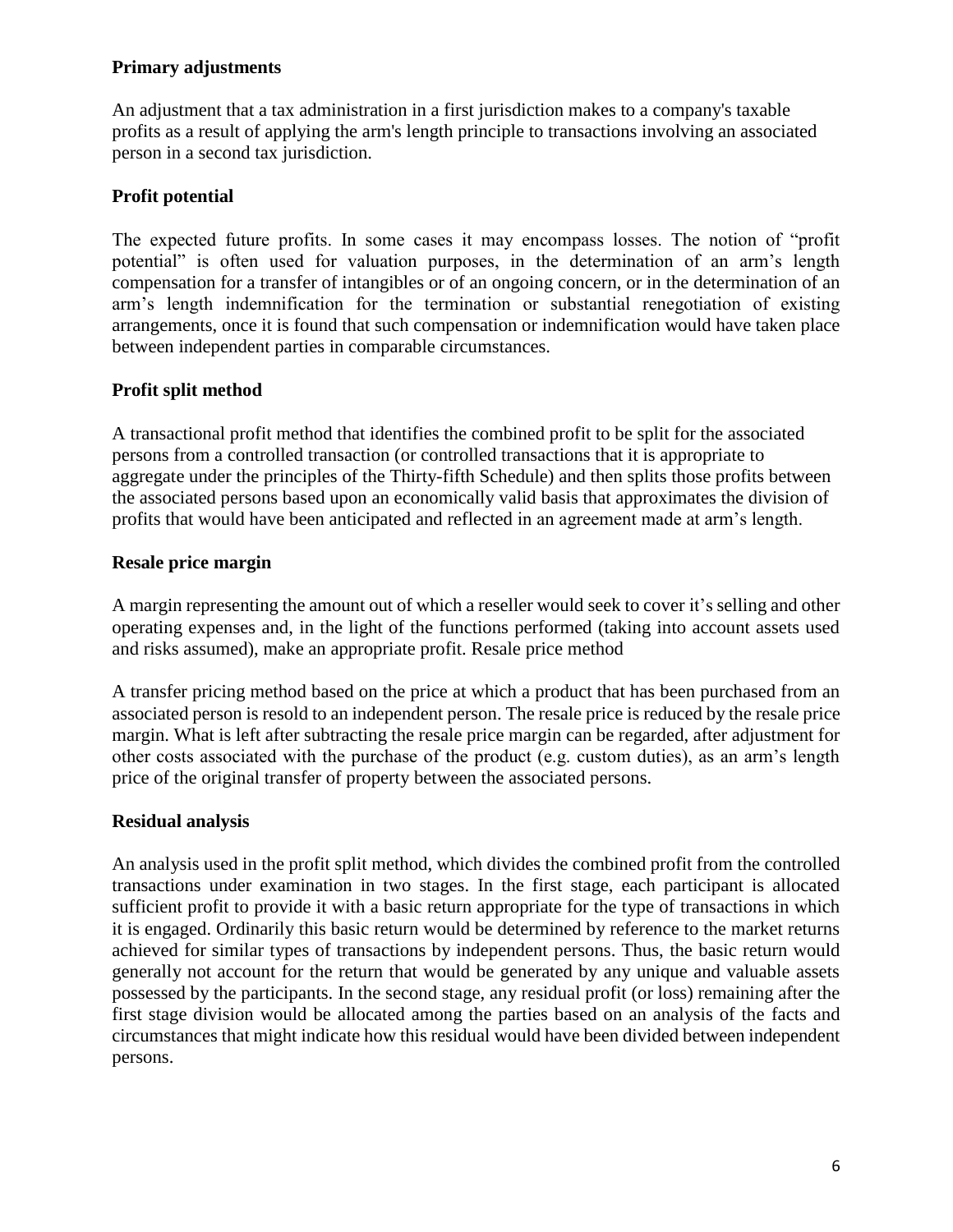**Primary adjustments**

An adjustment that a tax administration in a first jurisdiction makes to a company's taxable profits as a result of applying the arm's length principle to transactions involving an associated person in a second tax jurisdiction.

**Profit potential**

The expected future profits. In some cases it may encompass losses. The notion of "profit potential" is often used for valuation purposes, in the determination of an arm's length compensation for a transfer of intangibles or of an ongoing concern, or in the determination of an arm's length indemnification for the termination or substantial renegotiation of existing arrangements, once it is found that such compensation or indemnification would have taken place between independent parties in comparable circumstances.

**Profit split method**

A transactional profit method that identifies the combined profit to be split for the associated persons from a controlled transaction (or controlled transactions that it is appropriate to aggregate under the principles of the Thirty-fifth Schedule) and then splits those profits between the associated persons based upon an economically valid basis that approximates the division of profits that would have been anticipated and reflected in an agreement made at arm's length.

**Resale price margin**

A margin representing the amount out of which a reseller would seek to cover it's selling and other operating expenses and, in the light of the functions performed (taking into account assets used and risks assumed), make an appropriate profit. Resale price method

A transfer pricing method based on the price at which a product that has been purchased from an associated person is resold to an independent person. The resale price is reduced by the resale price margin. What is left after subtracting the resale price margin can be regarded, after adjustment for other costs associated with the purchase of the product (e.g. custom duties), as an arm's length price of the original transfer of property between the associated persons.

**Residual analysis**

An analysis used in the profit split method, which divides the combined profit from the controlled transactions under examination in two stages. In the first stage, each participant is allocated sufficient profit to provide it with a basic return appropriate for the type of transactions in which it is engaged. Ordinarily this basic return would be determined by reference to the market returns achieved for similar types of transactions by independent persons. Thus, the basic return would generally not account for the return that would be generated by any unique and valuable assets possessed by the participants. In the second stage, any residual profit (or loss) remaining after the first stage division would be allocated among the parties based on an analysis of the facts and circumstances that might indicate how this residual would have been divided between independent persons.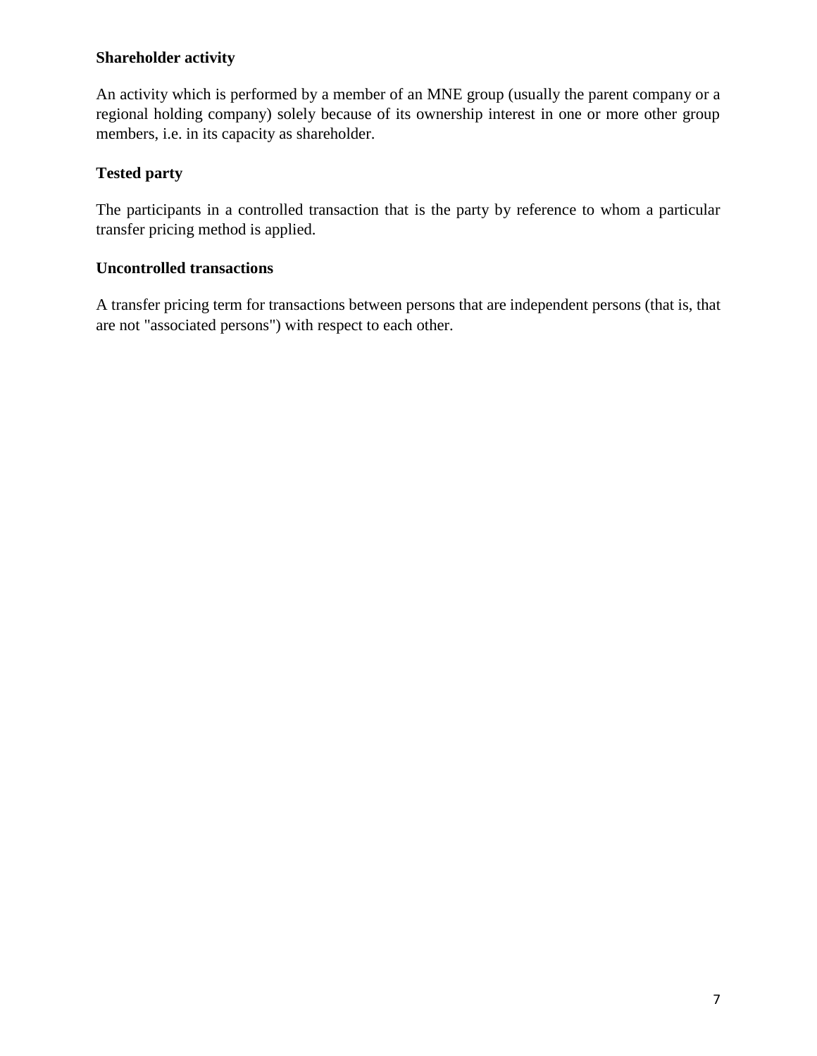**Shareholder activity**

An activity which is performed by a member of an MNE group (usually the parent company or a regional holding company) solely because of its ownership interest in one or more other group members, i.e. in its capacity as shareholder.

**Tested party**

The participants in a controlled transaction that is the party by reference to whom a particular transfer pricing method is applied.

**Uncontrolled transactions**

A transfer pricing term for transactions between persons that are independent persons (that is, that are not "associated persons") with respect to each other.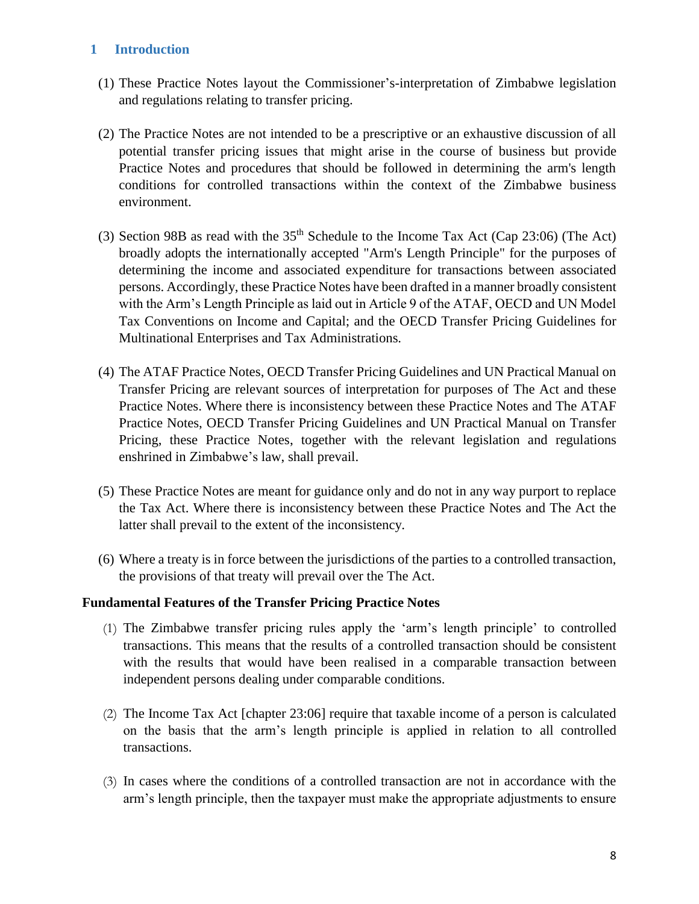## 1 Introduction

(1) These Practice Notes layout the Commissioner's-interpretation of Zimbabwe legislation and regulations relating to transfer pricing.

(2) The Practice Notes are not intended to be a prescriptive or an exhaustive discussion of all potential transfer pricing issues that might arise in the course of business but provide Practice Notes and procedures that should be followed in determining the arm's length conditions for controlled transactions within the context of the Zimbabwe business environment.

(3) Section 98B as read with the 35th Schedule to the Income Tax Act (Cap 23:06) (The Act) broadly adopts the internationally accepted "Arm's Length Principle" for the purposes of determining the income and associated expenditure for transactions between associated persons. Accordingly, these Practice Notes have been drafted in a manner broadly consistent with the Arm's Length Principle as laid out in Article 9 of the ATAF, OECD and UN Model Tax Conventions on Income and Capital; and the OECD Transfer Pricing Guidelines for Multinational Enterprises and Tax Administrations.

(4) The ATAF Practice Notes, OECD Transfer Pricing Guidelines and UN Practical Manual on Transfer Pricing are relevant sources of interpretation for purposes of The Act and these Practice Notes. Where there is inconsistency between these Practice Notes and The ATAF Practice Notes, OECD Transfer Pricing Guidelines and UN Practical Manual on Transfer Pricing, these Practice Notes, together with the relevant legislation and regulations enshrined in Zimbabwe's law, shall prevail.

(5) These Practice Notes are meant for guidance only and do not in any way purport to replace the Tax Act. Where there is inconsistency between these Practice Notes and The Act the latter shall prevail to the extent of the inconsistency.

(6) Where a treaty is in force between the jurisdictions of the parties to a controlled transaction, the provisions of that treaty will prevail over the The Act.

**Fundamental Features of the Transfer Pricing Practice Notes**

(1) The Zimbabwe transfer pricing rules apply the 'arm's length principle' to controlled transactions. This means that the results of a controlled transaction should be consistent with the results that would have been realised in a comparable transaction between independent persons dealing under comparable conditions.

(2) The Income Tax Act [chapter 23:06] require that taxable income of a person is calculated on the basis that the arm's length principle is applied in relation to all controlled transactions.

(3) In cases where the conditions of a controlled transaction are not in accordance with the arm's length principle, then the taxpayer must make the appropriate adjustments to ensure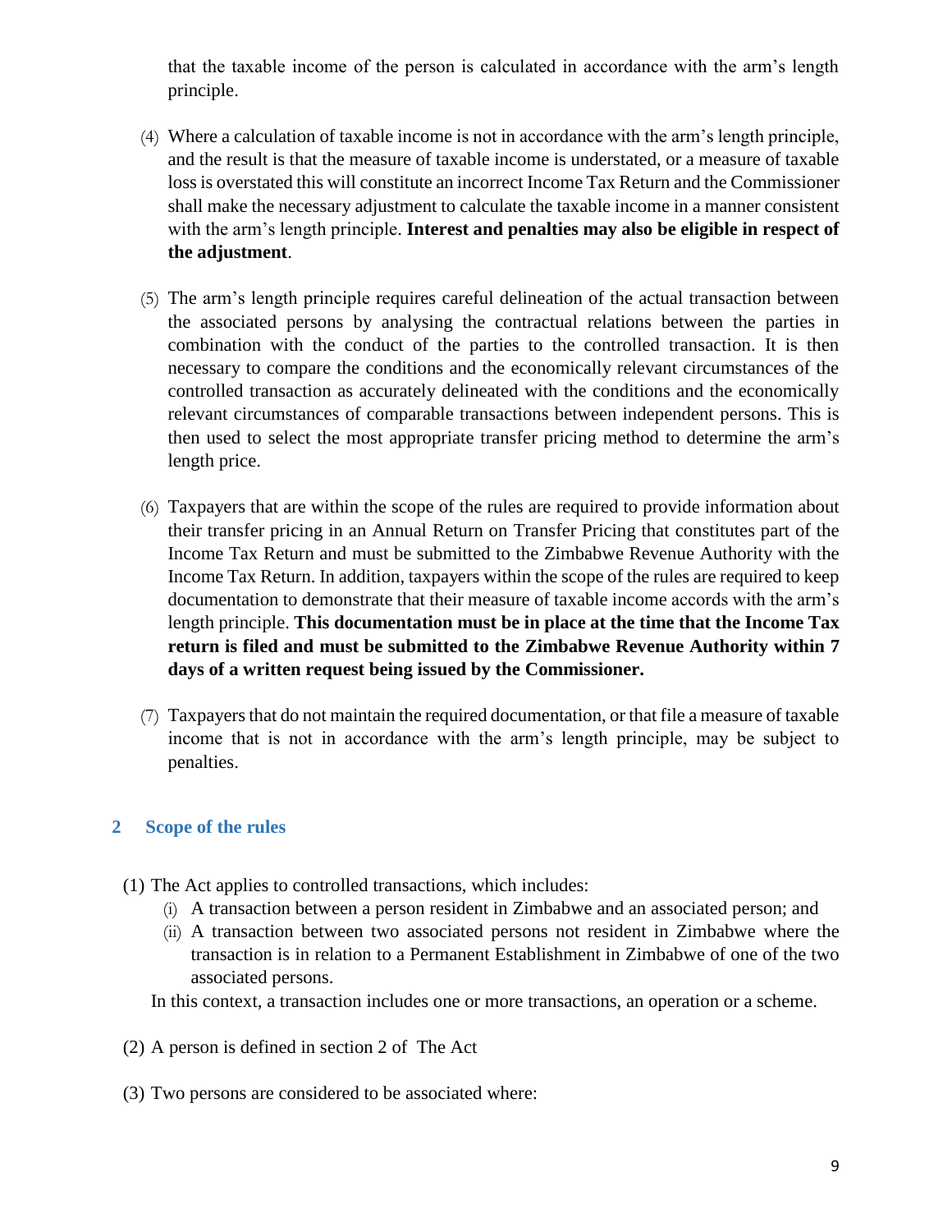that the taxable income of the person is calculated in accordance with the arm's length principle.

(4) Where a calculation of taxable income is not in accordance with the arm's length principle, and the result is that the measure of taxable income is understated, or a measure of taxable loss is overstated this will constitute an incorrect Income Tax Return and the Commissioner shall make the necessary adjustment to calculate the taxable income in a manner consistent with the arm's length principle. **Interest and penalties may also be eligible in respect of the adjustment**.

(5) The arm's length principle requires careful delineation of the actual transaction between the associated persons by analysing the contractual relations between the parties in combination with the conduct of the parties to the controlled transaction. It is then necessary to compare the conditions and the economically relevant circumstances of the controlled transaction as accurately delineated with the conditions and the economically relevant circumstances of comparable transactions between independent persons. This is then used to select the most appropriate transfer pricing method to determine the arm's length price.

(6) Taxpayers that are within the scope of the rules are required to provide information about their transfer pricing in an Annual Return on Transfer Pricing that constitutes part of the Income Tax Return and must be submitted to the Zimbabwe Revenue Authority with the Income Tax Return. In addition, taxpayers within the scope of the rules are required to keep documentation to demonstrate that their measure of taxable income accords with the arm's length principle. **This documentation must be in place at the time that the Income Tax return is filed and must be submitted to the Zimbabwe Revenue Authority within 7 days of a written request being issued by the Commissioner.**

(7) Taxpayers that do not maintain the required documentation, or that file a measure of taxable income that is not in accordance with the arm's length principle, may be subject to penalties.

## 2 Scope of the rules

(1) The Act applies to controlled transactions, which includes:
   (i) A transaction between a person resident in Zimbabwe and an associated person; and
   (ii) A transaction between two associated persons not resident in Zimbabwe where the transaction is in relation to a Permanent Establishment in Zimbabwe of one of the two associated persons.

In this context, a transaction includes one or more transactions, an operation or a scheme.

(2) A person is defined in section 2 of The Act

(3) Two persons are considered to be associated where: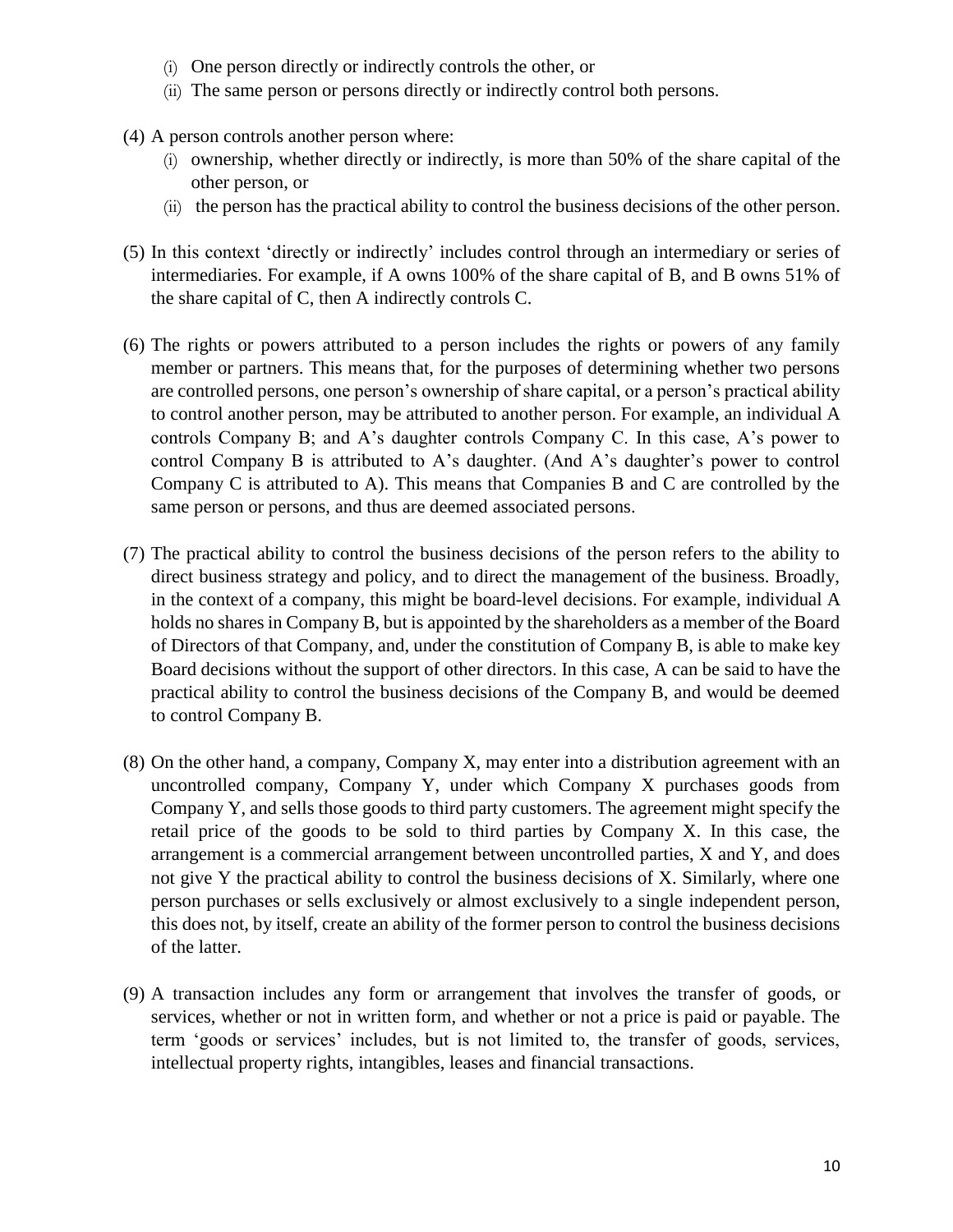(i) One person directly or indirectly controls the other, or
(ii) The same person or persons directly or indirectly control both persons.

(4) A person controls another person where:
   (i) ownership, whether directly or indirectly, is more than 50% of the share capital of the other person, or
   (ii) the person has the practical ability to control the business decisions of the other person.

(5) In this context 'directly or indirectly' includes control through an intermediary or series of intermediaries. For example, if A owns 100% of the share capital of B, and B owns 51% of the share capital of C, then A indirectly controls C.

(6) The rights or powers attributed to a person includes the rights or powers of any family member or partners. This means that, for the purposes of determining whether two persons are controlled persons, one person's ownership of share capital, or a person's practical ability to control another person, may be attributed to another person. For example, an individual A controls Company B; and A's daughter controls Company C. In this case, A's power to control Company B is attributed to A's daughter. (And A's daughter's power to control Company C is attributed to A). This means that Companies B and C are controlled by the same person or persons, and thus are deemed associated persons.

(7) The practical ability to control the business decisions of the person refers to the ability to direct business strategy and policy, and to direct the management of the business. Broadly, in the context of a company, this might be board-level decisions. For example, individual A holds no shares in Company B, but is appointed by the shareholders as a member of the Board of Directors of that Company, and, under the constitution of Company B, is able to make key Board decisions without the support of other directors. In this case, A can be said to have the practical ability to control the business decisions of the Company B, and would be deemed to control Company B.

(8) On the other hand, a company, Company X, may enter into a distribution agreement with an uncontrolled company, Company Y, under which Company X purchases goods from Company Y, and sells those goods to third party customers. The agreement might specify the retail price of the goods to be sold to third parties by Company X. In this case, the arrangement is a commercial arrangement between uncontrolled parties, X and Y, and does not give Y the practical ability to control the business decisions of X. Similarly, where one person purchases or sells exclusively or almost exclusively to a single independent person, this does not, by itself, create an ability of the former person to control the business decisions of the latter.

(9) A transaction includes any form or arrangement that involves the transfer of goods, or services, whether or not in written form, and whether or not a price is paid or payable. The term 'goods or services' includes, but is not limited to, the transfer of goods, services, intellectual property rights, intangibles, leases and financial transactions.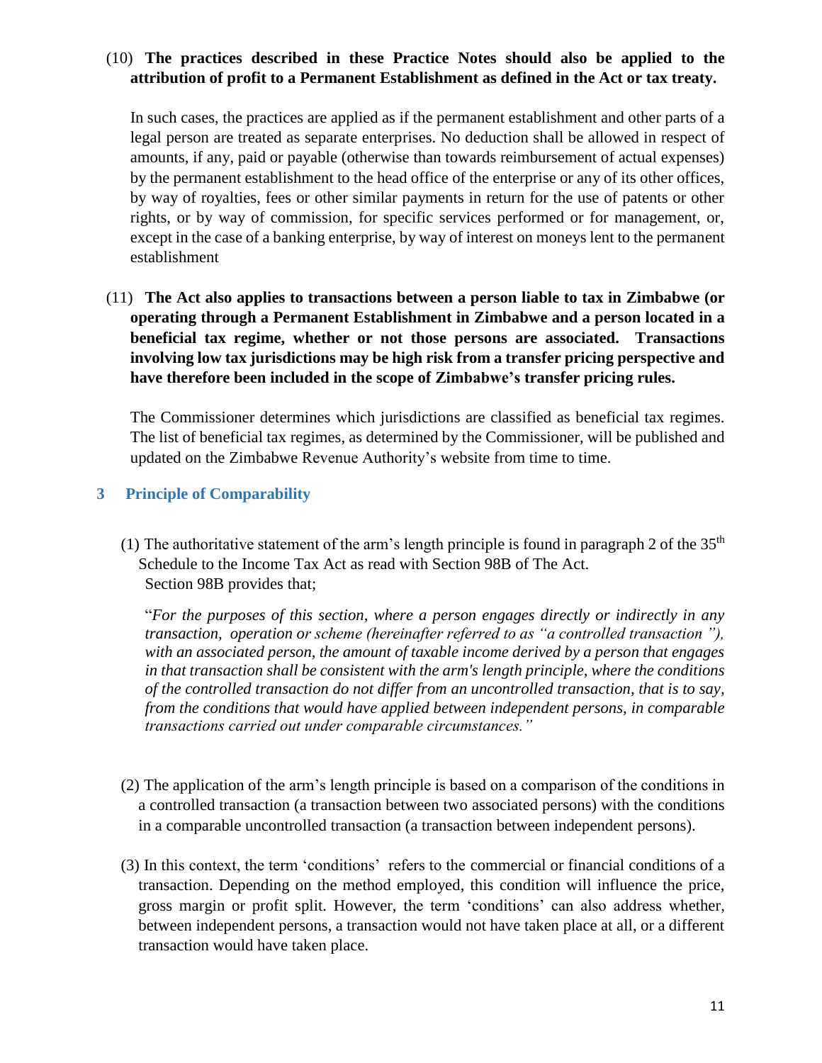(10) **The practices described in these Practice Notes should also be applied to the attribution of profit to a Permanent Establishment as defined in the Act or tax treaty.**

In such cases, the practices are applied as if the permanent establishment and other parts of a legal person are treated as separate enterprises. No deduction shall be allowed in respect of amounts, if any, paid or payable (otherwise than towards reimbursement of actual expenses) by the permanent establishment to the head office of the enterprise or any of its other offices, by way of royalties, fees or other similar payments in return for the use of patents or other rights, or by way of commission, for specific services performed or for management, or, except in the case of a banking enterprise, by way of interest on moneys lent to the permanent establishment

(11) **The Act also applies to transactions between a person liable to tax in Zimbabwe (or operating through a Permanent Establishment in Zimbabwe and a person located in a beneficial tax regime, whether or not those persons are associated. Transactions involving low tax jurisdictions may be high risk from a transfer pricing perspective and have therefore been included in the scope of Zimbabwe's transfer pricing rules.**

The Commissioner determines which jurisdictions are classified as beneficial tax regimes. The list of beneficial tax regimes, as determined by the Commissioner, will be published and updated on the Zimbabwe Revenue Authority's website from time to time.

## 3 Principle of Comparability

(1) The authoritative statement of the arm's length principle is found in paragraph 2 of the 35th Schedule to the Income Tax Act as read with Section 98B of The Act. Section 98B provides that;

"*For the purposes of this section, where a person engages directly or indirectly in any transaction, operation or scheme (hereinafter referred to as "a controlled transaction "), with an associated person, the amount of taxable income derived by a person that engages in that transaction shall be consistent with the arm's length principle, where the conditions of the controlled transaction do not differ from an uncontrolled transaction, that is to say, from the conditions that would have applied between independent persons, in comparable transactions carried out under comparable circumstances.*"

(2) The application of the arm's length principle is based on a comparison of the conditions in a controlled transaction (a transaction between two associated persons) with the conditions in a comparable uncontrolled transaction (a transaction between independent persons).

(3) In this context, the term 'conditions' refers to the commercial or financial conditions of a transaction. Depending on the method employed, this condition will influence the price, gross margin or profit split. However, the term 'conditions' can also address whether, between independent persons, a transaction would not have taken place at all, or a different transaction would have taken place.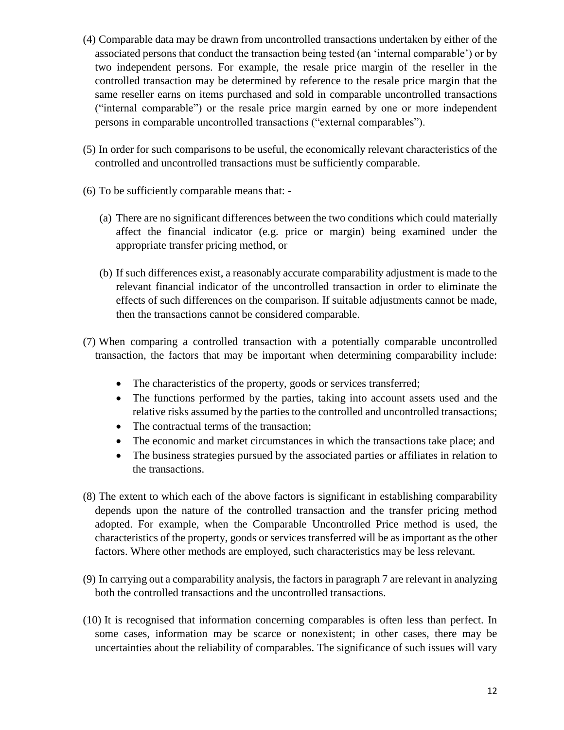(4) Comparable data may be drawn from uncontrolled transactions undertaken by either of the associated persons that conduct the transaction being tested (an 'internal comparable') or by two independent persons. For example, the resale price margin of the reseller in the controlled transaction may be determined by reference to the resale price margin that the same reseller earns on items purchased and sold in comparable uncontrolled transactions ("internal comparable") or the resale price margin earned by one or more independent persons in comparable uncontrolled transactions ("external comparables").

(5) In order for such comparisons to be useful, the economically relevant characteristics of the controlled and uncontrolled transactions must be sufficiently comparable.

(6) To be sufficiently comparable means that: -

(a) There are no significant differences between the two conditions which could materially affect the financial indicator (e.g. price or margin) being examined under the appropriate transfer pricing method, or

(b) If such differences exist, a reasonably accurate comparability adjustment is made to the relevant financial indicator of the uncontrolled transaction in order to eliminate the effects of such differences on the comparison. If suitable adjustments cannot be made, then the transactions cannot be considered comparable.

(7) When comparing a controlled transaction with a potentially comparable uncontrolled transaction, the factors that may be important when determining comparability include:

- The characteristics of the property, goods or services transferred;
- The functions performed by the parties, taking into account assets used and the relative risks assumed by the parties to the controlled and uncontrolled transactions;
- The contractual terms of the transaction;
- The economic and market circumstances in which the transactions take place; and
- The business strategies pursued by the associated parties or affiliates in relation to the transactions.

(8) The extent to which each of the above factors is significant in establishing comparability depends upon the nature of the controlled transaction and the transfer pricing method adopted. For example, when the Comparable Uncontrolled Price method is used, the characteristics of the property, goods or services transferred will be as important as the other factors. Where other methods are employed, such characteristics may be less relevant.

(9) In carrying out a comparability analysis, the factors in paragraph 7 are relevant in analyzing both the controlled transactions and the uncontrolled transactions.

(10) It is recognised that information concerning comparables is often less than perfect. In some cases, information may be scarce or nonexistent; in other cases, there may be uncertainties about the reliability of comparables. The significance of such issues will vary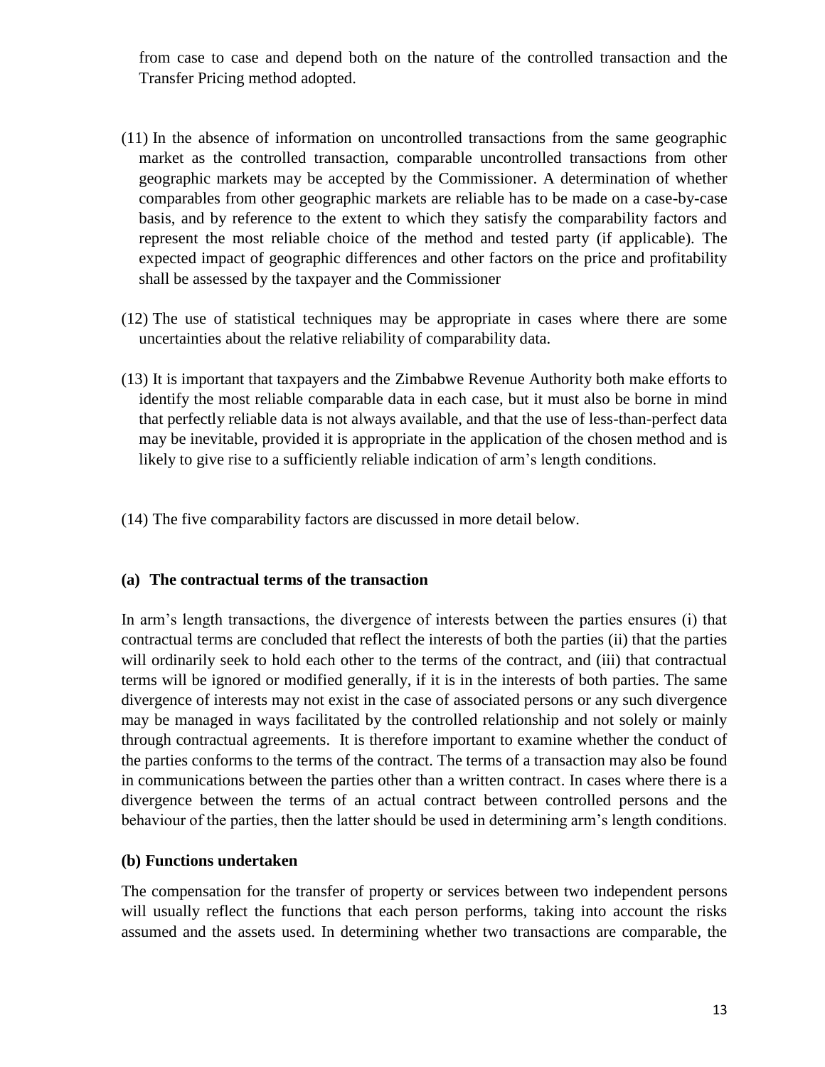from case to case and depend both on the nature of the controlled transaction and the Transfer Pricing method adopted.

(11) In the absence of information on uncontrolled transactions from the same geographic market as the controlled transaction, comparable uncontrolled transactions from other geographic markets may be accepted by the Commissioner. A determination of whether comparables from other geographic markets are reliable has to be made on a case-by-case basis, and by reference to the extent to which they satisfy the comparability factors and represent the most reliable choice of the method and tested party (if applicable). The expected impact of geographic differences and other factors on the price and profitability shall be assessed by the taxpayer and the Commissioner

(12) The use of statistical techniques may be appropriate in cases where there are some uncertainties about the relative reliability of comparability data.

(13) It is important that taxpayers and the Zimbabwe Revenue Authority both make efforts to identify the most reliable comparable data in each case, but it must also be borne in mind that perfectly reliable data is not always available, and that the use of less-than-perfect data may be inevitable, provided it is appropriate in the application of the chosen method and is likely to give rise to a sufficiently reliable indication of arm's length conditions.

(14) The five comparability factors are discussed in more detail below.

**(a) The contractual terms of the transaction**

In arm's length transactions, the divergence of interests between the parties ensures (i) that contractual terms are concluded that reflect the interests of both the parties (ii) that the parties will ordinarily seek to hold each other to the terms of the contract, and (iii) that contractual terms will be ignored or modified generally, if it is in the interests of both parties. The same divergence of interests may not exist in the case of associated persons or any such divergence may be managed in ways facilitated by the controlled relationship and not solely or mainly through contractual agreements. It is therefore important to examine whether the conduct of the parties conforms to the terms of the contract. The terms of a transaction may also be found in communications between the parties other than a written contract. In cases where there is a divergence between the terms of an actual contract between controlled persons and the behaviour of the parties, then the latter should be used in determining arm's length conditions.

**(b) Functions undertaken**

The compensation for the transfer of property or services between two independent persons will usually reflect the functions that each person performs, taking into account the risks assumed and the assets used. In determining whether two transactions are comparable, the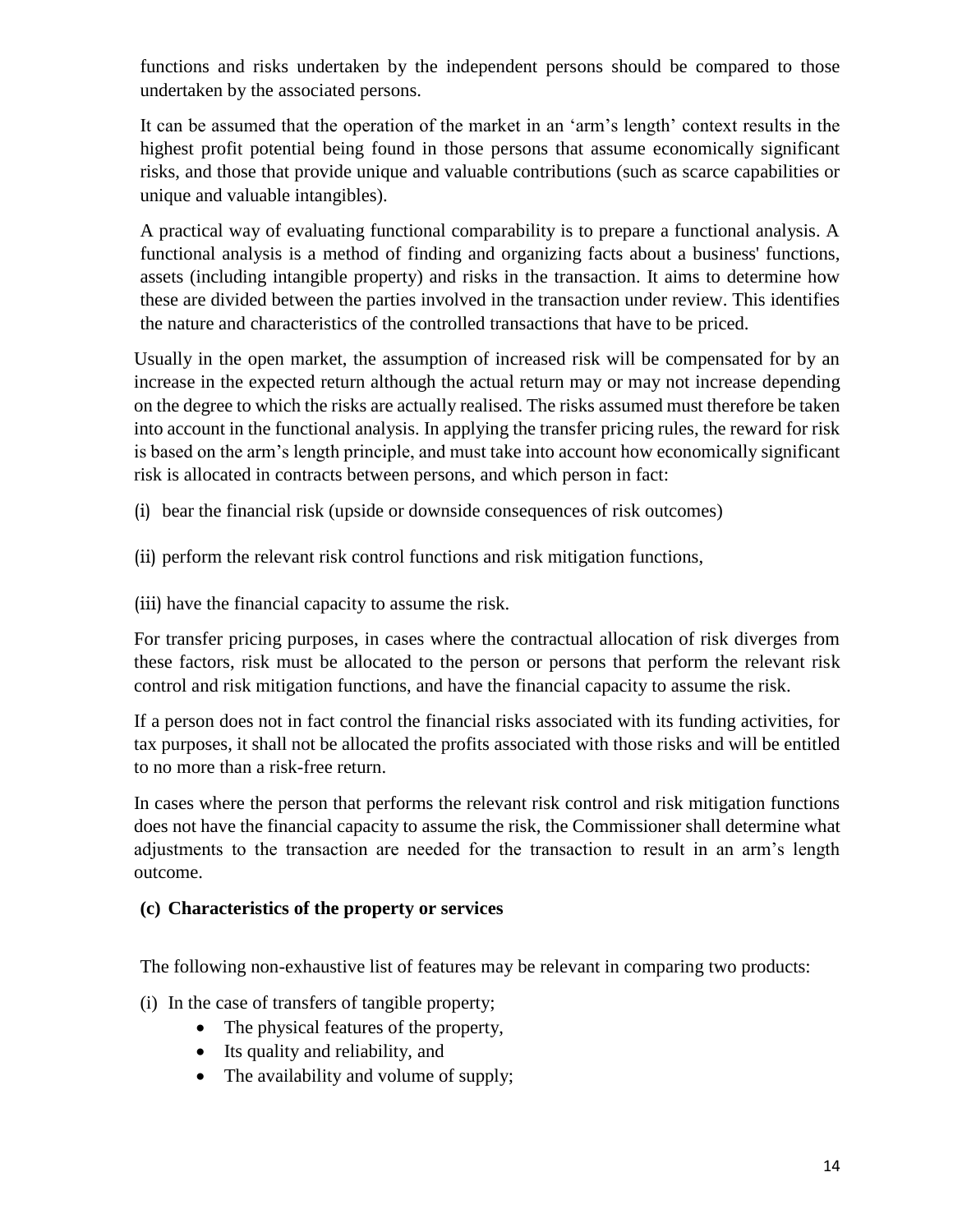functions and risks undertaken by the independent persons should be compared to those undertaken by the associated persons.

It can be assumed that the operation of the market in an 'arm's length' context results in the highest profit potential being found in those persons that assume economically significant risks, and those that provide unique and valuable contributions (such as scarce capabilities or unique and valuable intangibles).

A practical way of evaluating functional comparability is to prepare a functional analysis. A functional analysis is a method of finding and organizing facts about a business' functions, assets (including intangible property) and risks in the transaction. It aims to determine how these are divided between the parties involved in the transaction under review. This identifies the nature and characteristics of the controlled transactions that have to be priced.

Usually in the open market, the assumption of increased risk will be compensated for by an increase in the expected return although the actual return may or may not increase depending on the degree to which the risks are actually realised. The risks assumed must therefore be taken into account in the functional analysis. In applying the transfer pricing rules, the reward for risk is based on the arm's length principle, and must take into account how economically significant risk is allocated in contracts between persons, and which person in fact:

(i) bear the financial risk (upside or downside consequences of risk outcomes)

(ii) perform the relevant risk control functions and risk mitigation functions,

(iii) have the financial capacity to assume the risk.

For transfer pricing purposes, in cases where the contractual allocation of risk diverges from these factors, risk must be allocated to the person or persons that perform the relevant risk control and risk mitigation functions, and have the financial capacity to assume the risk.

If a person does not in fact control the financial risks associated with its funding activities, for tax purposes, it shall not be allocated the profits associated with those risks and will be entitled to no more than a risk-free return.

In cases where the person that performs the relevant risk control and risk mitigation functions does not have the financial capacity to assume the risk, the Commissioner shall determine what adjustments to the transaction are needed for the transaction to result in an arm's length outcome.

**(c) Characteristics of the property or services**

The following non-exhaustive list of features may be relevant in comparing two products:

(i) In the case of transfers of tangible property;
- The physical features of the property,
- Its quality and reliability, and
- The availability and volume of supply;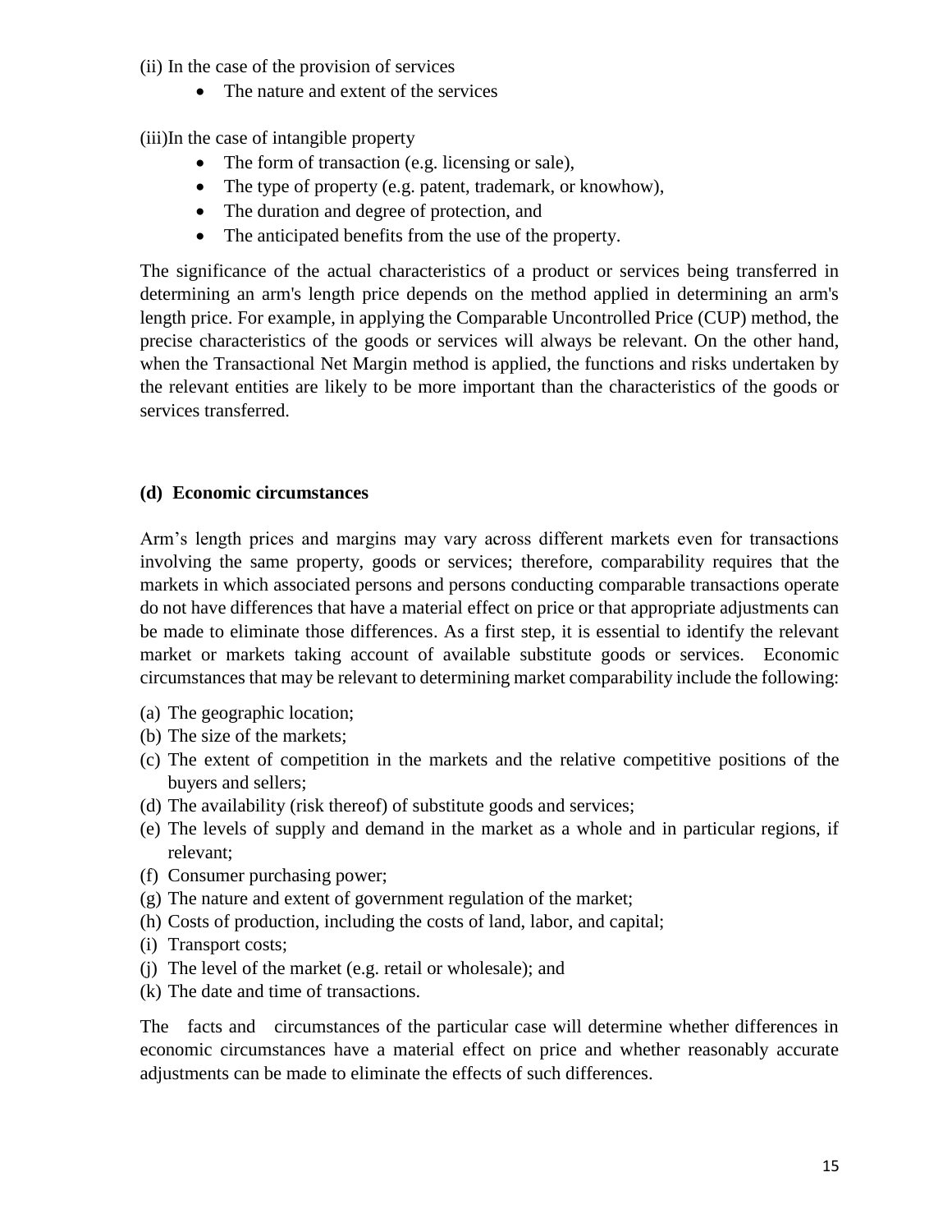(ii) In the case of the provision of services

- The nature and extent of the services

(iii)In the case of intangible property

- The form of transaction (e.g. licensing or sale),
- The type of property (e.g. patent, trademark, or knowhow),
- The duration and degree of protection, and
- The anticipated benefits from the use of the property.

The significance of the actual characteristics of a product or services being transferred in determining an arm's length price depends on the method applied in determining an arm's length price. For example, in applying the Comparable Uncontrolled Price (CUP) method, the precise characteristics of the goods or services will always be relevant. On the other hand, when the Transactional Net Margin method is applied, the functions and risks undertaken by the relevant entities are likely to be more important than the characteristics of the goods or services transferred.

**(d) Economic circumstances**

Arm’s length prices and margins may vary across different markets even for transactions involving the same property, goods or services; therefore, comparability requires that the markets in which associated persons and persons conducting comparable transactions operate do not have differences that have a material effect on price or that appropriate adjustments can be made to eliminate those differences. As a first step, it is essential to identify the relevant market or markets taking account of available substitute goods or services. Economic circumstances that may be relevant to determining market comparability include the following:

(a) The geographic location;
(b) The size of the markets;
(c) The extent of competition in the markets and the relative competitive positions of the buyers and sellers;
(d) The availability (risk thereof) of substitute goods and services;
(e) The levels of supply and demand in the market as a whole and in particular regions, if relevant;
(f) Consumer purchasing power;
(g) The nature and extent of government regulation of the market;
(h) Costs of production, including the costs of land, labor, and capital;
(i) Transport costs;
(j) The level of the market (e.g. retail or wholesale); and
(k) The date and time of transactions.

The facts and circumstances of the particular case will determine whether differences in economic circumstances have a material effect on price and whether reasonably accurate adjustments can be made to eliminate the effects of such differences.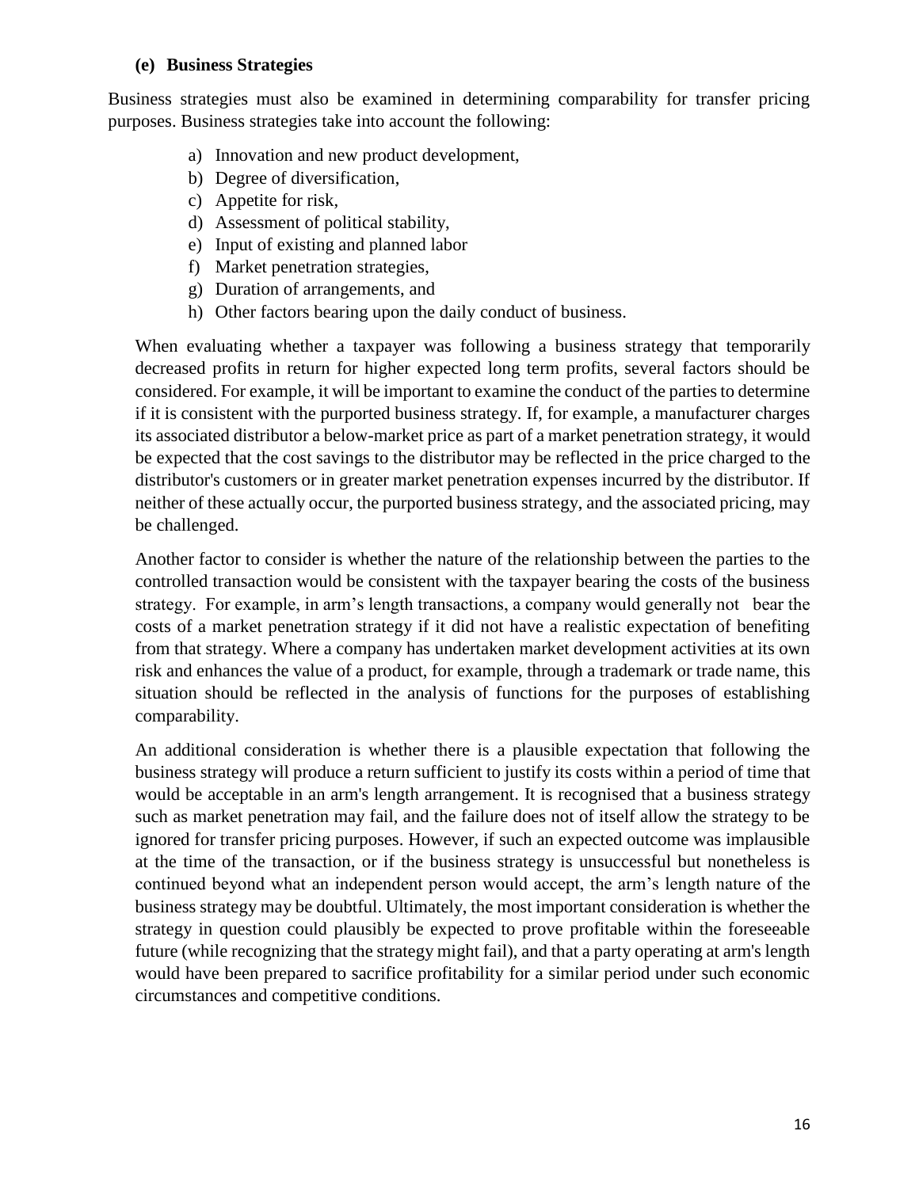#### (e) Business Strategies

Business strategies must also be examined in determining comparability for transfer pricing purposes. Business strategies take into account the following:

a) Innovation and new product development,
b) Degree of diversification,
c) Appetite for risk,
d) Assessment of political stability,
e) Input of existing and planned labor
f) Market penetration strategies,
g) Duration of arrangements, and
h) Other factors bearing upon the daily conduct of business.

When evaluating whether a taxpayer was following a business strategy that temporarily decreased profits in return for higher expected long term profits, several factors should be considered. For example, it will be important to examine the conduct of the parties to determine if it is consistent with the purported business strategy. If, for example, a manufacturer charges its associated distributor a below-market price as part of a market penetration strategy, it would be expected that the cost savings to the distributor may be reflected in the price charged to the distributor's customers or in greater market penetration expenses incurred by the distributor. If neither of these actually occur, the purported business strategy, and the associated pricing, may be challenged.

Another factor to consider is whether the nature of the relationship between the parties to the controlled transaction would be consistent with the taxpayer bearing the costs of the business strategy. For example, in arm's length transactions, a company would generally not bear the costs of a market penetration strategy if it did not have a realistic expectation of benefiting from that strategy. Where a company has undertaken market development activities at its own risk and enhances the value of a product, for example, through a trademark or trade name, this situation should be reflected in the analysis of functions for the purposes of establishing comparability.

An additional consideration is whether there is a plausible expectation that following the business strategy will produce a return sufficient to justify its costs within a period of time that would be acceptable in an arm's length arrangement. It is recognised that a business strategy such as market penetration may fail, and the failure does not of itself allow the strategy to be ignored for transfer pricing purposes. However, if such an expected outcome was implausible at the time of the transaction, or if the business strategy is unsuccessful but nonetheless is continued beyond what an independent person would accept, the arm's length nature of the business strategy may be doubtful. Ultimately, the most important consideration is whether the strategy in question could plausibly be expected to prove profitable within the foreseeable future (while recognizing that the strategy might fail), and that a party operating at arm's length would have been prepared to sacrifice profitability for a similar period under such economic circumstances and competitive conditions.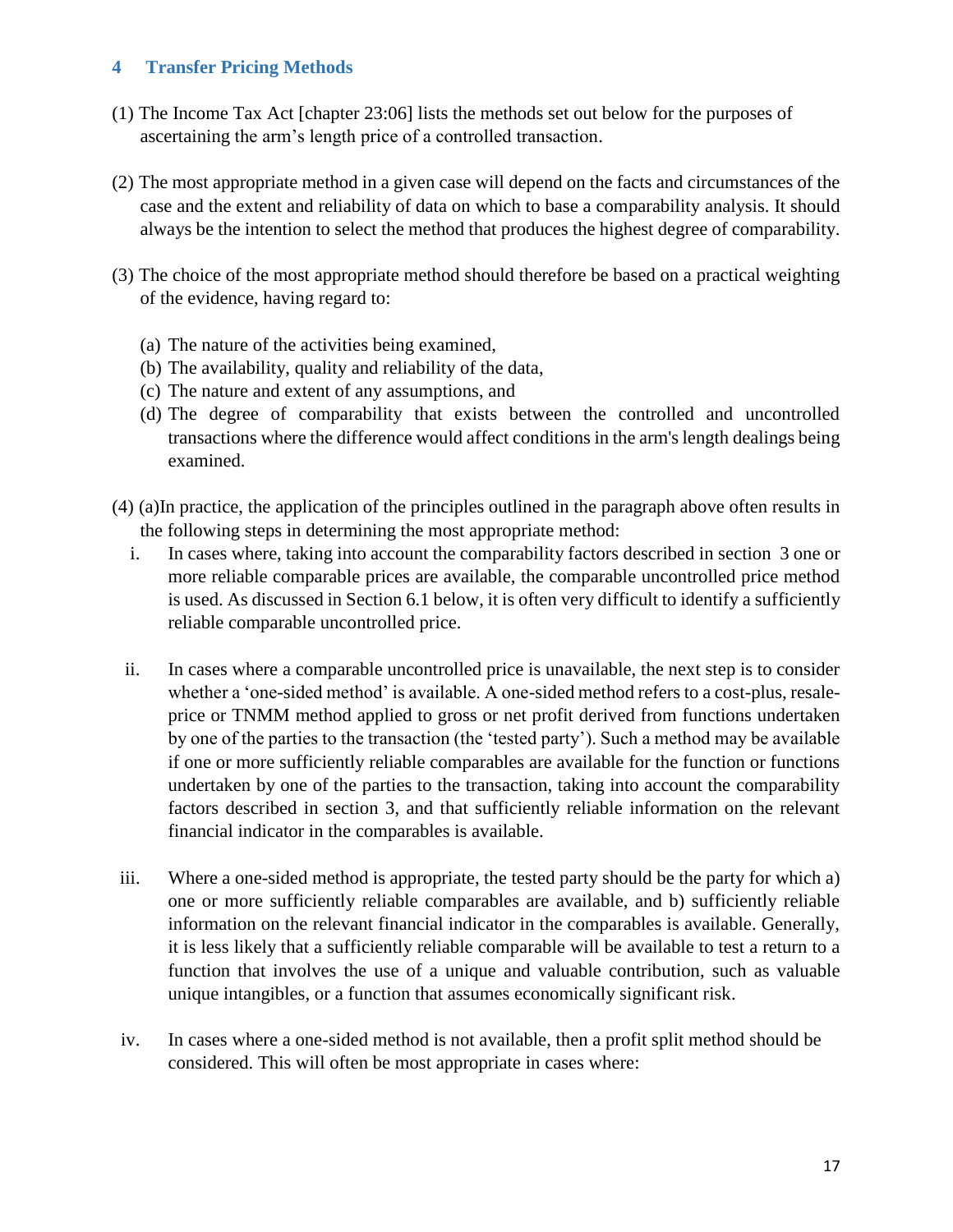## 4 Transfer Pricing Methods

(1) The Income Tax Act [chapter 23:06] lists the methods set out below for the purposes of ascertaining the arm's length price of a controlled transaction.

(2) The most appropriate method in a given case will depend on the facts and circumstances of the case and the extent and reliability of data on which to base a comparability analysis. It should always be the intention to select the method that produces the highest degree of comparability.

(3) The choice of the most appropriate method should therefore be based on a practical weighting of the evidence, having regard to:

(a) The nature of the activities being examined,
(b) The availability, quality and reliability of the data,
(c) The nature and extent of any assumptions, and
(d) The degree of comparability that exists between the controlled and uncontrolled transactions where the difference would affect conditions in the arm's length dealings being examined.

(4) (a)In practice, the application of the principles outlined in the paragraph above often results in the following steps in determining the most appropriate method:

i. In cases where, taking into account the comparability factors described in section 3 one or more reliable comparable prices are available, the comparable uncontrolled price method is used. As discussed in Section 6.1 below, it is often very difficult to identify a sufficiently reliable comparable uncontrolled price.

ii. In cases where a comparable uncontrolled price is unavailable, the next step is to consider whether a 'one-sided method' is available. A one-sided method refers to a cost-plus, resale-price or TNMM method applied to gross or net profit derived from functions undertaken by one of the parties to the transaction (the 'tested party'). Such a method may be available if one or more sufficiently reliable comparables are available for the function or functions undertaken by one of the parties to the transaction, taking into account the comparability factors described in section 3, and that sufficiently reliable information on the relevant financial indicator in the comparables is available.

iii. Where a one-sided method is appropriate, the tested party should be the party for which a) one or more sufficiently reliable comparables are available, and b) sufficiently reliable information on the relevant financial indicator in the comparables is available. Generally, it is less likely that a sufficiently reliable comparable will be available to test a return to a function that involves the use of a unique and valuable contribution, such as valuable unique intangibles, or a function that assumes economically significant risk.

iv. In cases where a one-sided method is not available, then a profit split method should be considered. This will often be most appropriate in cases where: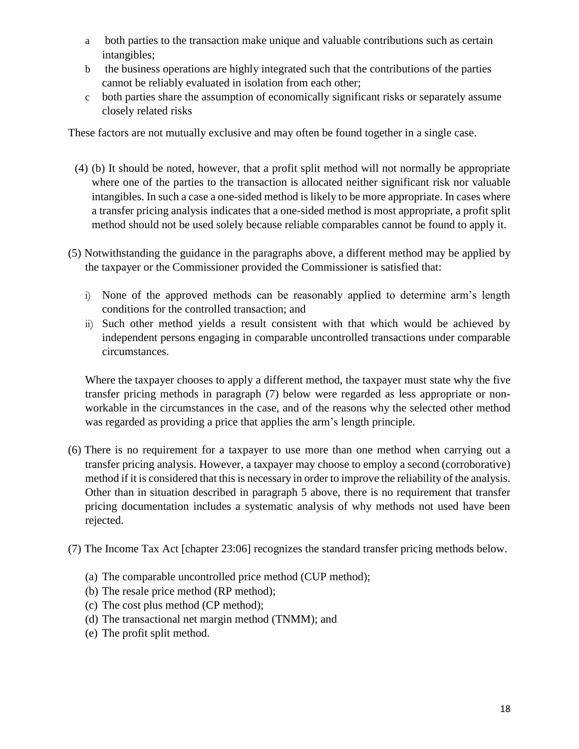a. both parties to the transaction make unique and valuable contributions such as certain intangibles;
b. the business operations are highly integrated such that the contributions of the parties cannot be reliably evaluated in isolation from each other;
c. both parties share the assumption of economically significant risks or separately assume closely related risks

These factors are not mutually exclusive and may often be found together in a single case.

(4) (b) It should be noted, however, that a profit split method will not normally be appropriate where one of the parties to the transaction is allocated neither significant risk nor valuable intangibles. In such a case a one-sided method is likely to be more appropriate. In cases where a transfer pricing analysis indicates that a one-sided method is most appropriate, a profit split method should not be used solely because reliable comparables cannot be found to apply it.

(5) Notwithstanding the guidance in the paragraphs above, a different method may be applied by the taxpayer or the Commissioner provided the Commissioner is satisfied that:

i) None of the approved methods can be reasonably applied to determine arm's length conditions for the controlled transaction; and
ii) Such other method yields a result consistent with that which would be achieved by independent persons engaging in comparable uncontrolled transactions under comparable circumstances.

Where the taxpayer chooses to apply a different method, the taxpayer must state why the five transfer pricing methods in paragraph (7) below were regarded as less appropriate or non-workable in the circumstances in the case, and of the reasons why the selected other method was regarded as providing a price that applies the arm's length principle.

(6) There is no requirement for a taxpayer to use more than one method when carrying out a transfer pricing analysis. However, a taxpayer may choose to employ a second (corroborative) method if it is considered that this is necessary in order to improve the reliability of the analysis. Other than in situation described in paragraph 5 above, there is no requirement that transfer pricing documentation includes a systematic analysis of why methods not used have been rejected.

(7) The Income Tax Act [chapter 23:06] recognizes the standard transfer pricing methods below.

(a) The comparable uncontrolled price method (CUP method);
(b) The resale price method (RP method);
(c) The cost plus method (CP method);
(d) The transactional net margin method (TNMM); and
(e) The profit split method.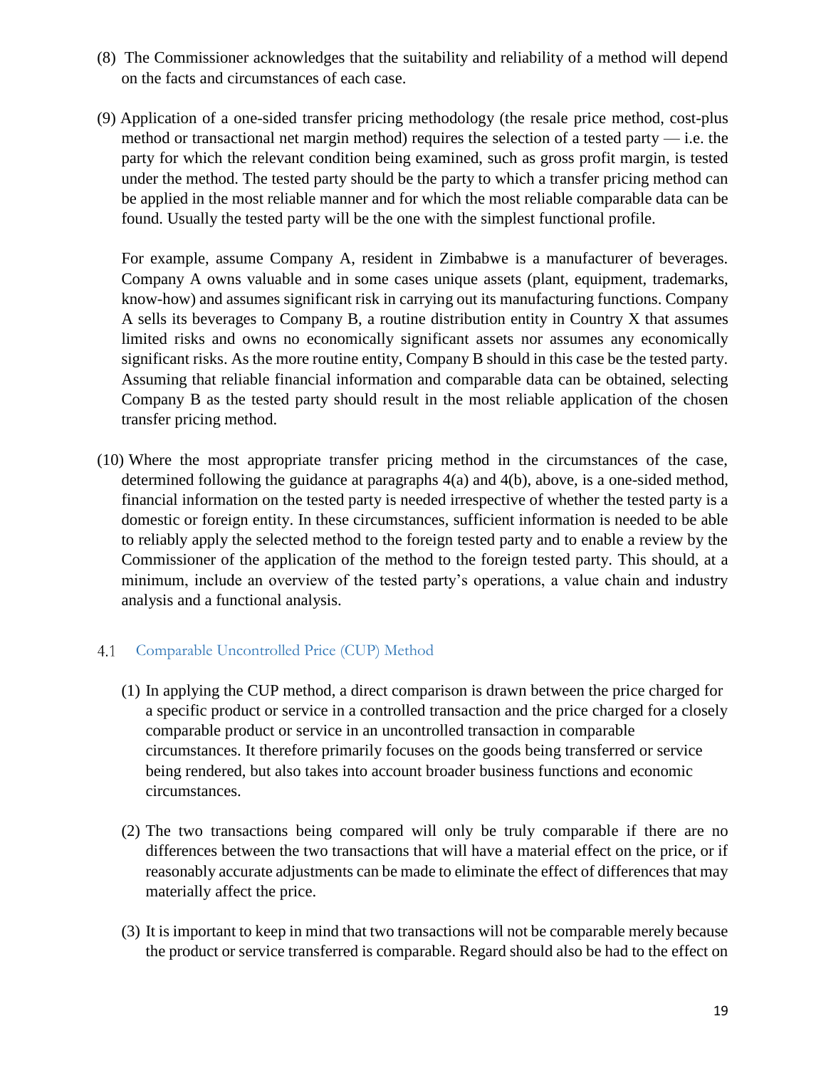(8) The Commissioner acknowledges that the suitability and reliability of a method will depend on the facts and circumstances of each case.

(9) Application of a one-sided transfer pricing methodology (the resale price method, cost-plus method or transactional net margin method) requires the selection of a tested party — i.e. the party for which the relevant condition being examined, such as gross profit margin, is tested under the method. The tested party should be the party to which a transfer pricing method can be applied in the most reliable manner and for which the most reliable comparable data can be found. Usually the tested party will be the one with the simplest functional profile.

For example, assume Company A, resident in Zimbabwe is a manufacturer of beverages. Company A owns valuable and in some cases unique assets (plant, equipment, trademarks, know-how) and assumes significant risk in carrying out its manufacturing functions. Company A sells its beverages to Company B, a routine distribution entity in Country X that assumes limited risks and owns no economically significant assets nor assumes any economically significant risks. As the more routine entity, Company B should in this case be the tested party. Assuming that reliable financial information and comparable data can be obtained, selecting Company B as the tested party should result in the most reliable application of the chosen transfer pricing method.

(10) Where the most appropriate transfer pricing method in the circumstances of the case, determined following the guidance at paragraphs 4(a) and 4(b), above, is a one-sided method, financial information on the tested party is needed irrespective of whether the tested party is a domestic or foreign entity. In these circumstances, sufficient information is needed to be able to reliably apply the selected method to the foreign tested party and to enable a review by the Commissioner of the application of the method to the foreign tested party. This should, at a minimum, include an overview of the tested party's operations, a value chain and industry analysis and a functional analysis.

### 4.1 Comparable Uncontrolled Price (CUP) Method

(1) In applying the CUP method, a direct comparison is drawn between the price charged for a specific product or service in a controlled transaction and the price charged for a closely comparable product or service in an uncontrolled transaction in comparable circumstances. It therefore primarily focuses on the goods being transferred or service being rendered, but also takes into account broader business functions and economic circumstances.

(2) The two transactions being compared will only be truly comparable if there are no differences between the two transactions that will have a material effect on the price, or if reasonably accurate adjustments can be made to eliminate the effect of differences that may materially affect the price.

(3) It is important to keep in mind that two transactions will not be comparable merely because the product or service transferred is comparable. Regard should also be had to the effect on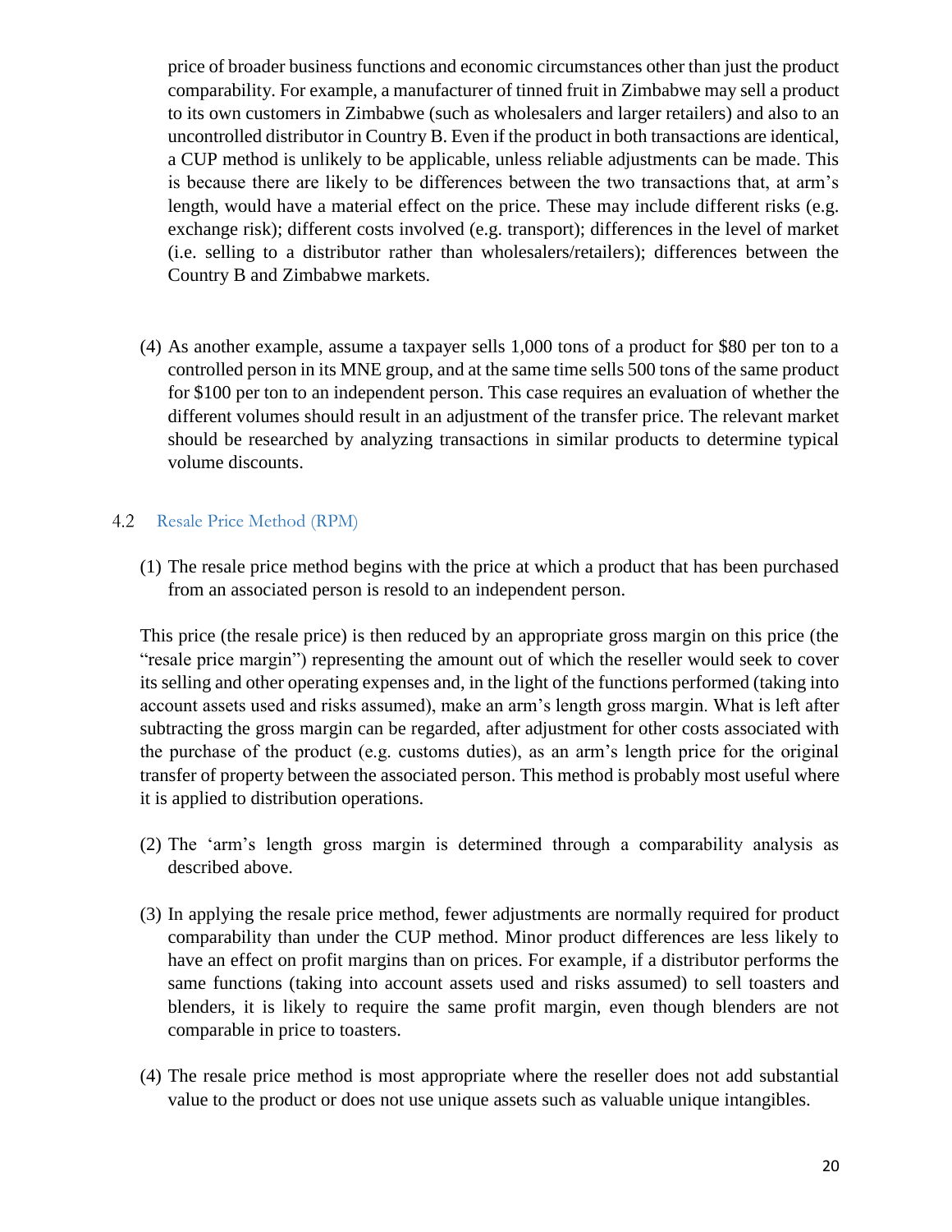price of broader business functions and economic circumstances other than just the product comparability. For example, a manufacturer of tinned fruit in Zimbabwe may sell a product to its own customers in Zimbabwe (such as wholesalers and larger retailers) and also to an uncontrolled distributor in Country B. Even if the product in both transactions are identical, a CUP method is unlikely to be applicable, unless reliable adjustments can be made. This is because there are likely to be differences between the two transactions that, at arm's length, would have a material effect on the price. These may include different risks (e.g. exchange risk); different costs involved (e.g. transport); differences in the level of market (i.e. selling to a distributor rather than wholesalers/retailers); differences between the Country B and Zimbabwe markets.

(4) As another example, assume a taxpayer sells 1,000 tons of a product for $80 per ton to a controlled person in its MNE group, and at the same time sells 500 tons of the same product for $100 per ton to an independent person. This case requires an evaluation of whether the different volumes should result in an adjustment of the transfer price. The relevant market should be researched by analyzing transactions in similar products to determine typical volume discounts.

## 4.2 Resale Price Method (RPM)

(1) The resale price method begins with the price at which a product that has been purchased from an associated person is resold to an independent person.

This price (the resale price) is then reduced by an appropriate gross margin on this price (the "resale price margin") representing the amount out of which the reseller would seek to cover its selling and other operating expenses and, in the light of the functions performed (taking into account assets used and risks assumed), make an arm's length gross margin. What is left after subtracting the gross margin can be regarded, after adjustment for other costs associated with the purchase of the product (e.g. customs duties), as an arm's length price for the original transfer of property between the associated person. This method is probably most useful where it is applied to distribution operations.

(2) The 'arm's length gross margin is determined through a comparability analysis as described above.

(3) In applying the resale price method, fewer adjustments are normally required for product comparability than under the CUP method. Minor product differences are less likely to have an effect on profit margins than on prices. For example, if a distributor performs the same functions (taking into account assets used and risks assumed) to sell toasters and blenders, it is likely to require the same profit margin, even though blenders are not comparable in price to toasters.

(4) The resale price method is most appropriate where the reseller does not add substantial value to the product or does not use unique assets such as valuable unique intangibles.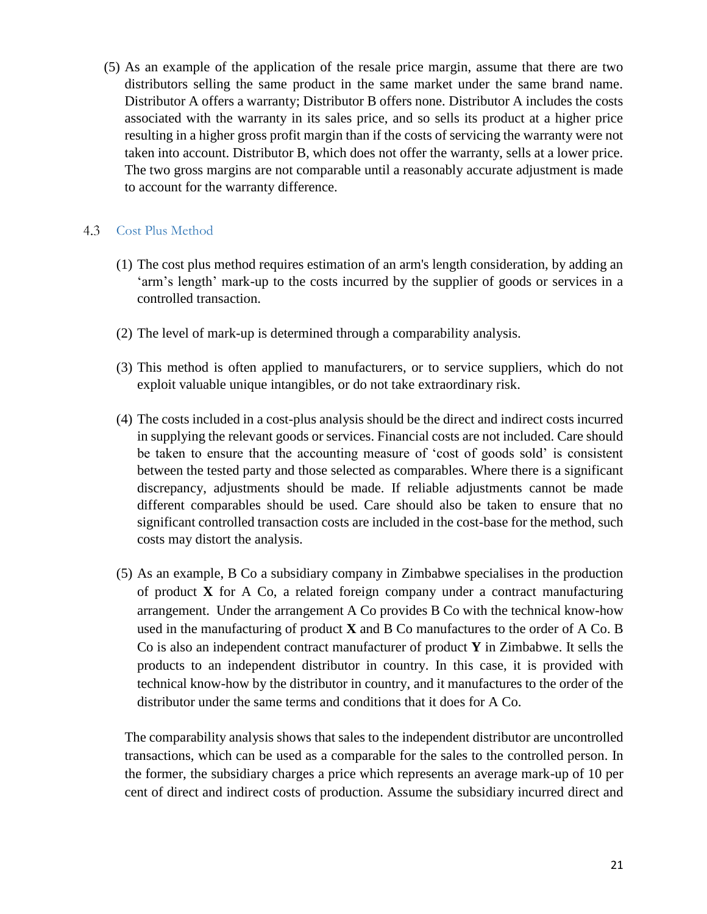(5) As an example of the application of the resale price margin, assume that there are two distributors selling the same product in the same market under the same brand name. Distributor A offers a warranty; Distributor B offers none. Distributor A includes the costs associated with the warranty in its sales price, and so sells its product at a higher price resulting in a higher gross profit margin than if the costs of servicing the warranty were not taken into account. Distributor B, which does not offer the warranty, sells at a lower price. The two gross margins are not comparable until a reasonably accurate adjustment is made to account for the warranty difference.

### 4.3 Cost Plus Method

(1) The cost plus method requires estimation of an arm's length consideration, by adding an 'arm's length' mark-up to the costs incurred by the supplier of goods or services in a controlled transaction.

(2) The level of mark-up is determined through a comparability analysis.

(3) This method is often applied to manufacturers, or to service suppliers, which do not exploit valuable unique intangibles, or do not take extraordinary risk.

(4) The costs included in a cost-plus analysis should be the direct and indirect costs incurred in supplying the relevant goods or services. Financial costs are not included. Care should be taken to ensure that the accounting measure of 'cost of goods sold' is consistent between the tested party and those selected as comparables. Where there is a significant discrepancy, adjustments should be made. If reliable adjustments cannot be made different comparables should be used. Care should also be taken to ensure that no significant controlled transaction costs are included in the cost-base for the method, such costs may distort the analysis.

(5) As an example, B Co a subsidiary company in Zimbabwe specialises in the production of product **X** for A Co, a related foreign company under a contract manufacturing arrangement. Under the arrangement A Co provides B Co with the technical know-how used in the manufacturing of product **X** and B Co manufactures to the order of A Co. B Co is also an independent contract manufacturer of product **Y** in Zimbabwe. It sells the products to an independent distributor in country. In this case, it is provided with technical know-how by the distributor in country, and it manufactures to the order of the distributor under the same terms and conditions that it does for A Co.

The comparability analysis shows that sales to the independent distributor are uncontrolled transactions, which can be used as a comparable for the sales to the controlled person. In the former, the subsidiary charges a price which represents an average mark-up of 10 per cent of direct and indirect costs of production. Assume the subsidiary incurred direct and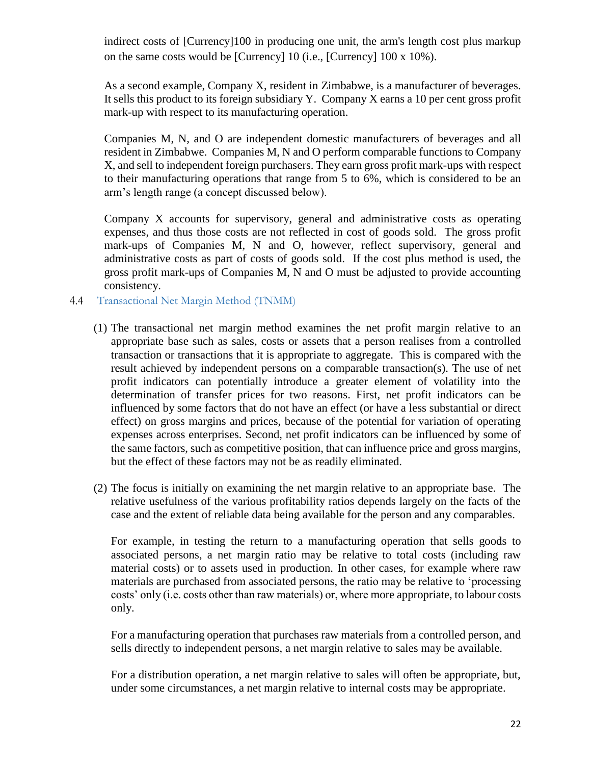indirect costs of [Currency]100 in producing one unit, the arm's length cost plus markup on the same costs would be [Currency] 10 (i.e., [Currency] 100 x 10%).

As a second example, Company X, resident in Zimbabwe, is a manufacturer of beverages. It sells this product to its foreign subsidiary Y. Company X earns a 10 per cent gross profit mark-up with respect to its manufacturing operation.

Companies M, N, and O are independent domestic manufacturers of beverages and all resident in Zimbabwe. Companies M, N and O perform comparable functions to Company X, and sell to independent foreign purchasers. They earn gross profit mark-ups with respect to their manufacturing operations that range from 5 to 6%, which is considered to be an arm's length range (a concept discussed below).

Company X accounts for supervisory, general and administrative costs as operating expenses, and thus those costs are not reflected in cost of goods sold. The gross profit mark-ups of Companies M, N and O, however, reflect supervisory, general and administrative costs as part of costs of goods sold. If the cost plus method is used, the gross profit mark-ups of Companies M, N and O must be adjusted to provide accounting consistency.

### 4.4 Transactional Net Margin Method (TNMM)

(1) The transactional net margin method examines the net profit margin relative to an appropriate base such as sales, costs or assets that a person realises from a controlled transaction or transactions that it is appropriate to aggregate. This is compared with the result achieved by independent persons on a comparable transaction(s). The use of net profit indicators can potentially introduce a greater element of volatility into the determination of transfer prices for two reasons. First, net profit indicators can be influenced by some factors that do not have an effect (or have a less substantial or direct effect) on gross margins and prices, because of the potential for variation of operating expenses across enterprises. Second, net profit indicators can be influenced by some of the same factors, such as competitive position, that can influence price and gross margins, but the effect of these factors may not be as readily eliminated.

(2) The focus is initially on examining the net margin relative to an appropriate base. The relative usefulness of the various profitability ratios depends largely on the facts of the case and the extent of reliable data being available for the person and any comparables.

For example, in testing the return to a manufacturing operation that sells goods to associated persons, a net margin ratio may be relative to total costs (including raw material costs) or to assets used in production. In other cases, for example where raw materials are purchased from associated persons, the ratio may be relative to 'processing costs' only (i.e. costs other than raw materials) or, where more appropriate, to labour costs only.

For a manufacturing operation that purchases raw materials from a controlled person, and sells directly to independent persons, a net margin relative to sales may be available.

For a distribution operation, a net margin relative to sales will often be appropriate, but, under some circumstances, a net margin relative to internal costs may be appropriate.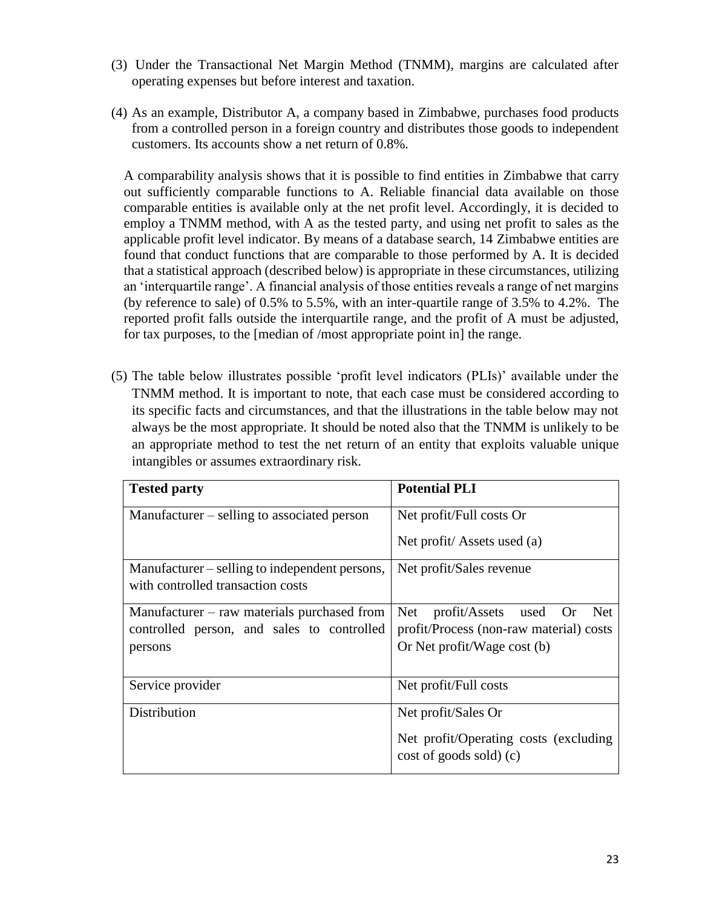(3) Under the Transactional Net Margin Method (TNMM), margins are calculated after operating expenses but before interest and taxation.

(4) As an example, Distributor A, a company based in Zimbabwe, purchases food products from a controlled person in a foreign country and distributes those goods to independent customers. Its accounts show a net return of 0.8%.

A comparability analysis shows that it is possible to find entities in Zimbabwe that carry out sufficiently comparable functions to A. Reliable financial data available on those comparable entities is available only at the net profit level. Accordingly, it is decided to employ a TNMM method, with A as the tested party, and using net profit to sales as the applicable profit level indicator. By means of a database search, 14 Zimbabwe entities are found that conduct functions that are comparable to those performed by A. It is decided that a statistical approach (described below) is appropriate in these circumstances, utilizing an 'interquartile range'. A financial analysis of those entities reveals a range of net margins (by reference to sale) of 0.5% to 5.5%, with an inter-quartile range of 3.5% to 4.2%. The reported profit falls outside the interquartile range, and the profit of A must be adjusted, for tax purposes, to the [median of /most appropriate point in] the range.

(5) The table below illustrates possible 'profit level indicators (PLIs)' available under the TNMM method. It is important to note, that each case must be considered according to its specific facts and circumstances, and that the illustrations in the table below may not always be the most appropriate. It should be noted also that the TNMM is unlikely to be an appropriate method to test the net return of an entity that exploits valuable unique intangibles or assumes extraordinary risk.

| **Tested party** | **Potential PLI** |
|---|---|
| Manufacturer – selling to associated person | Net profit/Full costs Or<br>Net profit/ Assets used (a) |
| Manufacturer – selling to independent persons, with controlled transaction costs | Net profit/Sales revenue |
| Manufacturer – raw materials purchased from controlled person, and sales to controlled persons | Net profit/Assets used Or Net profit/Process (non-raw material) costs Or Net profit/Wage cost (b) |
| Service provider | Net profit/Full costs |
| Distribution | Net profit/Sales Or<br>Net profit/Operating costs (excluding cost of goods sold) (c) |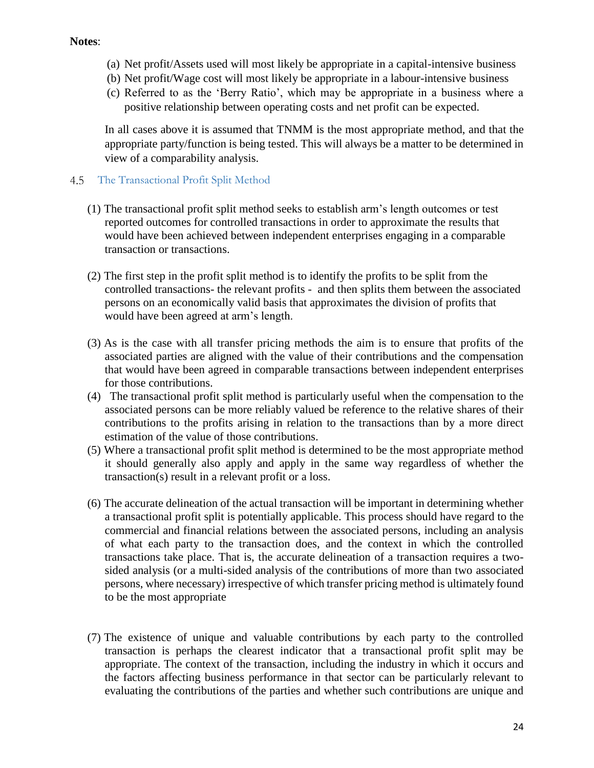**Notes**:

(a) Net profit/Assets used will most likely be appropriate in a capital-intensive business
(b) Net profit/Wage cost will most likely be appropriate in a labour-intensive business
(c) Referred to as the 'Berry Ratio', which may be appropriate in a business where a positive relationship between operating costs and net profit can be expected.

In all cases above it is assumed that TNMM is the most appropriate method, and that the appropriate party/function is being tested. This will always be a matter to be determined in view of a comparability analysis.

## 4.5 The Transactional Profit Split Method

(1) The transactional profit split method seeks to establish arm's length outcomes or test reported outcomes for controlled transactions in order to approximate the results that would have been achieved between independent enterprises engaging in a comparable transaction or transactions.

(2) The first step in the profit split method is to identify the profits to be split from the controlled transactions- the relevant profits - and then splits them between the associated persons on an economically valid basis that approximates the division of profits that would have been agreed at arm's length.

(3) As is the case with all transfer pricing methods the aim is to ensure that profits of the associated parties are aligned with the value of their contributions and the compensation that would have been agreed in comparable transactions between independent enterprises for those contributions.

(4) The transactional profit split method is particularly useful when the compensation to the associated persons can be more reliably valued be reference to the relative shares of their contributions to the profits arising in relation to the transactions than by a more direct estimation of the value of those contributions.

(5) Where a transactional profit split method is determined to be the most appropriate method it should generally also apply and apply in the same way regardless of whether the transaction(s) result in a relevant profit or a loss.

(6) The accurate delineation of the actual transaction will be important in determining whether a transactional profit split is potentially applicable. This process should have regard to the commercial and financial relations between the associated persons, including an analysis of what each party to the transaction does, and the context in which the controlled transactions take place. That is, the accurate delineation of a transaction requires a two-sided analysis (or a multi-sided analysis of the contributions of more than two associated persons, where necessary) irrespective of which transfer pricing method is ultimately found to be the most appropriate

(7) The existence of unique and valuable contributions by each party to the controlled transaction is perhaps the clearest indicator that a transactional profit split may be appropriate. The context of the transaction, including the industry in which it occurs and the factors affecting business performance in that sector can be particularly relevant to evaluating the contributions of the parties and whether such contributions are unique and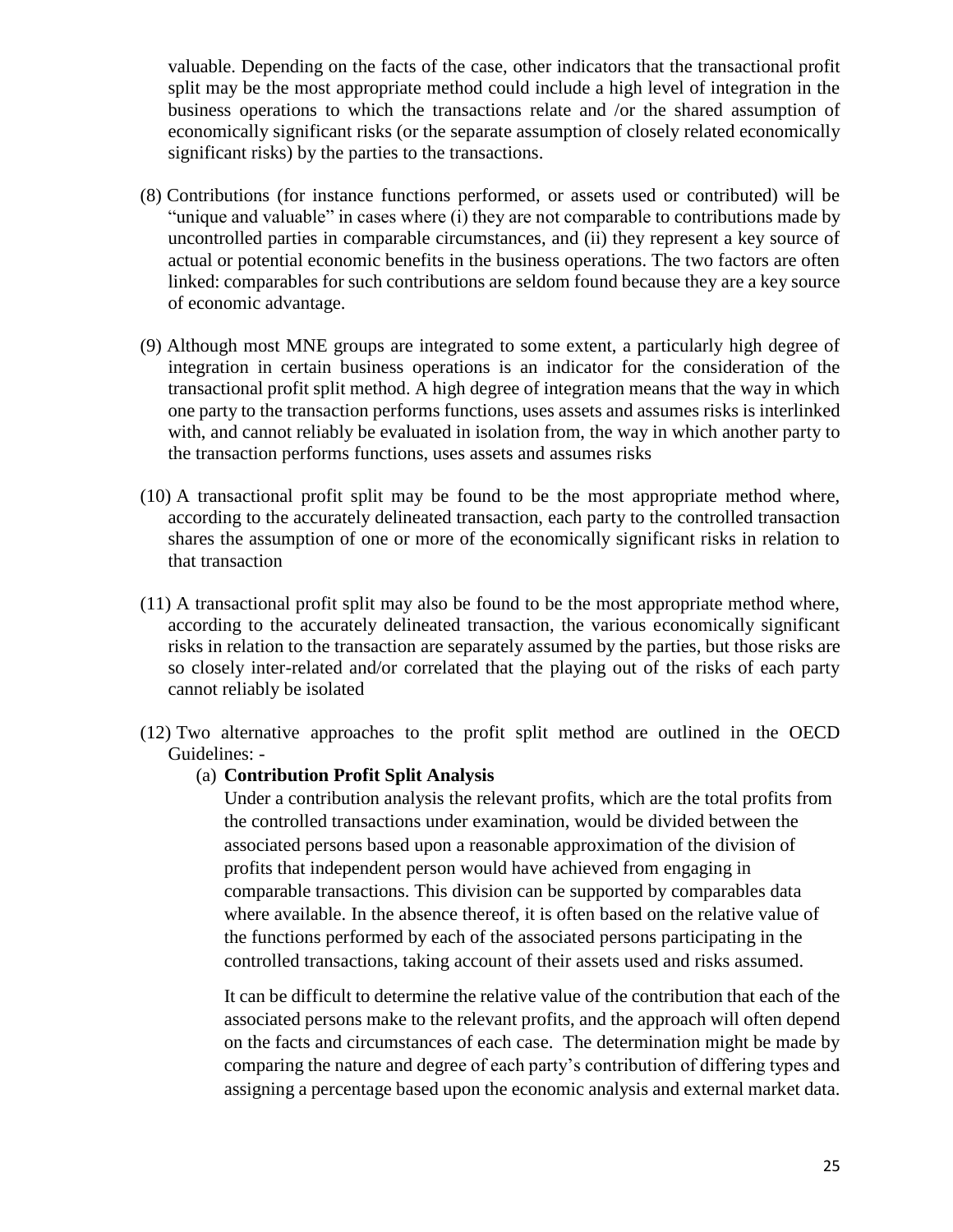valuable. Depending on the facts of the case, other indicators that the transactional profit split may be the most appropriate method could include a high level of integration in the business operations to which the transactions relate and /or the shared assumption of economically significant risks (or the separate assumption of closely related economically significant risks) by the parties to the transactions.

(8) Contributions (for instance functions performed, or assets used or contributed) will be "unique and valuable" in cases where (i) they are not comparable to contributions made by uncontrolled parties in comparable circumstances, and (ii) they represent a key source of actual or potential economic benefits in the business operations. The two factors are often linked: comparables for such contributions are seldom found because they are a key source of economic advantage.

(9) Although most MNE groups are integrated to some extent, a particularly high degree of integration in certain business operations is an indicator for the consideration of the transactional profit split method. A high degree of integration means that the way in which one party to the transaction performs functions, uses assets and assumes risks is interlinked with, and cannot reliably be evaluated in isolation from, the way in which another party to the transaction performs functions, uses assets and assumes risks

(10) A transactional profit split may be found to be the most appropriate method where, according to the accurately delineated transaction, each party to the controlled transaction shares the assumption of one or more of the economically significant risks in relation to that transaction

(11) A transactional profit split may also be found to be the most appropriate method where, according to the accurately delineated transaction, the various economically significant risks in relation to the transaction are separately assumed by the parties, but those risks are so closely inter-related and/or correlated that the playing out of the risks of each party cannot reliably be isolated

(12) Two alternative approaches to the profit split method are outlined in the OECD Guidelines: -

(a) **Contribution Profit Split Analysis**

Under a contribution analysis the relevant profits, which are the total profits from the controlled transactions under examination, would be divided between the associated persons based upon a reasonable approximation of the division of profits that independent person would have achieved from engaging in comparable transactions. This division can be supported by comparables data where available. In the absence thereof, it is often based on the relative value of the functions performed by each of the associated persons participating in the controlled transactions, taking account of their assets used and risks assumed.

It can be difficult to determine the relative value of the contribution that each of the associated persons make to the relevant profits, and the approach will often depend on the facts and circumstances of each case. The determination might be made by comparing the nature and degree of each party's contribution of differing types and assigning a percentage based upon the economic analysis and external market data.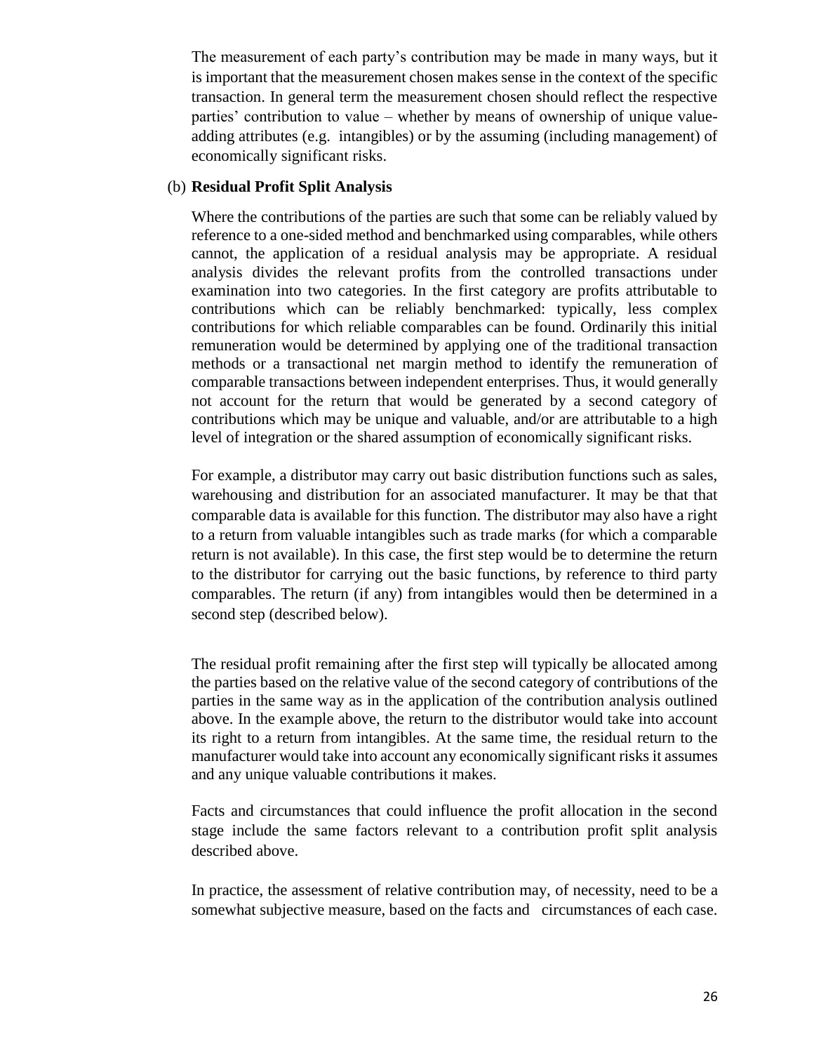The measurement of each party's contribution may be made in many ways, but it is important that the measurement chosen makes sense in the context of the specific transaction. In general term the measurement chosen should reflect the respective parties' contribution to value – whether by means of ownership of unique value-adding attributes (e.g. intangibles) or by the assuming (including management) of economically significant risks.

(b) **Residual Profit Split Analysis**

Where the contributions of the parties are such that some can be reliably valued by reference to a one-sided method and benchmarked using comparables, while others cannot, the application of a residual analysis may be appropriate. A residual analysis divides the relevant profits from the controlled transactions under examination into two categories. In the first category are profits attributable to contributions which can be reliably benchmarked: typically, less complex contributions for which reliable comparables can be found. Ordinarily this initial remuneration would be determined by applying one of the traditional transaction methods or a transactional net margin method to identify the remuneration of comparable transactions between independent enterprises. Thus, it would generally not account for the return that would be generated by a second category of contributions which may be unique and valuable, and/or are attributable to a high level of integration or the shared assumption of economically significant risks.

For example, a distributor may carry out basic distribution functions such as sales, warehousing and distribution for an associated manufacturer. It may be that that comparable data is available for this function. The distributor may also have a right to a return from valuable intangibles such as trade marks (for which a comparable return is not available). In this case, the first step would be to determine the return to the distributor for carrying out the basic functions, by reference to third party comparables. The return (if any) from intangibles would then be determined in a second step (described below).

The residual profit remaining after the first step will typically be allocated among the parties based on the relative value of the second category of contributions of the parties in the same way as in the application of the contribution analysis outlined above. In the example above, the return to the distributor would take into account its right to a return from intangibles. At the same time, the residual return to the manufacturer would take into account any economically significant risks it assumes and any unique valuable contributions it makes.

Facts and circumstances that could influence the profit allocation in the second stage include the same factors relevant to a contribution profit split analysis described above.

In practice, the assessment of relative contribution may, of necessity, need to be a somewhat subjective measure, based on the facts and circumstances of each case.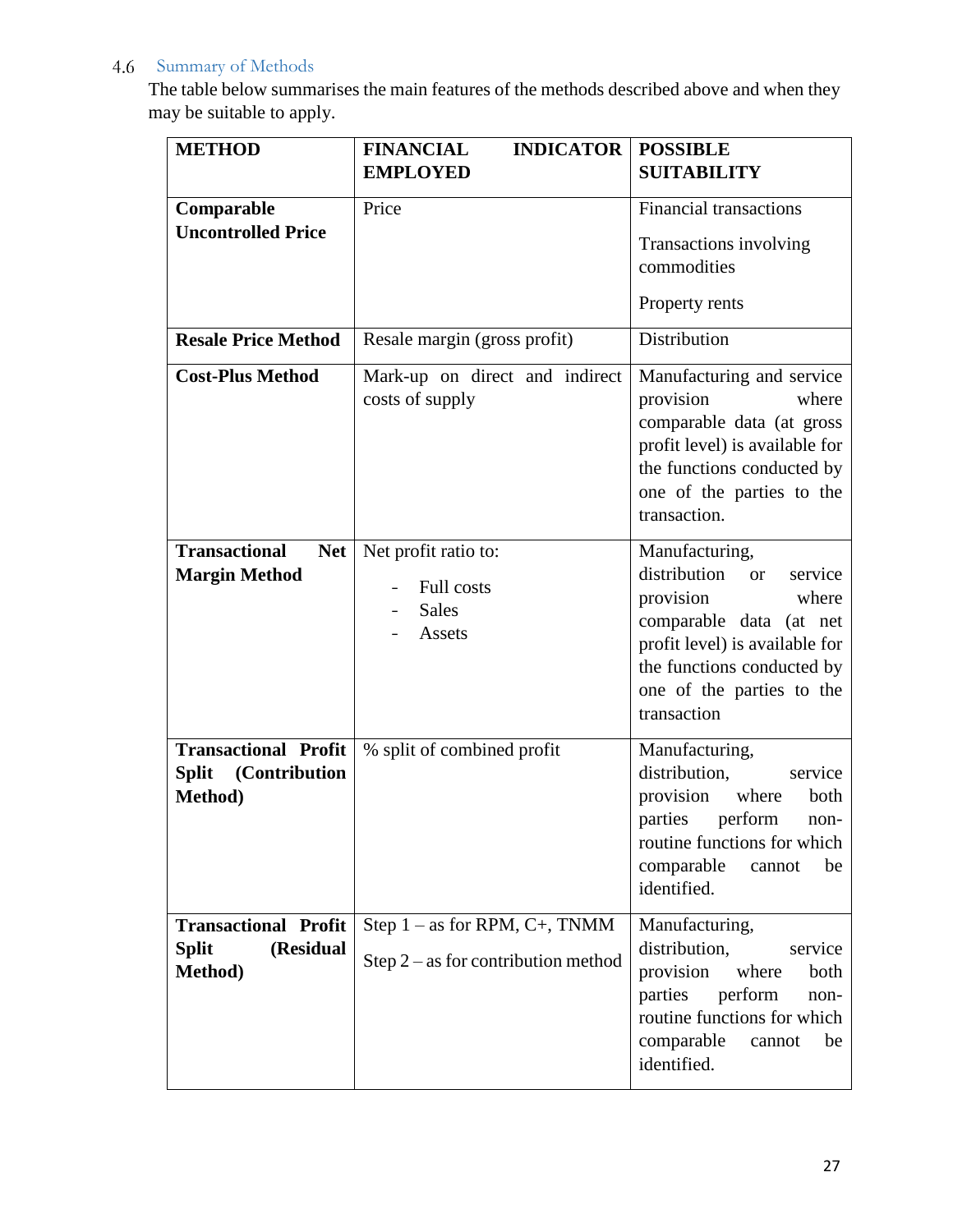## 4.6 Summary of Methods

The table below summarises the main features of the methods described above and when they may be suitable to apply.

| METHOD | FINANCIAL INDICATOR EMPLOYED | POSSIBLE SUITABILITY |
| --- | --- | --- |
| **Comparable Uncontrolled Price** | Price | Financial transactions<br><br>Transactions involving commodities<br><br>Property rents |
| **Resale Price Method** | Resale margin (gross profit) | Distribution |
| **Cost-Plus Method** | Mark-up on direct and indirect costs of supply | Manufacturing and service provision where comparable data (at gross profit level) is available for the functions conducted by one of the parties to the transaction. |
| **Transactional Net Margin Method** | Net profit ratio to:<br>- Full costs<br>- Sales<br>- Assets | Manufacturing, distribution or service provision where comparable data (at net profit level) is available for the functions conducted by one of the parties to the transaction |
| **Transactional Profit Split (Contribution Method)** | % split of combined profit | Manufacturing, distribution, service provision where both parties perform non-routine functions for which comparable cannot be identified. |
| **Transactional Profit Split (Residual Method)** | Step 1 – as for RPM, C+, TNMM<br><br>Step 2 – as for contribution method | Manufacturing, distribution, service provision where both parties perform non-routine functions for which comparable cannot be identified. |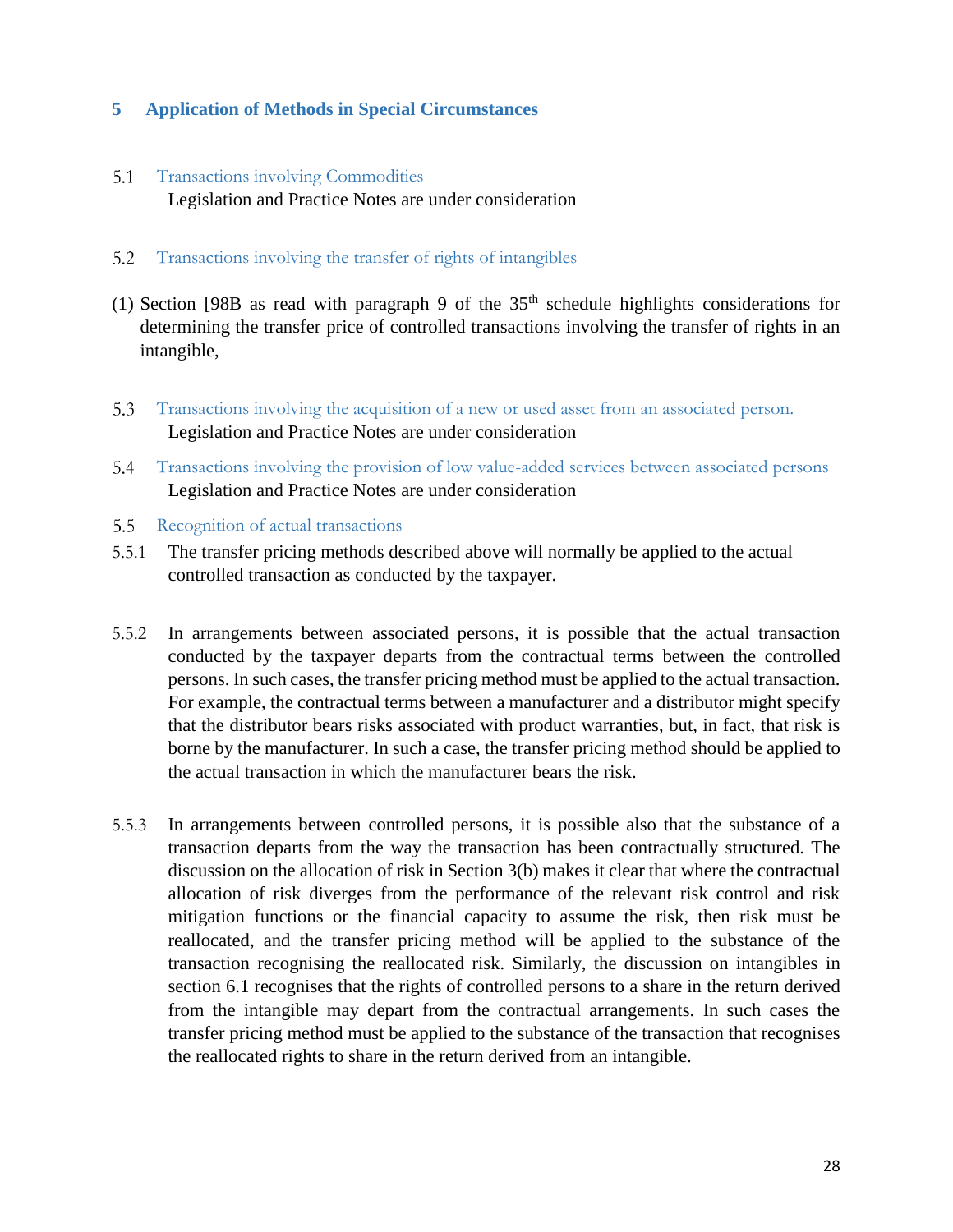# 5 Application of Methods in Special Circumstances

## 5.1 Transactions involving Commodities

Legislation and Practice Notes are under consideration

## 5.2 Transactions involving the transfer of rights of intangibles

(1) Section [98B as read with paragraph 9 of the 35th schedule highlights considerations for determining the transfer price of controlled transactions involving the transfer of rights in an intangible,

## 5.3 Transactions involving the acquisition of a new or used asset from an associated person.

Legislation and Practice Notes are under consideration

## 5.4 Transactions involving the provision of low value-added services between associated persons

Legislation and Practice Notes are under consideration

## 5.5 Recognition of actual transactions

5.5.1 The transfer pricing methods described above will normally be applied to the actual controlled transaction as conducted by the taxpayer.

5.5.2 In arrangements between associated persons, it is possible that the actual transaction conducted by the taxpayer departs from the contractual terms between the controlled persons. In such cases, the transfer pricing method must be applied to the actual transaction. For example, the contractual terms between a manufacturer and a distributor might specify that the distributor bears risks associated with product warranties, but, in fact, that risk is borne by the manufacturer. In such a case, the transfer pricing method should be applied to the actual transaction in which the manufacturer bears the risk.

5.5.3 In arrangements between controlled persons, it is possible also that the substance of a transaction departs from the way the transaction has been contractually structured. The discussion on the allocation of risk in Section 3(b) makes it clear that where the contractual allocation of risk diverges from the performance of the relevant risk control and risk mitigation functions or the financial capacity to assume the risk, then risk must be reallocated, and the transfer pricing method will be applied to the substance of the transaction recognising the reallocated risk. Similarly, the discussion on intangibles in section 6.1 recognises that the rights of controlled persons to a share in the return derived from the intangible may depart from the contractual arrangements. In such cases the transfer pricing method must be applied to the substance of the transaction that recognises the reallocated rights to share in the return derived from an intangible.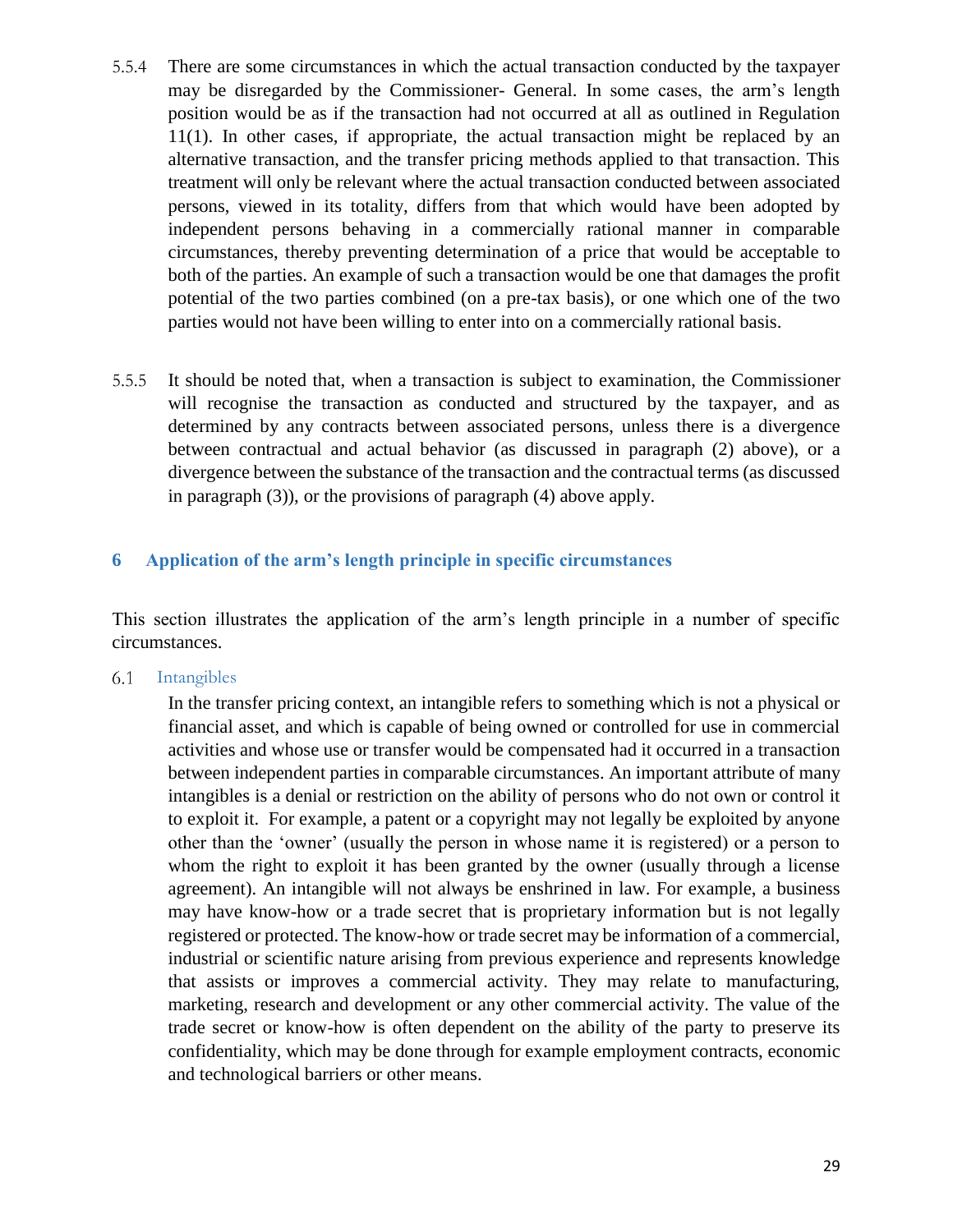5.5.4 There are some circumstances in which the actual transaction conducted by the taxpayer may be disregarded by the Commissioner- General. In some cases, the arm's length position would be as if the transaction had not occurred at all as outlined in Regulation 11(1). In other cases, if appropriate, the actual transaction might be replaced by an alternative transaction, and the transfer pricing methods applied to that transaction. This treatment will only be relevant where the actual transaction conducted between associated persons, viewed in its totality, differs from that which would have been adopted by independent persons behaving in a commercially rational manner in comparable circumstances, thereby preventing determination of a price that would be acceptable to both of the parties. An example of such a transaction would be one that damages the profit potential of the two parties combined (on a pre-tax basis), or one which one of the two parties would not have been willing to enter into on a commercially rational basis.

5.5.5 It should be noted that, when a transaction is subject to examination, the Commissioner will recognise the transaction as conducted and structured by the taxpayer, and as determined by any contracts between associated persons, unless there is a divergence between contractual and actual behavior (as discussed in paragraph (2) above), or a divergence between the substance of the transaction and the contractual terms (as discussed in paragraph (3)), or the provisions of paragraph (4) above apply.

## 6 Application of the arm's length principle in specific circumstances

This section illustrates the application of the arm's length principle in a number of specific circumstances.

### 6.1 Intangibles

In the transfer pricing context, an intangible refers to something which is not a physical or financial asset, and which is capable of being owned or controlled for use in commercial activities and whose use or transfer would be compensated had it occurred in a transaction between independent parties in comparable circumstances. An important attribute of many intangibles is a denial or restriction on the ability of persons who do not own or control it to exploit it. For example, a patent or a copyright may not legally be exploited by anyone other than the 'owner' (usually the person in whose name it is registered) or a person to whom the right to exploit it has been granted by the owner (usually through a license agreement). An intangible will not always be enshrined in law. For example, a business may have know-how or a trade secret that is proprietary information but is not legally registered or protected. The know-how or trade secret may be information of a commercial, industrial or scientific nature arising from previous experience and represents knowledge that assists or improves a commercial activity. They may relate to manufacturing, marketing, research and development or any other commercial activity. The value of the trade secret or know-how is often dependent on the ability of the party to preserve its confidentiality, which may be done through for example employment contracts, economic and technological barriers or other means.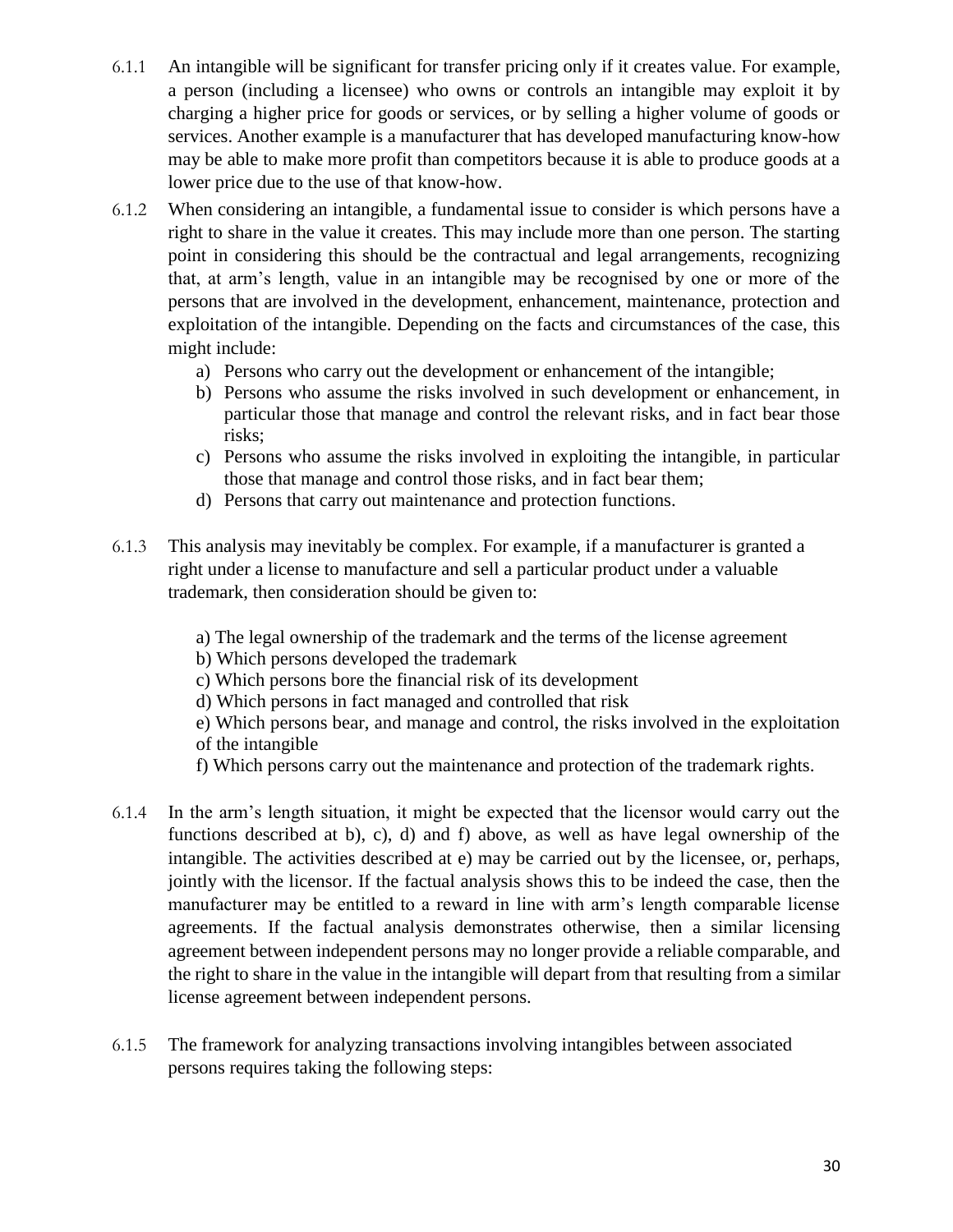6.1.1 An intangible will be significant for transfer pricing only if it creates value. For example, a person (including a licensee) who owns or controls an intangible may exploit it by charging a higher price for goods or services, or by selling a higher volume of goods or services. Another example is a manufacturer that has developed manufacturing know-how may be able to make more profit than competitors because it is able to produce goods at a lower price due to the use of that know-how.

6.1.2 When considering an intangible, a fundamental issue to consider is which persons have a right to share in the value it creates. This may include more than one person. The starting point in considering this should be the contractual and legal arrangements, recognizing that, at arm's length, value in an intangible may be recognised by one or more of the persons that are involved in the development, enhancement, maintenance, protection and exploitation of the intangible. Depending on the facts and circumstances of the case, this might include:

a) Persons who carry out the development or enhancement of the intangible;
b) Persons who assume the risks involved in such development or enhancement, in particular those that manage and control the relevant risks, and in fact bear those risks;
c) Persons who assume the risks involved in exploiting the intangible, in particular those that manage and control those risks, and in fact bear them;
d) Persons that carry out maintenance and protection functions.

6.1.3 This analysis may inevitably be complex. For example, if a manufacturer is granted a right under a license to manufacture and sell a particular product under a valuable trademark, then consideration should be given to:

a) The legal ownership of the trademark and the terms of the license agreement
b) Which persons developed the trademark
c) Which persons bore the financial risk of its development
d) Which persons in fact managed and controlled that risk
e) Which persons bear, and manage and control, the risks involved in the exploitation of the intangible
f) Which persons carry out the maintenance and protection of the trademark rights.

6.1.4 In the arm's length situation, it might be expected that the licensor would carry out the functions described at b), c), d) and f) above, as well as have legal ownership of the intangible. The activities described at e) may be carried out by the licensee, or, perhaps, jointly with the licensor. If the factual analysis shows this to be indeed the case, then the manufacturer may be entitled to a reward in line with arm's length comparable license agreements. If the factual analysis demonstrates otherwise, then a similar licensing agreement between independent persons may no longer provide a reliable comparable, and the right to share in the value in the intangible will depart from that resulting from a similar license agreement between independent persons.

6.1.5 The framework for analyzing transactions involving intangibles between associated persons requires taking the following steps: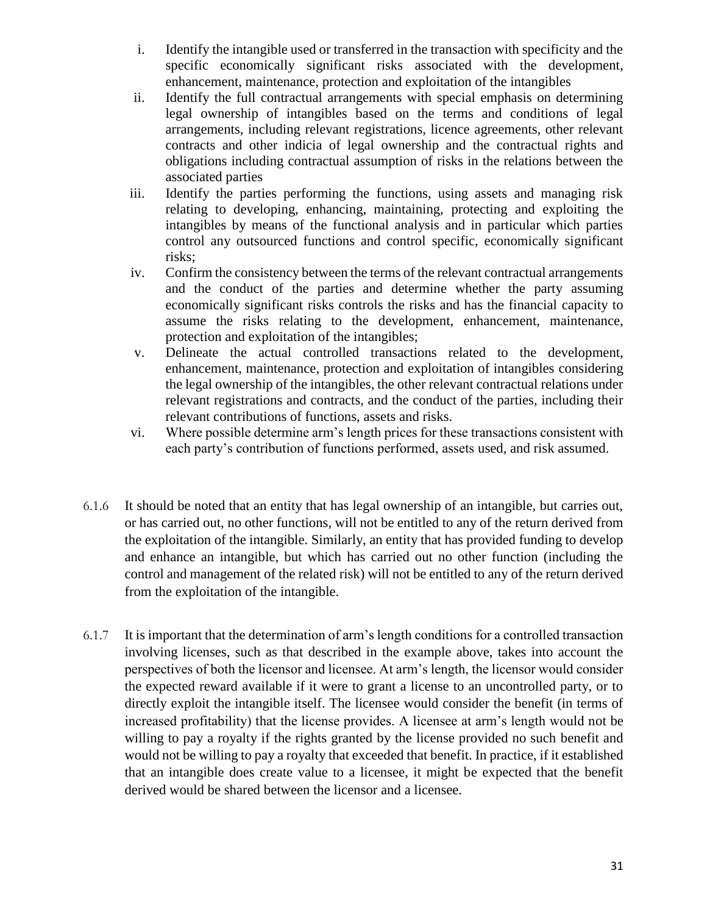i. Identify the intangible used or transferred in the transaction with specificity and the specific economically significant risks associated with the development, enhancement, maintenance, protection and exploitation of the intangibles

ii. Identify the full contractual arrangements with special emphasis on determining legal ownership of intangibles based on the terms and conditions of legal arrangements, including relevant registrations, licence agreements, other relevant contracts and other indicia of legal ownership and the contractual rights and obligations including contractual assumption of risks in the relations between the associated parties

iii. Identify the parties performing the functions, using assets and managing risk relating to developing, enhancing, maintaining, protecting and exploiting the intangibles by means of the functional analysis and in particular which parties control any outsourced functions and control specific, economically significant risks;

iv. Confirm the consistency between the terms of the relevant contractual arrangements and the conduct of the parties and determine whether the party assuming economically significant risks controls the risks and has the financial capacity to assume the risks relating to the development, enhancement, maintenance, protection and exploitation of the intangibles;

v. Delineate the actual controlled transactions related to the development, enhancement, maintenance, protection and exploitation of intangibles considering the legal ownership of the intangibles, the other relevant contractual relations under relevant registrations and contracts, and the conduct of the parties, including their relevant contributions of functions, assets and risks.

vi. Where possible determine arm's length prices for these transactions consistent with each party's contribution of functions performed, assets used, and risk assumed.

6.1.6 It should be noted that an entity that has legal ownership of an intangible, but carries out, or has carried out, no other functions, will not be entitled to any of the return derived from the exploitation of the intangible. Similarly, an entity that has provided funding to develop and enhance an intangible, but which has carried out no other function (including the control and management of the related risk) will not be entitled to any of the return derived from the exploitation of the intangible.

6.1.7 It is important that the determination of arm's length conditions for a controlled transaction involving licenses, such as that described in the example above, takes into account the perspectives of both the licensor and licensee. At arm's length, the licensor would consider the expected reward available if it were to grant a license to an uncontrolled party, or to directly exploit the intangible itself. The licensee would consider the benefit (in terms of increased profitability) that the license provides. A licensee at arm's length would not be willing to pay a royalty if the rights granted by the license provided no such benefit and would not be willing to pay a royalty that exceeded that benefit. In practice, if it established that an intangible does create value to a licensee, it might be expected that the benefit derived would be shared between the licensor and a licensee.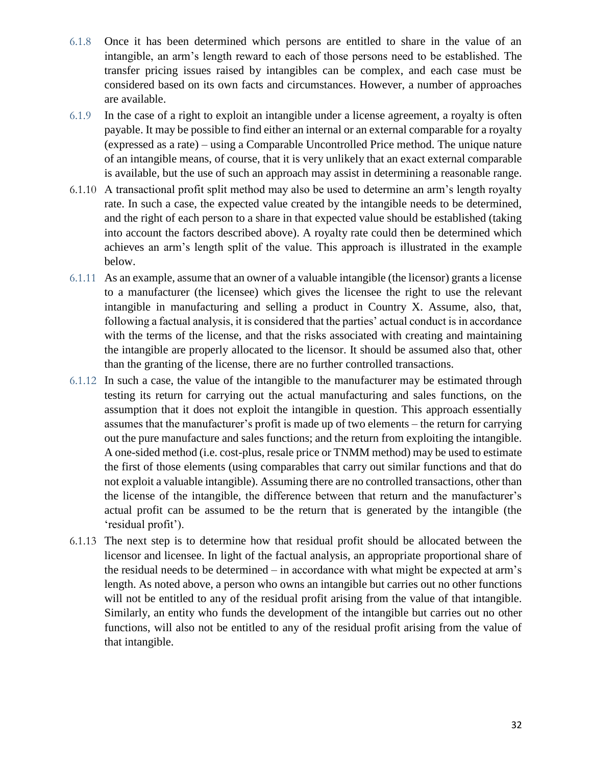6.1.8 Once it has been determined which persons are entitled to share in the value of an intangible, an arm's length reward to each of those persons need to be established. The transfer pricing issues raised by intangibles can be complex, and each case must be considered based on its own facts and circumstances. However, a number of approaches are available.

6.1.9 In the case of a right to exploit an intangible under a license agreement, a royalty is often payable. It may be possible to find either an internal or an external comparable for a royalty (expressed as a rate) – using a Comparable Uncontrolled Price method. The unique nature of an intangible means, of course, that it is very unlikely that an exact external comparable is available, but the use of such an approach may assist in determining a reasonable range.

6.1.10 A transactional profit split method may also be used to determine an arm's length royalty rate. In such a case, the expected value created by the intangible needs to be determined, and the right of each person to a share in that expected value should be established (taking into account the factors described above). A royalty rate could then be determined which achieves an arm's length split of the value. This approach is illustrated in the example below.

6.1.11 As an example, assume that an owner of a valuable intangible (the licensor) grants a license to a manufacturer (the licensee) which gives the licensee the right to use the relevant intangible in manufacturing and selling a product in Country X. Assume, also, that, following a factual analysis, it is considered that the parties' actual conduct is in accordance with the terms of the license, and that the risks associated with creating and maintaining the intangible are properly allocated to the licensor. It should be assumed also that, other than the granting of the license, there are no further controlled transactions.

6.1.12 In such a case, the value of the intangible to the manufacturer may be estimated through testing its return for carrying out the actual manufacturing and sales functions, on the assumption that it does not exploit the intangible in question. This approach essentially assumes that the manufacturer's profit is made up of two elements – the return for carrying out the pure manufacture and sales functions; and the return from exploiting the intangible. A one-sided method (i.e. cost-plus, resale price or TNMM method) may be used to estimate the first of those elements (using comparables that carry out similar functions and that do not exploit a valuable intangible). Assuming there are no controlled transactions, other than the license of the intangible, the difference between that return and the manufacturer's actual profit can be assumed to be the return that is generated by the intangible (the 'residual profit').

6.1.13 The next step is to determine how that residual profit should be allocated between the licensor and licensee. In light of the factual analysis, an appropriate proportional share of the residual needs to be determined – in accordance with what might be expected at arm's length. As noted above, a person who owns an intangible but carries out no other functions will not be entitled to any of the residual profit arising from the value of that intangible. Similarly, an entity who funds the development of the intangible but carries out no other functions, will also not be entitled to any of the residual profit arising from the value of that intangible.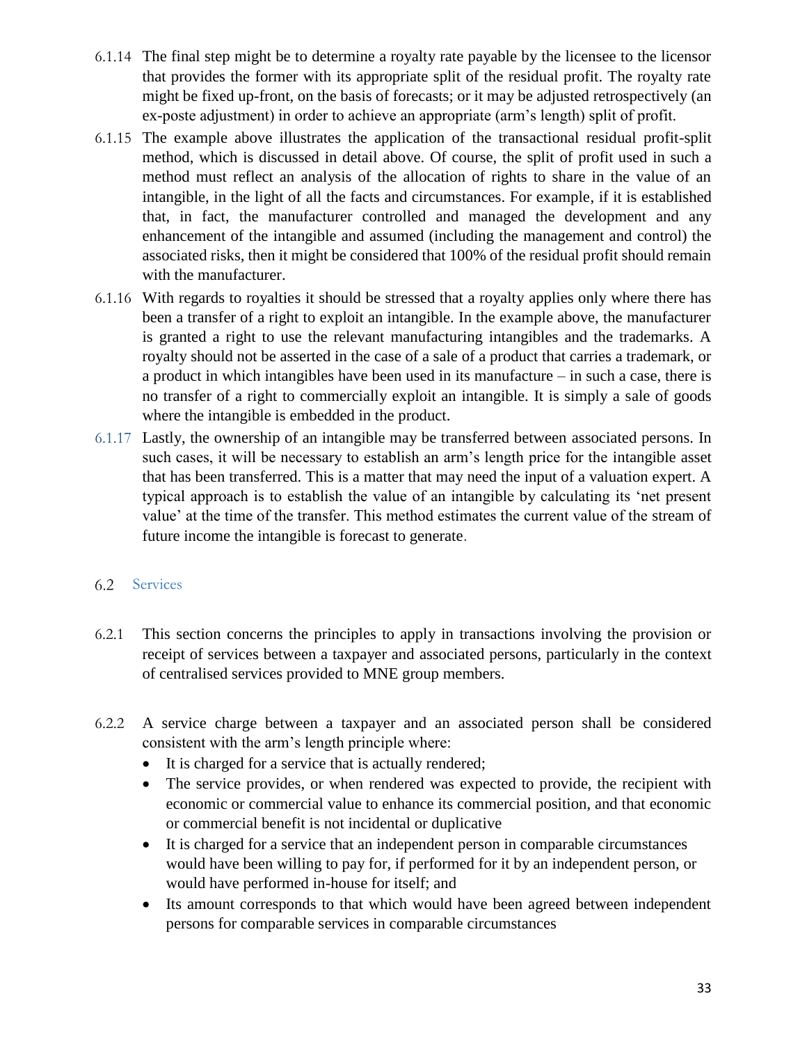6.1.14 The final step might be to determine a royalty rate payable by the licensee to the licensor that provides the former with its appropriate split of the residual profit. The royalty rate might be fixed up-front, on the basis of forecasts; or it may be adjusted retrospectively (an ex-poste adjustment) in order to achieve an appropriate (arm's length) split of profit.

6.1.15 The example above illustrates the application of the transactional residual profit-split method, which is discussed in detail above. Of course, the split of profit used in such a method must reflect an analysis of the allocation of rights to share in the value of an intangible, in the light of all the facts and circumstances. For example, if it is established that, in fact, the manufacturer controlled and managed the development and any enhancement of the intangible and assumed (including the management and control) the associated risks, then it might be considered that 100% of the residual profit should remain with the manufacturer.

6.1.16 With regards to royalties it should be stressed that a royalty applies only where there has been a transfer of a right to exploit an intangible. In the example above, the manufacturer is granted a right to use the relevant manufacturing intangibles and the trademarks. A royalty should not be asserted in the case of a sale of a product that carries a trademark, or a product in which intangibles have been used in its manufacture – in such a case, there is no transfer of a right to commercially exploit an intangible. It is simply a sale of goods where the intangible is embedded in the product.

6.1.17 Lastly, the ownership of an intangible may be transferred between associated persons. In such cases, it will be necessary to establish an arm's length price for the intangible asset that has been transferred. This is a matter that may need the input of a valuation expert. A typical approach is to establish the value of an intangible by calculating its 'net present value' at the time of the transfer. This method estimates the current value of the stream of future income the intangible is forecast to generate.

## 6.2 Services

6.2.1 This section concerns the principles to apply in transactions involving the provision or receipt of services between a taxpayer and associated persons, particularly in the context of centralised services provided to MNE group members.

6.2.2 A service charge between a taxpayer and an associated person shall be considered consistent with the arm's length principle where:

- It is charged for a service that is actually rendered;
- The service provides, or when rendered was expected to provide, the recipient with economic or commercial value to enhance its commercial position, and that economic or commercial benefit is not incidental or duplicative
- It is charged for a service that an independent person in comparable circumstances would have been willing to pay for, if performed for it by an independent person, or would have performed in-house for itself; and
- Its amount corresponds to that which would have been agreed between independent persons for comparable services in comparable circumstances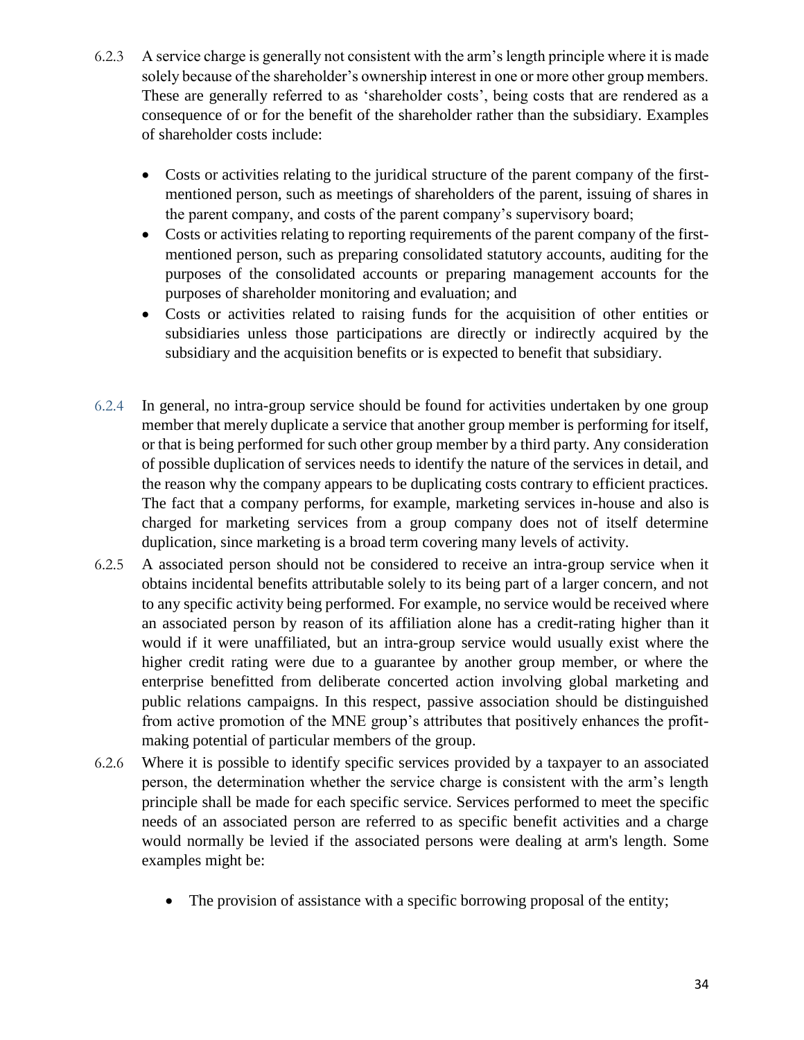6.2.3 A service charge is generally not consistent with the arm's length principle where it is made solely because of the shareholder's ownership interest in one or more other group members. These are generally referred to as 'shareholder costs', being costs that are rendered as a consequence of or for the benefit of the shareholder rather than the subsidiary. Examples of shareholder costs include:

- Costs or activities relating to the juridical structure of the parent company of the first-mentioned person, such as meetings of shareholders of the parent, issuing of shares in the parent company, and costs of the parent company's supervisory board;
- Costs or activities relating to reporting requirements of the parent company of the first-mentioned person, such as preparing consolidated statutory accounts, auditing for the purposes of the consolidated accounts or preparing management accounts for the purposes of shareholder monitoring and evaluation; and
- Costs or activities related to raising funds for the acquisition of other entities or subsidiaries unless those participations are directly or indirectly acquired by the subsidiary and the acquisition benefits or is expected to benefit that subsidiary.

6.2.4 In general, no intra-group service should be found for activities undertaken by one group member that merely duplicate a service that another group member is performing for itself, or that is being performed for such other group member by a third party. Any consideration of possible duplication of services needs to identify the nature of the services in detail, and the reason why the company appears to be duplicating costs contrary to efficient practices. The fact that a company performs, for example, marketing services in-house and also is charged for marketing services from a group company does not of itself determine duplication, since marketing is a broad term covering many levels of activity.

6.2.5 A associated person should not be considered to receive an intra-group service when it obtains incidental benefits attributable solely to its being part of a larger concern, and not to any specific activity being performed. For example, no service would be received where an associated person by reason of its affiliation alone has a credit-rating higher than it would if it were unaffiliated, but an intra-group service would usually exist where the higher credit rating were due to a guarantee by another group member, or where the enterprise benefitted from deliberate concerted action involving global marketing and public relations campaigns. In this respect, passive association should be distinguished from active promotion of the MNE group's attributes that positively enhances the profit-making potential of particular members of the group.

6.2.6 Where it is possible to identify specific services provided by a taxpayer to an associated person, the determination whether the service charge is consistent with the arm's length principle shall be made for each specific service. Services performed to meet the specific needs of an associated person are referred to as specific benefit activities and a charge would normally be levied if the associated persons were dealing at arm's length. Some examples might be:

- The provision of assistance with a specific borrowing proposal of the entity;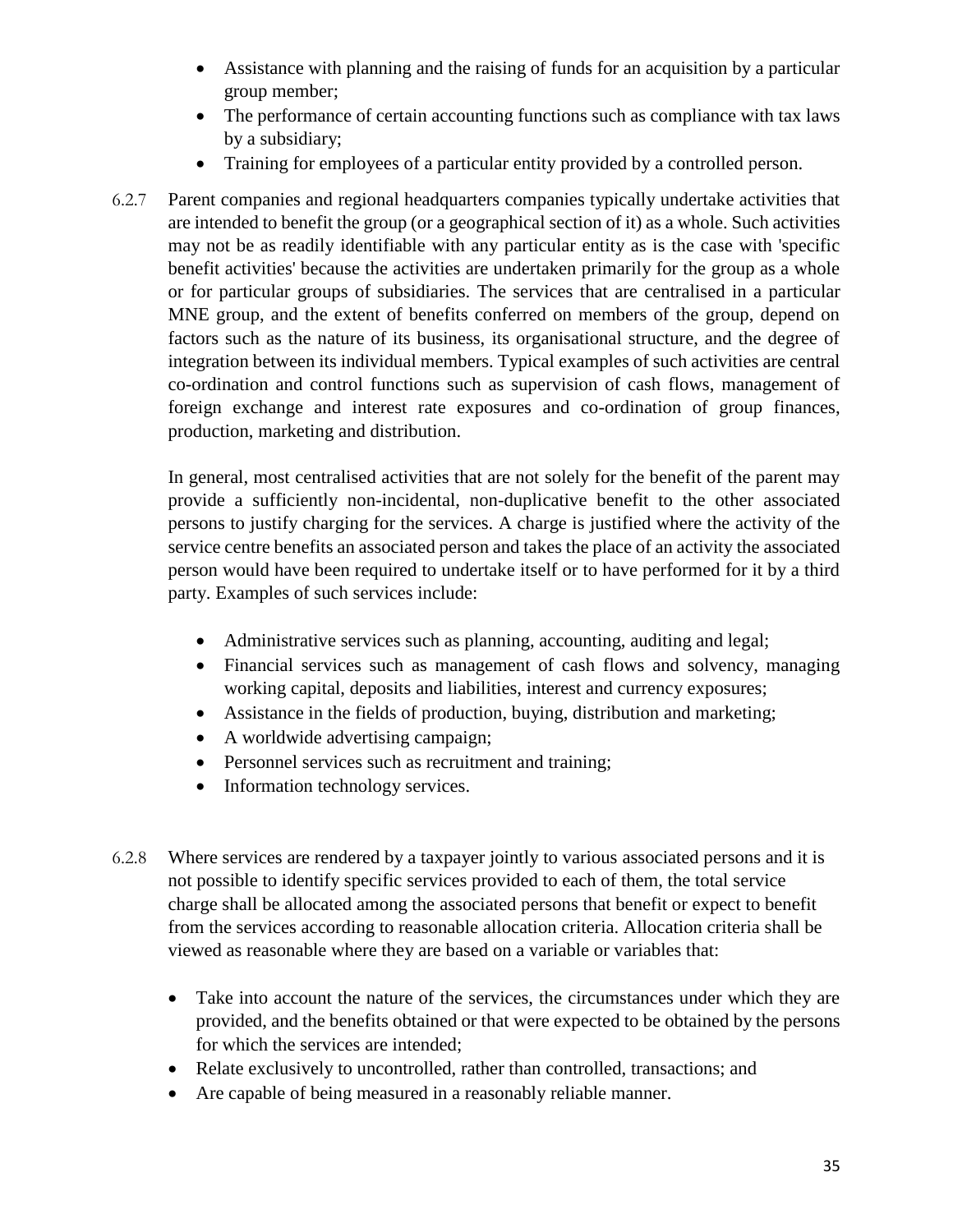- Assistance with planning and the raising of funds for an acquisition by a particular group member;
- The performance of certain accounting functions such as compliance with tax laws by a subsidiary;
- Training for employees of a particular entity provided by a controlled person.

6.2.7 Parent companies and regional headquarters companies typically undertake activities that are intended to benefit the group (or a geographical section of it) as a whole. Such activities may not be as readily identifiable with any particular entity as is the case with 'specific benefit activities' because the activities are undertaken primarily for the group as a whole or for particular groups of subsidiaries. The services that are centralised in a particular MNE group, and the extent of benefits conferred on members of the group, depend on factors such as the nature of its business, its organisational structure, and the degree of integration between its individual members. Typical examples of such activities are central co-ordination and control functions such as supervision of cash flows, management of foreign exchange and interest rate exposures and co-ordination of group finances, production, marketing and distribution.

In general, most centralised activities that are not solely for the benefit of the parent may provide a sufficiently non-incidental, non-duplicative benefit to the other associated persons to justify charging for the services. A charge is justified where the activity of the service centre benefits an associated person and takes the place of an activity the associated person would have been required to undertake itself or to have performed for it by a third party. Examples of such services include:

- Administrative services such as planning, accounting, auditing and legal;
- Financial services such as management of cash flows and solvency, managing working capital, deposits and liabilities, interest and currency exposures;
- Assistance in the fields of production, buying, distribution and marketing;
- A worldwide advertising campaign;
- Personnel services such as recruitment and training;
- Information technology services.

6.2.8 Where services are rendered by a taxpayer jointly to various associated persons and it is not possible to identify specific services provided to each of them, the total service charge shall be allocated among the associated persons that benefit or expect to benefit from the services according to reasonable allocation criteria. Allocation criteria shall be viewed as reasonable where they are based on a variable or variables that:

- Take into account the nature of the services, the circumstances under which they are provided, and the benefits obtained or that were expected to be obtained by the persons for which the services are intended;
- Relate exclusively to uncontrolled, rather than controlled, transactions; and
- Are capable of being measured in a reasonably reliable manner.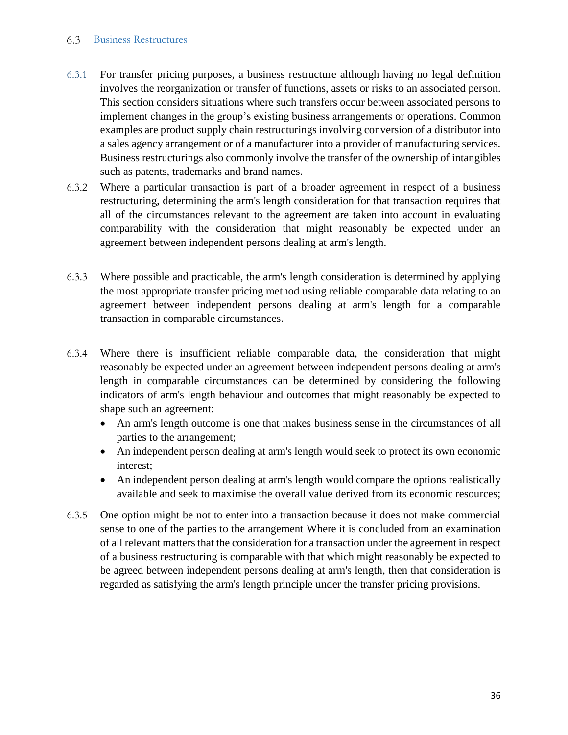### 6.3 Business Restructures

6.3.1 For transfer pricing purposes, a business restructure although having no legal definition involves the reorganization or transfer of functions, assets or risks to an associated person. This section considers situations where such transfers occur between associated persons to implement changes in the group's existing business arrangements or operations. Common examples are product supply chain restructurings involving conversion of a distributor into a sales agency arrangement or of a manufacturer into a provider of manufacturing services. Business restructurings also commonly involve the transfer of the ownership of intangibles such as patents, trademarks and brand names.

6.3.2 Where a particular transaction is part of a broader agreement in respect of a business restructuring, determining the arm's length consideration for that transaction requires that all of the circumstances relevant to the agreement are taken into account in evaluating comparability with the consideration that might reasonably be expected under an agreement between independent persons dealing at arm's length.

6.3.3 Where possible and practicable, the arm's length consideration is determined by applying the most appropriate transfer pricing method using reliable comparable data relating to an agreement between independent persons dealing at arm's length for a comparable transaction in comparable circumstances.

6.3.4 Where there is insufficient reliable comparable data, the consideration that might reasonably be expected under an agreement between independent persons dealing at arm's length in comparable circumstances can be determined by considering the following indicators of arm's length behaviour and outcomes that might reasonably be expected to shape such an agreement:

- An arm's length outcome is one that makes business sense in the circumstances of all parties to the arrangement;
- An independent person dealing at arm's length would seek to protect its own economic interest;
- An independent person dealing at arm's length would compare the options realistically available and seek to maximise the overall value derived from its economic resources;

6.3.5 One option might be not to enter into a transaction because it does not make commercial sense to one of the parties to the arrangement Where it is concluded from an examination of all relevant matters that the consideration for a transaction under the agreement in respect of a business restructuring is comparable with that which might reasonably be expected to be agreed between independent persons dealing at arm's length, then that consideration is regarded as satisfying the arm's length principle under the transfer pricing provisions.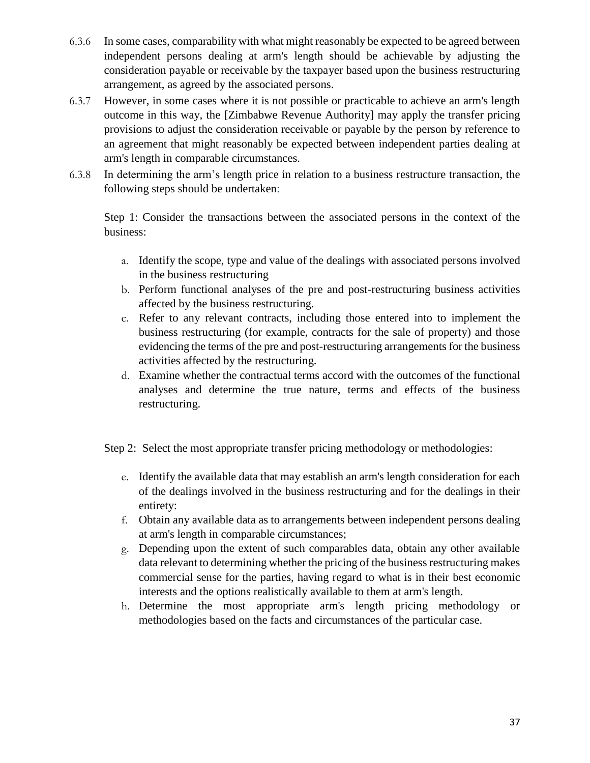6.3.6 In some cases, comparability with what might reasonably be expected to be agreed between independent persons dealing at arm's length should be achievable by adjusting the consideration payable or receivable by the taxpayer based upon the business restructuring arrangement, as agreed by the associated persons.

6.3.7 However, in some cases where it is not possible or practicable to achieve an arm's length outcome in this way, the [Zimbabwe Revenue Authority] may apply the transfer pricing provisions to adjust the consideration receivable or payable by the person by reference to an agreement that might reasonably be expected between independent parties dealing at arm's length in comparable circumstances.

6.3.8 In determining the arm's length price in relation to a business restructure transaction, the following steps should be undertaken:

Step 1: Consider the transactions between the associated persons in the context of the business:

a. Identify the scope, type and value of the dealings with associated persons involved in the business restructuring
b. Perform functional analyses of the pre and post-restructuring business activities affected by the business restructuring.
c. Refer to any relevant contracts, including those entered into to implement the business restructuring (for example, contracts for the sale of property) and those evidencing the terms of the pre and post-restructuring arrangements for the business activities affected by the restructuring.
d. Examine whether the contractual terms accord with the outcomes of the functional analyses and determine the true nature, terms and effects of the business restructuring.

Step 2: Select the most appropriate transfer pricing methodology or methodologies:

e. Identify the available data that may establish an arm's length consideration for each of the dealings involved in the business restructuring and for the dealings in their entirety:
f. Obtain any available data as to arrangements between independent persons dealing at arm's length in comparable circumstances;
g. Depending upon the extent of such comparables data, obtain any other available data relevant to determining whether the pricing of the business restructuring makes commercial sense for the parties, having regard to what is in their best economic interests and the options realistically available to them at arm's length.
h. Determine the most appropriate arm's length pricing methodology or methodologies based on the facts and circumstances of the particular case.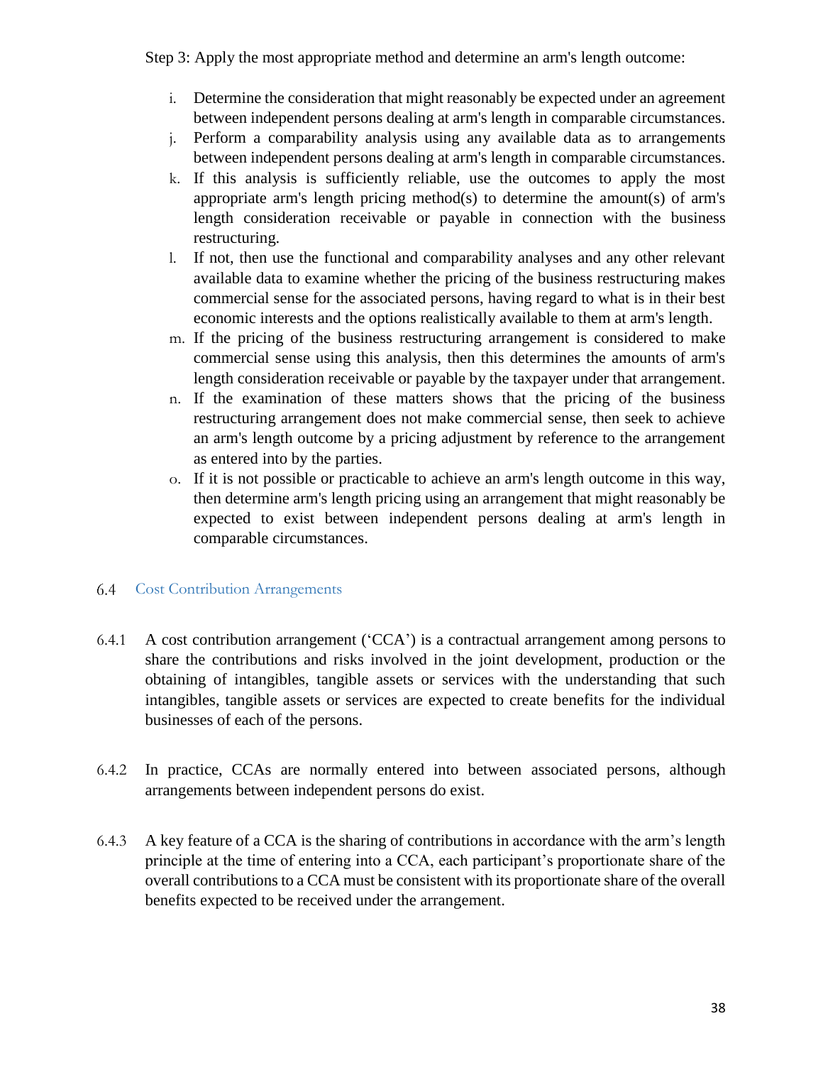Step 3: Apply the most appropriate method and determine an arm's length outcome:

i. Determine the consideration that might reasonably be expected under an agreement between independent persons dealing at arm's length in comparable circumstances.
j. Perform a comparability analysis using any available data as to arrangements between independent persons dealing at arm's length in comparable circumstances.
k. If this analysis is sufficiently reliable, use the outcomes to apply the most appropriate arm's length pricing method(s) to determine the amount(s) of arm's length consideration receivable or payable in connection with the business restructuring.
l. If not, then use the functional and comparability analyses and any other relevant available data to examine whether the pricing of the business restructuring makes commercial sense for the associated persons, having regard to what is in their best economic interests and the options realistically available to them at arm's length.
m. If the pricing of the business restructuring arrangement is considered to make commercial sense using this analysis, then this determines the amounts of arm's length consideration receivable or payable by the taxpayer under that arrangement.
n. If the examination of these matters shows that the pricing of the business restructuring arrangement does not make commercial sense, then seek to achieve an arm's length outcome by a pricing adjustment by reference to the arrangement as entered into by the parties.
o. If it is not possible or practicable to achieve an arm's length outcome in this way, then determine arm's length pricing using an arrangement that might reasonably be expected to exist between independent persons dealing at arm's length in comparable circumstances.

### 6.4 Cost Contribution Arrangements

6.4.1 A cost contribution arrangement ('CCA') is a contractual arrangement among persons to share the contributions and risks involved in the joint development, production or the obtaining of intangibles, tangible assets or services with the understanding that such intangibles, tangible assets or services are expected to create benefits for the individual businesses of each of the persons.

6.4.2 In practice, CCAs are normally entered into between associated persons, although arrangements between independent persons do exist.

6.4.3 A key feature of a CCA is the sharing of contributions in accordance with the arm's length principle at the time of entering into a CCA, each participant's proportionate share of the overall contributions to a CCA must be consistent with its proportionate share of the overall benefits expected to be received under the arrangement.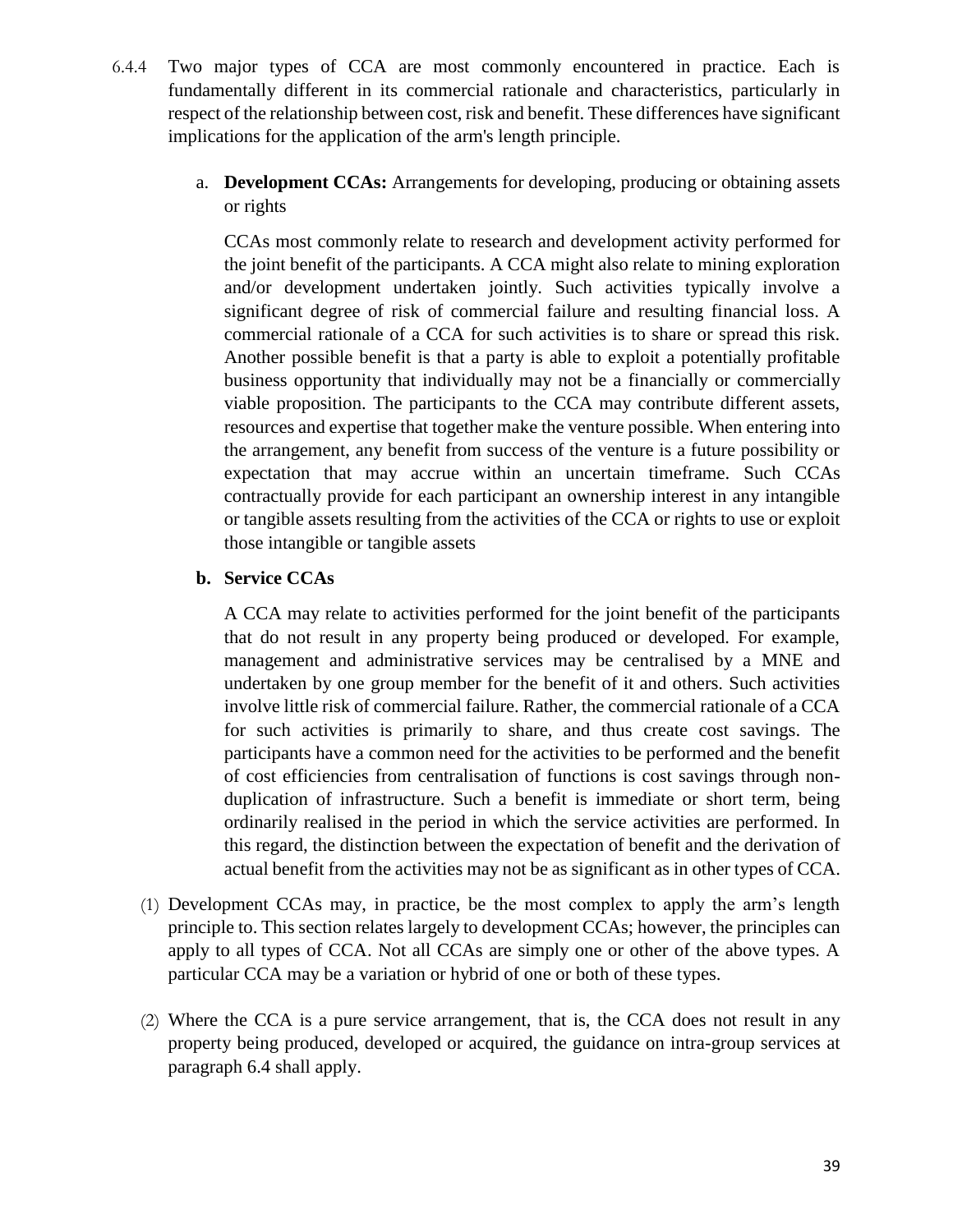6.4.4 Two major types of CCA are most commonly encountered in practice. Each is fundamentally different in its commercial rationale and characteristics, particularly in respect of the relationship between cost, risk and benefit. These differences have significant implications for the application of the arm's length principle.

a. **Development CCAs:** Arrangements for developing, producing or obtaining assets or rights

   CCAs most commonly relate to research and development activity performed for the joint benefit of the participants. A CCA might also relate to mining exploration and/or development undertaken jointly. Such activities typically involve a significant degree of risk of commercial failure and resulting financial loss. A commercial rationale of a CCA for such activities is to share or spread this risk. Another possible benefit is that a party is able to exploit a potentially profitable business opportunity that individually may not be a financially or commercially viable proposition. The participants to the CCA may contribute different assets, resources and expertise that together make the venture possible. When entering into the arrangement, any benefit from success of the venture is a future possibility or expectation that may accrue within an uncertain timeframe. Such CCAs contractually provide for each participant an ownership interest in any intangible or tangible assets resulting from the activities of the CCA or rights to use or exploit those intangible or tangible assets

b. **Service CCAs**

   A CCA may relate to activities performed for the joint benefit of the participants that do not result in any property being produced or developed. For example, management and administrative services may be centralised by a MNE and undertaken by one group member for the benefit of it and others. Such activities involve little risk of commercial failure. Rather, the commercial rationale of a CCA for such activities is primarily to share, and thus create cost savings. The participants have a common need for the activities to be performed and the benefit of cost efficiencies from centralisation of functions is cost savings through non-duplication of infrastructure. Such a benefit is immediate or short term, being ordinarily realised in the period in which the service activities are performed. In this regard, the distinction between the expectation of benefit and the derivation of actual benefit from the activities may not be as significant as in other types of CCA.

(1) Development CCAs may, in practice, be the most complex to apply the arm's length principle to. This section relates largely to development CCAs; however, the principles can apply to all types of CCA. Not all CCAs are simply one or other of the above types. A particular CCA may be a variation or hybrid of one or both of these types.

(2) Where the CCA is a pure service arrangement, that is, the CCA does not result in any property being produced, developed or acquired, the guidance on intra-group services at paragraph 6.4 shall apply.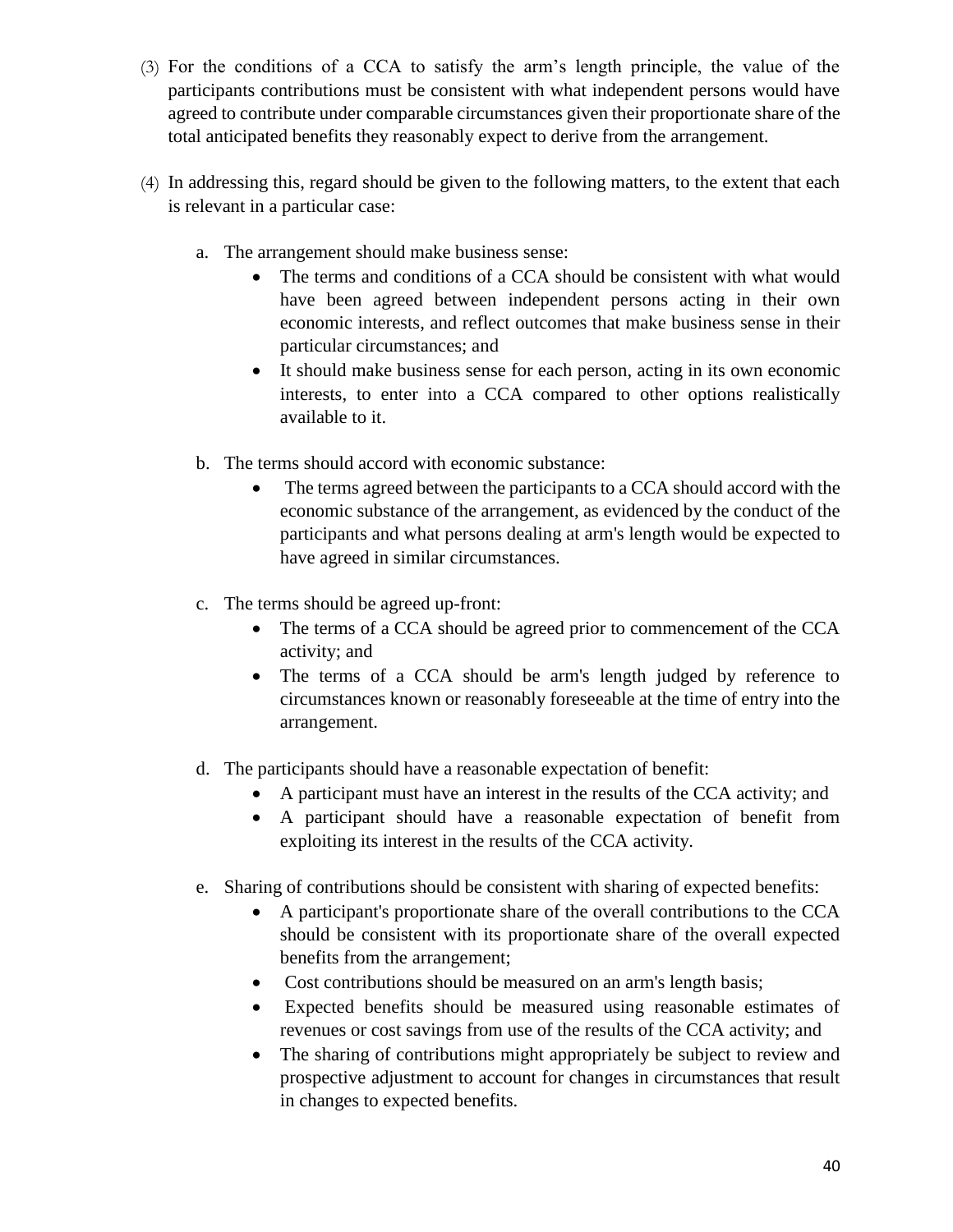(3) For the conditions of a CCA to satisfy the arm's length principle, the value of the participants contributions must be consistent with what independent persons would have agreed to contribute under comparable circumstances given their proportionate share of the total anticipated benefits they reasonably expect to derive from the arrangement.

(4) In addressing this, regard should be given to the following matters, to the extent that each is relevant in a particular case:

a. The arrangement should make business sense:
   - The terms and conditions of a CCA should be consistent with what would have been agreed between independent persons acting in their own economic interests, and reflect outcomes that make business sense in their particular circumstances; and
   - It should make business sense for each person, acting in its own economic interests, to enter into a CCA compared to other options realistically available to it.

b. The terms should accord with economic substance:
   - The terms agreed between the participants to a CCA should accord with the economic substance of the arrangement, as evidenced by the conduct of the participants and what persons dealing at arm's length would be expected to have agreed in similar circumstances.

c. The terms should be agreed up-front:
   - The terms of a CCA should be agreed prior to commencement of the CCA activity; and
   - The terms of a CCA should be arm's length judged by reference to circumstances known or reasonably foreseeable at the time of entry into the arrangement.

d. The participants should have a reasonable expectation of benefit:
   - A participant must have an interest in the results of the CCA activity; and
   - A participant should have a reasonable expectation of benefit from exploiting its interest in the results of the CCA activity.

e. Sharing of contributions should be consistent with sharing of expected benefits:
   - A participant's proportionate share of the overall contributions to the CCA should be consistent with its proportionate share of the overall expected benefits from the arrangement;
   - Cost contributions should be measured on an arm's length basis;
   - Expected benefits should be measured using reasonable estimates of revenues or cost savings from use of the results of the CCA activity; and
   - The sharing of contributions might appropriately be subject to review and prospective adjustment to account for changes in circumstances that result in changes to expected benefits.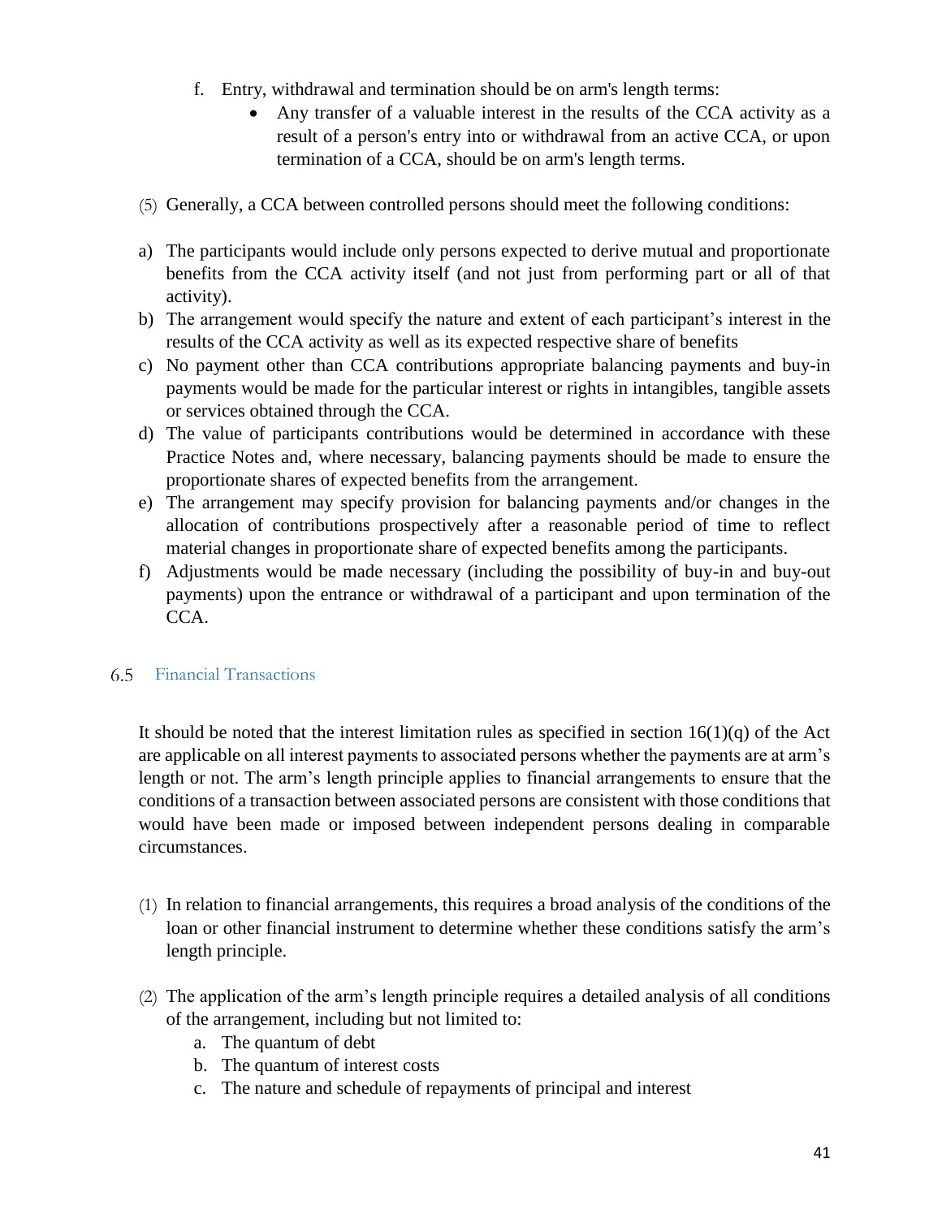f. Entry, withdrawal and termination should be on arm's length terms:
    - Any transfer of a valuable interest in the results of the CCA activity as a result of a person's entry into or withdrawal from an active CCA, or upon termination of a CCA, should be on arm's length terms.

(5) Generally, a CCA between controlled persons should meet the following conditions:

a) The participants would include only persons expected to derive mutual and proportionate benefits from the CCA activity itself (and not just from performing part or all of that activity).
b) The arrangement would specify the nature and extent of each participant's interest in the results of the CCA activity as well as its expected respective share of benefits
c) No payment other than CCA contributions appropriate balancing payments and buy-in payments would be made for the particular interest or rights in intangibles, tangible assets or services obtained through the CCA.
d) The value of participants contributions would be determined in accordance with these Practice Notes and, where necessary, balancing payments should be made to ensure the proportionate shares of expected benefits from the arrangement.
e) The arrangement may specify provision for balancing payments and/or changes in the allocation of contributions prospectively after a reasonable period of time to reflect material changes in proportionate share of expected benefits among the participants.
f) Adjustments would be made necessary (including the possibility of buy-in and buy-out payments) upon the entrance or withdrawal of a participant and upon termination of the CCA.

## 6.5 Financial Transactions

It should be noted that the interest limitation rules as specified in section 16(1)(q) of the Act are applicable on all interest payments to associated persons whether the payments are at arm's length or not. The arm's length principle applies to financial arrangements to ensure that the conditions of a transaction between associated persons are consistent with those conditions that would have been made or imposed between independent persons dealing in comparable circumstances.

(1) In relation to financial arrangements, this requires a broad analysis of the conditions of the loan or other financial instrument to determine whether these conditions satisfy the arm's length principle.

(2) The application of the arm's length principle requires a detailed analysis of all conditions of the arrangement, including but not limited to:
    a. The quantum of debt
    b. The quantum of interest costs
    c. The nature and schedule of repayments of principal and interest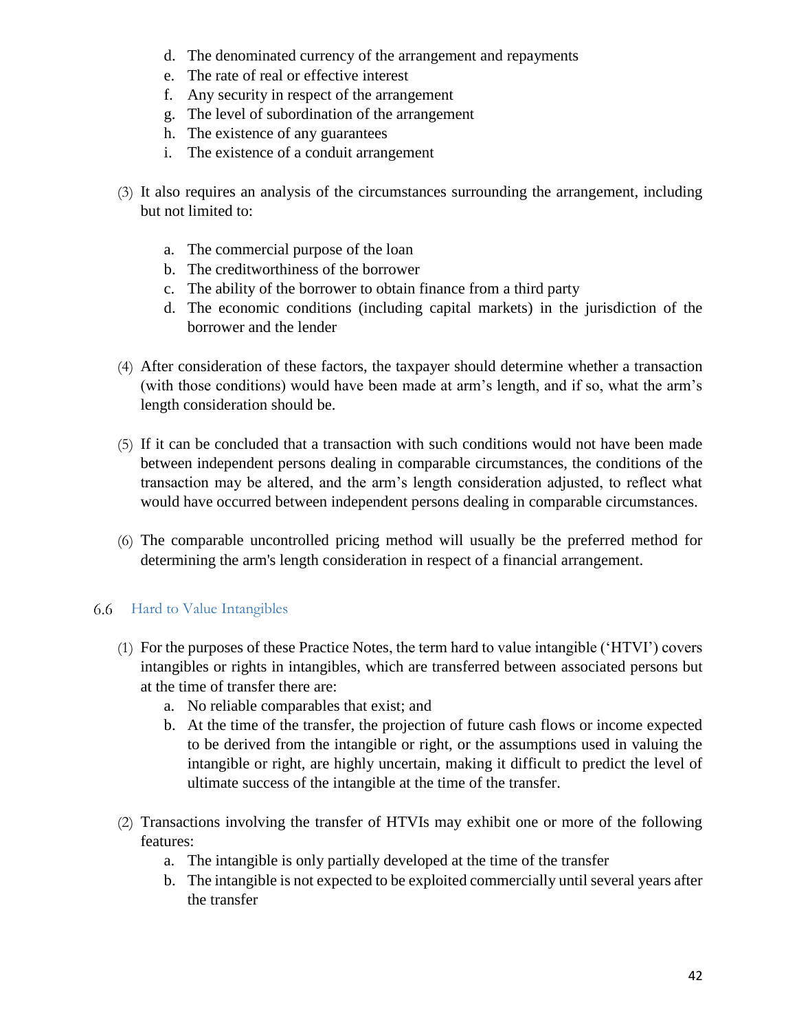d. The denominated currency of the arrangement and repayments
e. The rate of real or effective interest
f. Any security in respect of the arrangement
g. The level of subordination of the arrangement
h. The existence of any guarantees
i. The existence of a conduit arrangement

(3) It also requires an analysis of the circumstances surrounding the arrangement, including but not limited to:

a. The commercial purpose of the loan
b. The creditworthiness of the borrower
c. The ability of the borrower to obtain finance from a third party
d. The economic conditions (including capital markets) in the jurisdiction of the borrower and the lender

(4) After consideration of these factors, the taxpayer should determine whether a transaction (with those conditions) would have been made at arm's length, and if so, what the arm's length consideration should be.

(5) If it can be concluded that a transaction with such conditions would not have been made between independent persons dealing in comparable circumstances, the conditions of the transaction may be altered, and the arm's length consideration adjusted, to reflect what would have occurred between independent persons dealing in comparable circumstances.

(6) The comparable uncontrolled pricing method will usually be the preferred method for determining the arm's length consideration in respect of a financial arrangement.

## 6.6 Hard to Value Intangibles

(1) For the purposes of these Practice Notes, the term hard to value intangible ('HTVI') covers intangibles or rights in intangibles, which are transferred between associated persons but at the time of transfer there are:

a. No reliable comparables that exist; and
b. At the time of the transfer, the projection of future cash flows or income expected to be derived from the intangible or right, or the assumptions used in valuing the intangible or right, are highly uncertain, making it difficult to predict the level of ultimate success of the intangible at the time of the transfer.

(2) Transactions involving the transfer of HTVIs may exhibit one or more of the following features:

a. The intangible is only partially developed at the time of the transfer
b. The intangible is not expected to be exploited commercially until several years after the transfer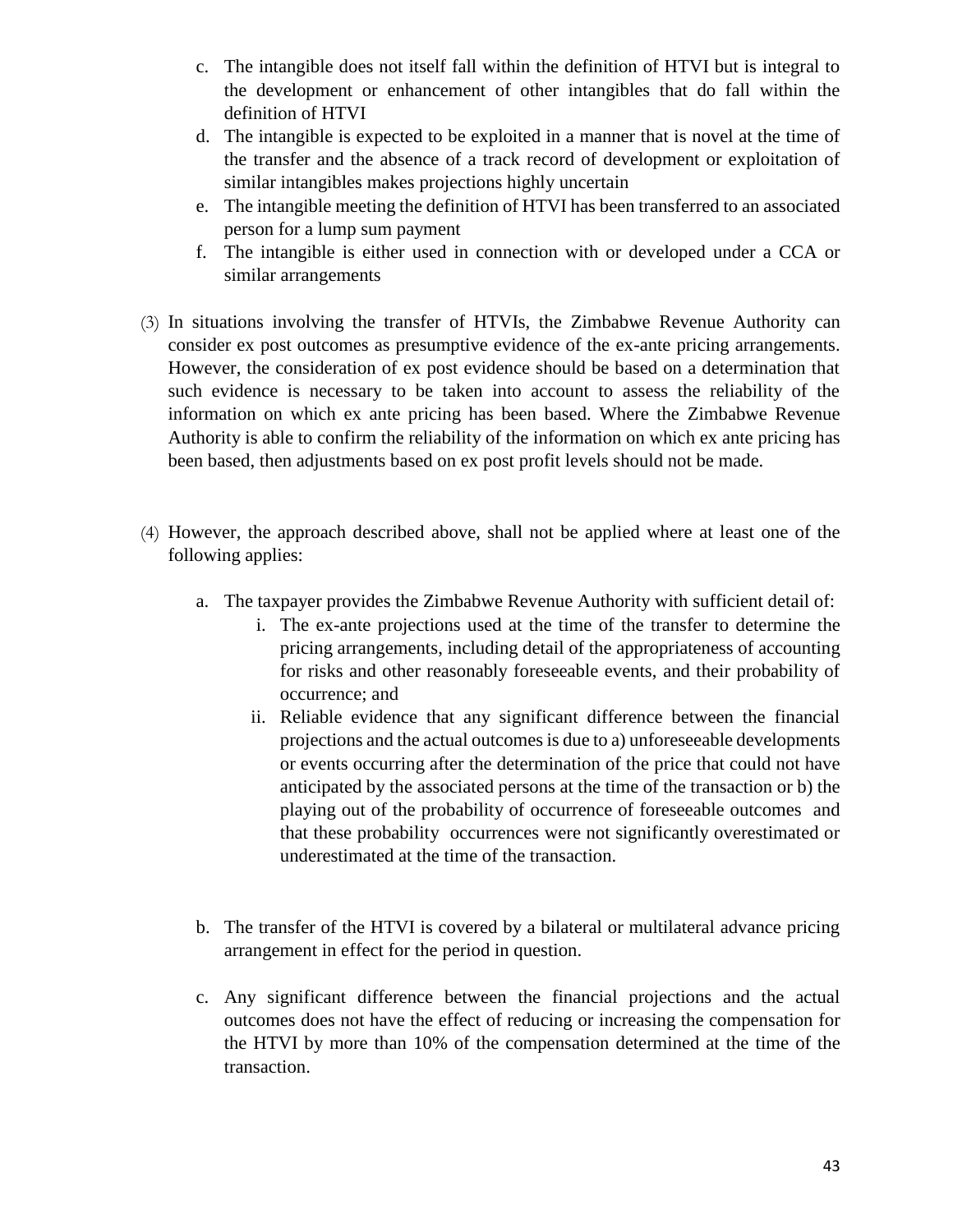c. The intangible does not itself fall within the definition of HTVI but is integral to the development or enhancement of other intangibles that do fall within the definition of HTVI
d. The intangible is expected to be exploited in a manner that is novel at the time of the transfer and the absence of a track record of development or exploitation of similar intangibles makes projections highly uncertain
e. The intangible meeting the definition of HTVI has been transferred to an associated person for a lump sum payment
f. The intangible is either used in connection with or developed under a CCA or similar arrangements

(3) In situations involving the transfer of HTVIs, the Zimbabwe Revenue Authority can consider ex post outcomes as presumptive evidence of the ex-ante pricing arrangements. However, the consideration of ex post evidence should be based on a determination that such evidence is necessary to be taken into account to assess the reliability of the information on which ex ante pricing has been based. Where the Zimbabwe Revenue Authority is able to confirm the reliability of the information on which ex ante pricing has been based, then adjustments based on ex post profit levels should not be made.

(4) However, the approach described above, shall not be applied where at least one of the following applies:

a. The taxpayer provides the Zimbabwe Revenue Authority with sufficient detail of:
   i. The ex-ante projections used at the time of the transfer to determine the pricing arrangements, including detail of the appropriateness of accounting for risks and other reasonably foreseeable events, and their probability of occurrence; and
   ii. Reliable evidence that any significant difference between the financial projections and the actual outcomes is due to a) unforeseeable developments or events occurring after the determination of the price that could not have anticipated by the associated persons at the time of the transaction or b) the playing out of the probability of occurrence of foreseeable outcomes and that these probability occurrences were not significantly overestimated or underestimated at the time of the transaction.

b. The transfer of the HTVI is covered by a bilateral or multilateral advance pricing arrangement in effect for the period in question.

c. Any significant difference between the financial projections and the actual outcomes does not have the effect of reducing or increasing the compensation for the HTVI by more than 10% of the compensation determined at the time of the transaction.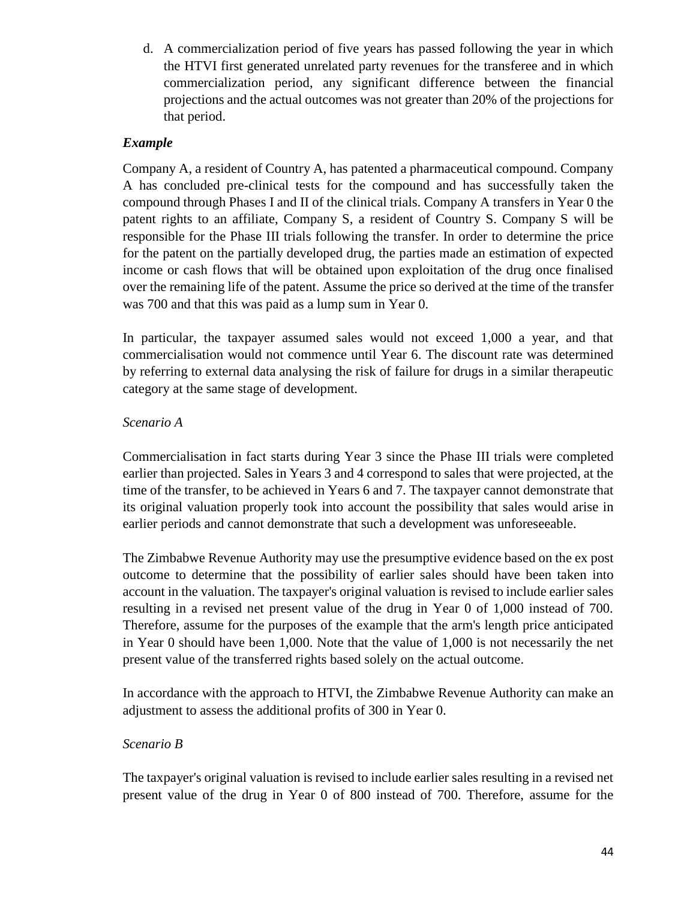d. A commercialization period of five years has passed following the year in which the HTVI first generated unrelated party revenues for the transferee and in which commercialization period, any significant difference between the financial projections and the actual outcomes was not greater than 20% of the projections for that period.

***Example***

Company A, a resident of Country A, has patented a pharmaceutical compound. Company A has concluded pre-clinical tests for the compound and has successfully taken the compound through Phases I and II of the clinical trials. Company A transfers in Year 0 the patent rights to an affiliate, Company S, a resident of Country S. Company S will be responsible for the Phase III trials following the transfer. In order to determine the price for the patent on the partially developed drug, the parties made an estimation of expected income or cash flows that will be obtained upon exploitation of the drug once finalised over the remaining life of the patent. Assume the price so derived at the time of the transfer was 700 and that this was paid as a lump sum in Year 0.

In particular, the taxpayer assumed sales would not exceed 1,000 a year, and that commercialisation would not commence until Year 6. The discount rate was determined by referring to external data analysing the risk of failure for drugs in a similar therapeutic category at the same stage of development.

*Scenario A*

Commercialisation in fact starts during Year 3 since the Phase III trials were completed earlier than projected. Sales in Years 3 and 4 correspond to sales that were projected, at the time of the transfer, to be achieved in Years 6 and 7. The taxpayer cannot demonstrate that its original valuation properly took into account the possibility that sales would arise in earlier periods and cannot demonstrate that such a development was unforeseeable.

The Zimbabwe Revenue Authority may use the presumptive evidence based on the ex post outcome to determine that the possibility of earlier sales should have been taken into account in the valuation. The taxpayer's original valuation is revised to include earlier sales resulting in a revised net present value of the drug in Year 0 of 1,000 instead of 700. Therefore, assume for the purposes of the example that the arm's length price anticipated in Year 0 should have been 1,000. Note that the value of 1,000 is not necessarily the net present value of the transferred rights based solely on the actual outcome.

In accordance with the approach to HTVI, the Zimbabwe Revenue Authority can make an adjustment to assess the additional profits of 300 in Year 0.

*Scenario B*

The taxpayer's original valuation is revised to include earlier sales resulting in a revised net present value of the drug in Year 0 of 800 instead of 700. Therefore, assume for the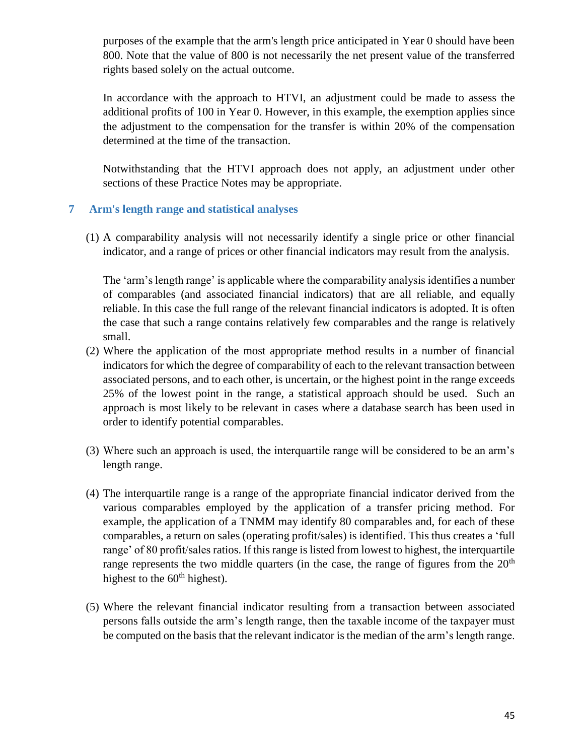purposes of the example that the arm's length price anticipated in Year 0 should have been 800. Note that the value of 800 is not necessarily the net present value of the transferred rights based solely on the actual outcome.

In accordance with the approach to HTVI, an adjustment could be made to assess the additional profits of 100 in Year 0. However, in this example, the exemption applies since the adjustment to the compensation for the transfer is within 20% of the compensation determined at the time of the transaction.

Notwithstanding that the HTVI approach does not apply, an adjustment under other sections of these Practice Notes may be appropriate.

## 7 Arm's length range and statistical analyses

(1) A comparability analysis will not necessarily identify a single price or other financial indicator, and a range of prices or other financial indicators may result from the analysis.

The 'arm's length range' is applicable where the comparability analysis identifies a number of comparables (and associated financial indicators) that are all reliable, and equally reliable. In this case the full range of the relevant financial indicators is adopted. It is often the case that such a range contains relatively few comparables and the range is relatively small.

(2) Where the application of the most appropriate method results in a number of financial indicators for which the degree of comparability of each to the relevant transaction between associated persons, and to each other, is uncertain, or the highest point in the range exceeds 25% of the lowest point in the range, a statistical approach should be used. Such an approach is most likely to be relevant in cases where a database search has been used in order to identify potential comparables.

(3) Where such an approach is used, the interquartile range will be considered to be an arm's length range.

(4) The interquartile range is a range of the appropriate financial indicator derived from the various comparables employed by the application of a transfer pricing method. For example, the application of a TNMM may identify 80 comparables and, for each of these comparables, a return on sales (operating profit/sales) is identified. This thus creates a 'full range' of 80 profit/sales ratios. If this range is listed from lowest to highest, the interquartile range represents the two middle quarters (in the case, the range of figures from the 20th highest to the 60th highest).

(5) Where the relevant financial indicator resulting from a transaction between associated persons falls outside the arm's length range, then the taxable income of the taxpayer must be computed on the basis that the relevant indicator is the median of the arm's length range.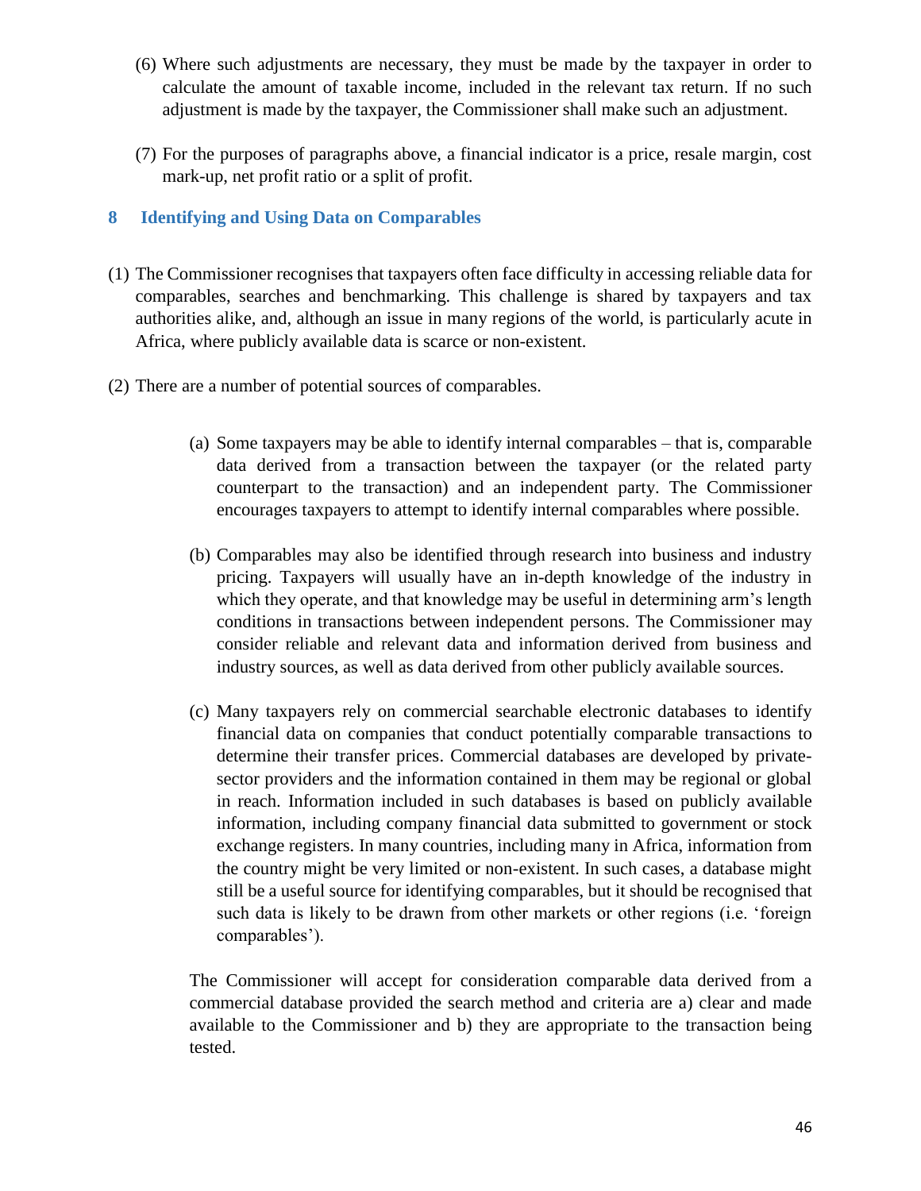(6) Where such adjustments are necessary, they must be made by the taxpayer in order to calculate the amount of taxable income, included in the relevant tax return. If no such adjustment is made by the taxpayer, the Commissioner shall make such an adjustment.

(7) For the purposes of paragraphs above, a financial indicator is a price, resale margin, cost mark-up, net profit ratio or a split of profit.

## 8 Identifying and Using Data on Comparables

(1) The Commissioner recognises that taxpayers often face difficulty in accessing reliable data for comparables, searches and benchmarking. This challenge is shared by taxpayers and tax authorities alike, and, although an issue in many regions of the world, is particularly acute in Africa, where publicly available data is scarce or non-existent.

(2) There are a number of potential sources of comparables.

(a) Some taxpayers may be able to identify internal comparables – that is, comparable data derived from a transaction between the taxpayer (or the related party counterpart to the transaction) and an independent party. The Commissioner encourages taxpayers to attempt to identify internal comparables where possible.

(b) Comparables may also be identified through research into business and industry pricing. Taxpayers will usually have an in-depth knowledge of the industry in which they operate, and that knowledge may be useful in determining arm's length conditions in transactions between independent persons. The Commissioner may consider reliable and relevant data and information derived from business and industry sources, as well as data derived from other publicly available sources.

(c) Many taxpayers rely on commercial searchable electronic databases to identify financial data on companies that conduct potentially comparable transactions to determine their transfer prices. Commercial databases are developed by private-sector providers and the information contained in them may be regional or global in reach. Information included in such databases is based on publicly available information, including company financial data submitted to government or stock exchange registers. In many countries, including many in Africa, information from the country might be very limited or non-existent. In such cases, a database might still be a useful source for identifying comparables, but it should be recognised that such data is likely to be drawn from other markets or other regions (i.e. 'foreign comparables').

The Commissioner will accept for consideration comparable data derived from a commercial database provided the search method and criteria are a) clear and made available to the Commissioner and b) they are appropriate to the transaction being tested.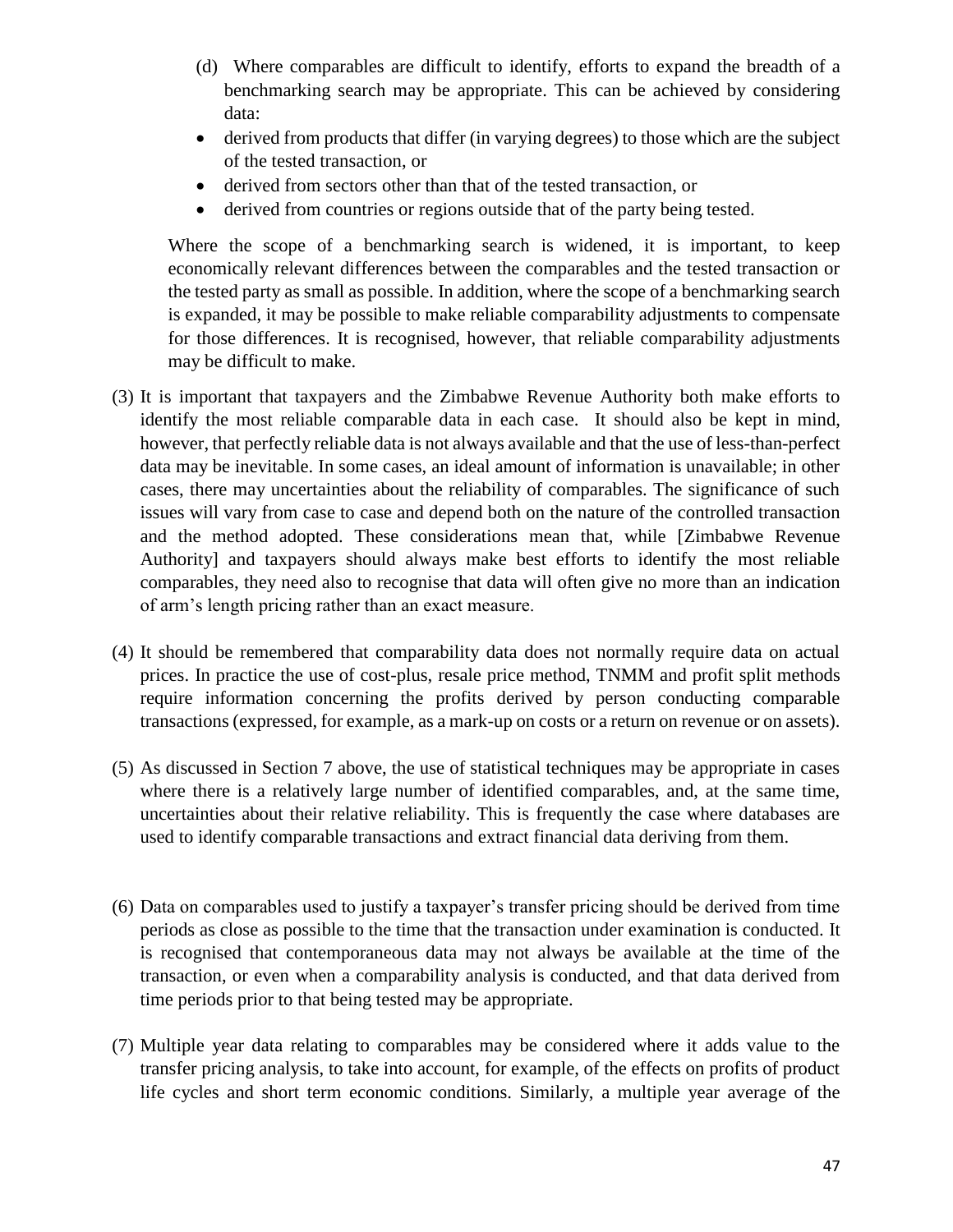(d) Where comparables are difficult to identify, efforts to expand the breadth of a benchmarking search may be appropriate. This can be achieved by considering data:

- derived from products that differ (in varying degrees) to those which are the subject of the tested transaction, or
- derived from sectors other than that of the tested transaction, or
- derived from countries or regions outside that of the party being tested.

Where the scope of a benchmarking search is widened, it is important, to keep economically relevant differences between the comparables and the tested transaction or the tested party as small as possible. In addition, where the scope of a benchmarking search is expanded, it may be possible to make reliable comparability adjustments to compensate for those differences. It is recognised, however, that reliable comparability adjustments may be difficult to make.

(3) It is important that taxpayers and the Zimbabwe Revenue Authority both make efforts to identify the most reliable comparable data in each case. It should also be kept in mind, however, that perfectly reliable data is not always available and that the use of less-than-perfect data may be inevitable. In some cases, an ideal amount of information is unavailable; in other cases, there may uncertainties about the reliability of comparables. The significance of such issues will vary from case to case and depend both on the nature of the controlled transaction and the method adopted. These considerations mean that, while [Zimbabwe Revenue Authority] and taxpayers should always make best efforts to identify the most reliable comparables, they need also to recognise that data will often give no more than an indication of arm's length pricing rather than an exact measure.

(4) It should be remembered that comparability data does not normally require data on actual prices. In practice the use of cost-plus, resale price method, TNMM and profit split methods require information concerning the profits derived by person conducting comparable transactions (expressed, for example, as a mark-up on costs or a return on revenue or on assets).

(5) As discussed in Section 7 above, the use of statistical techniques may be appropriate in cases where there is a relatively large number of identified comparables, and, at the same time, uncertainties about their relative reliability. This is frequently the case where databases are used to identify comparable transactions and extract financial data deriving from them.

(6) Data on comparables used to justify a taxpayer's transfer pricing should be derived from time periods as close as possible to the time that the transaction under examination is conducted. It is recognised that contemporaneous data may not always be available at the time of the transaction, or even when a comparability analysis is conducted, and that data derived from time periods prior to that being tested may be appropriate.

(7) Multiple year data relating to comparables may be considered where it adds value to the transfer pricing analysis, to take into account, for example, of the effects on profits of product life cycles and short term economic conditions. Similarly, a multiple year average of the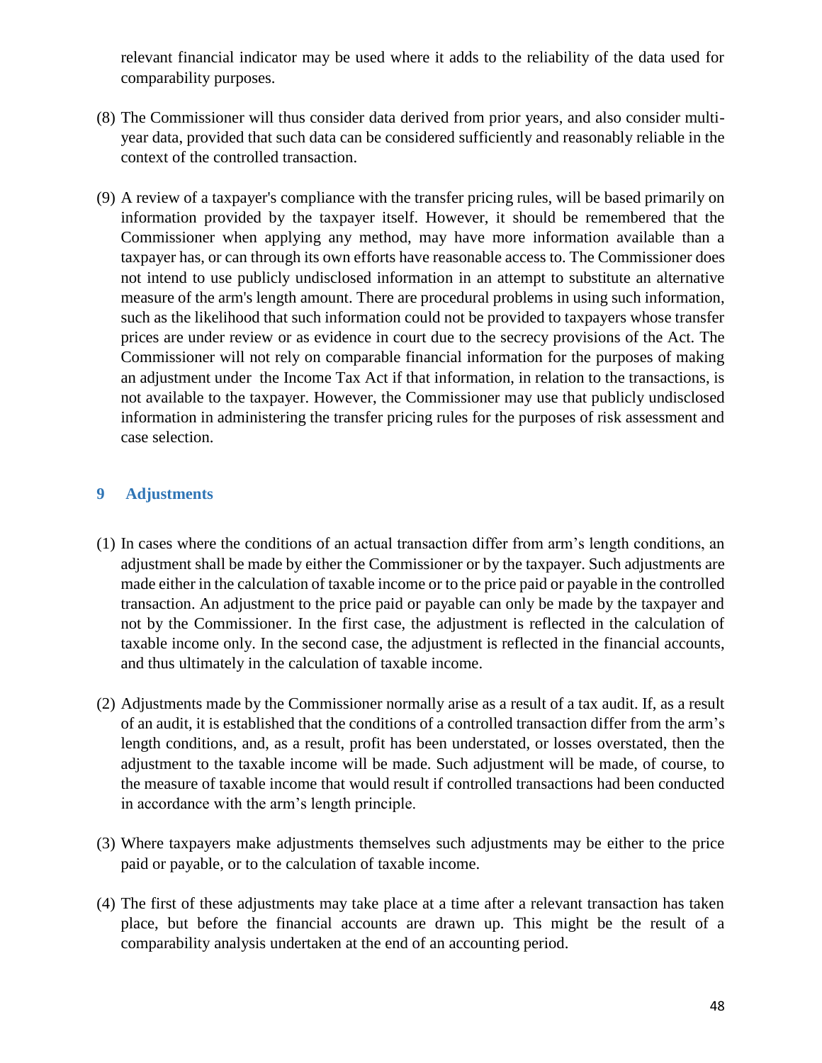relevant financial indicator may be used where it adds to the reliability of the data used for comparability purposes.

(8) The Commissioner will thus consider data derived from prior years, and also consider multi-year data, provided that such data can be considered sufficiently and reasonably reliable in the context of the controlled transaction.

(9) A review of a taxpayer's compliance with the transfer pricing rules, will be based primarily on information provided by the taxpayer itself. However, it should be remembered that the Commissioner when applying any method, may have more information available than a taxpayer has, or can through its own efforts have reasonable access to. The Commissioner does not intend to use publicly undisclosed information in an attempt to substitute an alternative measure of the arm's length amount. There are procedural problems in using such information, such as the likelihood that such information could not be provided to taxpayers whose transfer prices are under review or as evidence in court due to the secrecy provisions of the Act. The Commissioner will not rely on comparable financial information for the purposes of making an adjustment under the Income Tax Act if that information, in relation to the transactions, is not available to the taxpayer. However, the Commissioner may use that publicly undisclosed information in administering the transfer pricing rules for the purposes of risk assessment and case selection.

## 9 Adjustments

(1) In cases where the conditions of an actual transaction differ from arm's length conditions, an adjustment shall be made by either the Commissioner or by the taxpayer. Such adjustments are made either in the calculation of taxable income or to the price paid or payable in the controlled transaction. An adjustment to the price paid or payable can only be made by the taxpayer and not by the Commissioner. In the first case, the adjustment is reflected in the calculation of taxable income only. In the second case, the adjustment is reflected in the financial accounts, and thus ultimately in the calculation of taxable income.

(2) Adjustments made by the Commissioner normally arise as a result of a tax audit. If, as a result of an audit, it is established that the conditions of a controlled transaction differ from the arm's length conditions, and, as a result, profit has been understated, or losses overstated, then the adjustment to the taxable income will be made. Such adjustment will be made, of course, to the measure of taxable income that would result if controlled transactions had been conducted in accordance with the arm's length principle.

(3) Where taxpayers make adjustments themselves such adjustments may be either to the price paid or payable, or to the calculation of taxable income.

(4) The first of these adjustments may take place at a time after a relevant transaction has taken place, but before the financial accounts are drawn up. This might be the result of a comparability analysis undertaken at the end of an accounting period.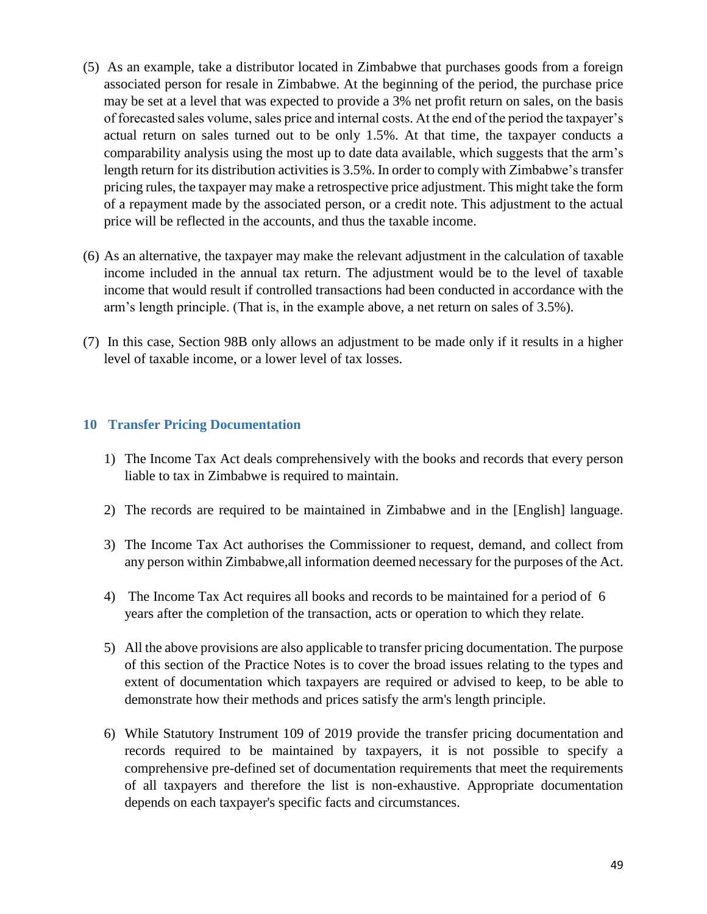(5) As an example, take a distributor located in Zimbabwe that purchases goods from a foreign associated person for resale in Zimbabwe. At the beginning of the period, the purchase price may be set at a level that was expected to provide a 3% net profit return on sales, on the basis of forecasted sales volume, sales price and internal costs. At the end of the period the taxpayer's actual return on sales turned out to be only 1.5%. At that time, the taxpayer conducts a comparability analysis using the most up to date data available, which suggests that the arm's length return for its distribution activities is 3.5%. In order to comply with Zimbabwe's transfer pricing rules, the taxpayer may make a retrospective price adjustment. This might take the form of a repayment made by the associated person, or a credit note. This adjustment to the actual price will be reflected in the accounts, and thus the taxable income.

(6) As an alternative, the taxpayer may make the relevant adjustment in the calculation of taxable income included in the annual tax return. The adjustment would be to the level of taxable income that would result if controlled transactions had been conducted in accordance with the arm's length principle. (That is, in the example above, a net return on sales of 3.5%).

(7) In this case, Section 98B only allows an adjustment to be made only if it results in a higher level of taxable income, or a lower level of tax losses.

## 10 Transfer Pricing Documentation

1) The Income Tax Act deals comprehensively with the books and records that every person liable to tax in Zimbabwe is required to maintain.

2) The records are required to be maintained in Zimbabwe and in the [English] language.

3) The Income Tax Act authorises the Commissioner to request, demand, and collect from any person within Zimbabwe,all information deemed necessary for the purposes of the Act.

4) The Income Tax Act requires all books and records to be maintained for a period of 6 years after the completion of the transaction, acts or operation to which they relate.

5) All the above provisions are also applicable to transfer pricing documentation. The purpose of this section of the Practice Notes is to cover the broad issues relating to the types and extent of documentation which taxpayers are required or advised to keep, to be able to demonstrate how their methods and prices satisfy the arm's length principle.

6) While Statutory Instrument 109 of 2019 provide the transfer pricing documentation and records required to be maintained by taxpayers, it is not possible to specify a comprehensive pre-defined set of documentation requirements that meet the requirements of all taxpayers and therefore the list is non-exhaustive. Appropriate documentation depends on each taxpayer's specific facts and circumstances.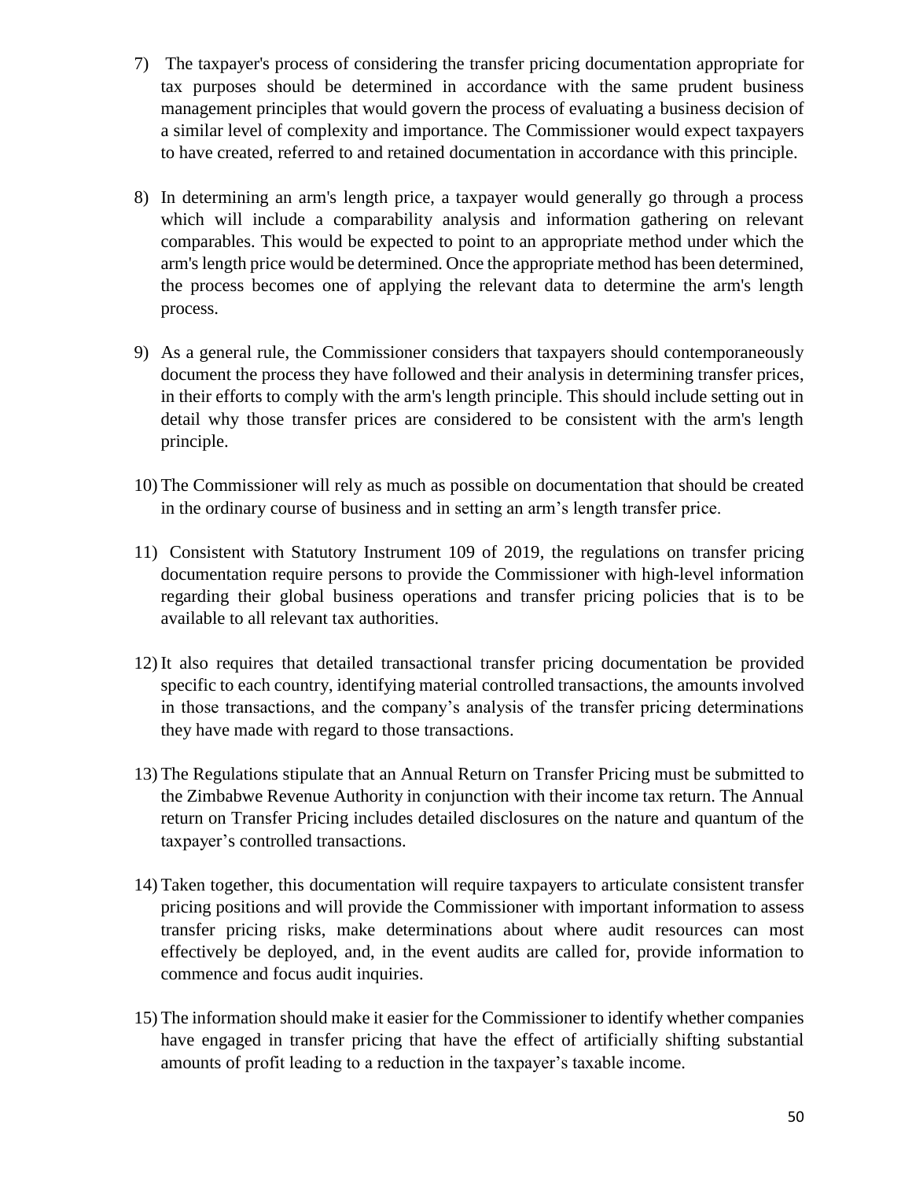7) The taxpayer's process of considering the transfer pricing documentation appropriate for tax purposes should be determined in accordance with the same prudent business management principles that would govern the process of evaluating a business decision of a similar level of complexity and importance. The Commissioner would expect taxpayers to have created, referred to and retained documentation in accordance with this principle.

8) In determining an arm's length price, a taxpayer would generally go through a process which will include a comparability analysis and information gathering on relevant comparables. This would be expected to point to an appropriate method under which the arm's length price would be determined. Once the appropriate method has been determined, the process becomes one of applying the relevant data to determine the arm's length process.

9) As a general rule, the Commissioner considers that taxpayers should contemporaneously document the process they have followed and their analysis in determining transfer prices, in their efforts to comply with the arm's length principle. This should include setting out in detail why those transfer prices are considered to be consistent with the arm's length principle.

10) The Commissioner will rely as much as possible on documentation that should be created in the ordinary course of business and in setting an arm's length transfer price.

11) Consistent with Statutory Instrument 109 of 2019, the regulations on transfer pricing documentation require persons to provide the Commissioner with high-level information regarding their global business operations and transfer pricing policies that is to be available to all relevant tax authorities.

12) It also requires that detailed transactional transfer pricing documentation be provided specific to each country, identifying material controlled transactions, the amounts involved in those transactions, and the company's analysis of the transfer pricing determinations they have made with regard to those transactions.

13) The Regulations stipulate that an Annual Return on Transfer Pricing must be submitted to the Zimbabwe Revenue Authority in conjunction with their income tax return. The Annual return on Transfer Pricing includes detailed disclosures on the nature and quantum of the taxpayer's controlled transactions.

14) Taken together, this documentation will require taxpayers to articulate consistent transfer pricing positions and will provide the Commissioner with important information to assess transfer pricing risks, make determinations about where audit resources can most effectively be deployed, and, in the event audits are called for, provide information to commence and focus audit inquiries.

15) The information should make it easier for the Commissioner to identify whether companies have engaged in transfer pricing that have the effect of artificially shifting substantial amounts of profit leading to a reduction in the taxpayer's taxable income.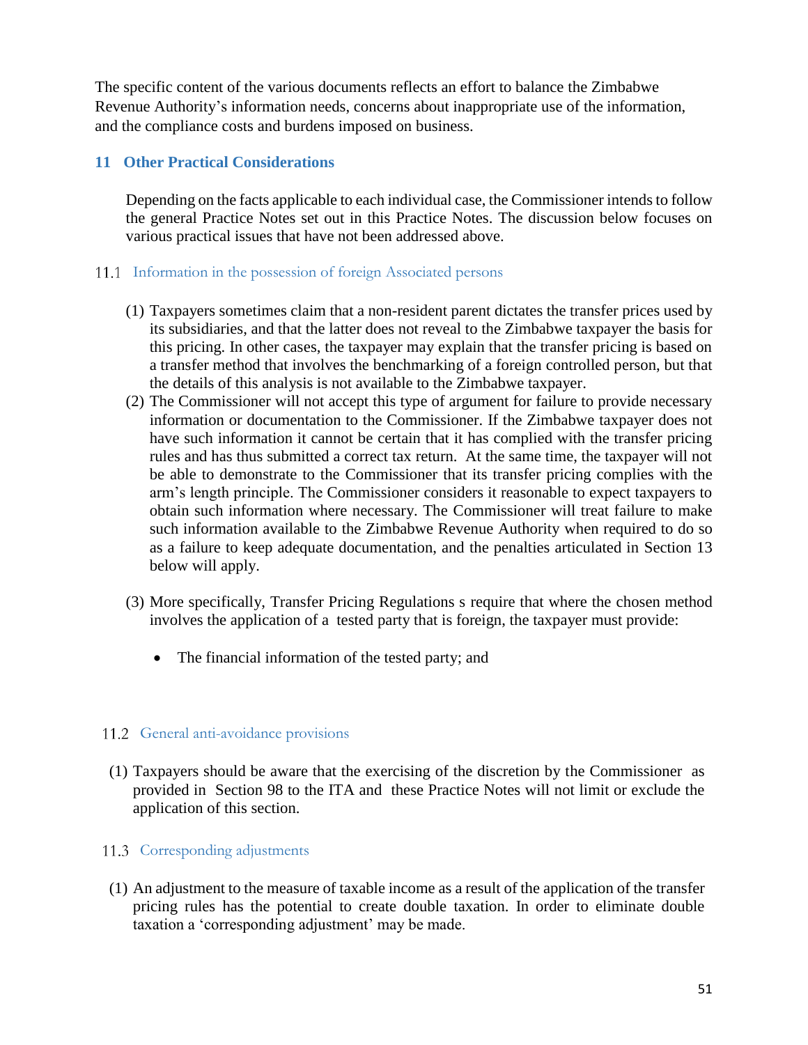The specific content of the various documents reflects an effort to balance the Zimbabwe Revenue Authority's information needs, concerns about inappropriate use of the information, and the compliance costs and burdens imposed on business.

## 11 Other Practical Considerations

Depending on the facts applicable to each individual case, the Commissioner intends to follow the general Practice Notes set out in this Practice Notes. The discussion below focuses on various practical issues that have not been addressed above.

### 11.1 Information in the possession of foreign Associated persons

(1) Taxpayers sometimes claim that a non-resident parent dictates the transfer prices used by its subsidiaries, and that the latter does not reveal to the Zimbabwe taxpayer the basis for this pricing. In other cases, the taxpayer may explain that the transfer pricing is based on a transfer method that involves the benchmarking of a foreign controlled person, but that the details of this analysis is not available to the Zimbabwe taxpayer.

(2) The Commissioner will not accept this type of argument for failure to provide necessary information or documentation to the Commissioner. If the Zimbabwe taxpayer does not have such information it cannot be certain that it has complied with the transfer pricing rules and has thus submitted a correct tax return. At the same time, the taxpayer will not be able to demonstrate to the Commissioner that its transfer pricing complies with the arm's length principle. The Commissioner considers it reasonable to expect taxpayers to obtain such information where necessary. The Commissioner will treat failure to make such information available to the Zimbabwe Revenue Authority when required to do so as a failure to keep adequate documentation, and the penalties articulated in Section 13 below will apply.

(3) More specifically, Transfer Pricing Regulations s require that where the chosen method involves the application of a tested party that is foreign, the taxpayer must provide:

- The financial information of the tested party; and

### 11.2 General anti-avoidance provisions

(1) Taxpayers should be aware that the exercising of the discretion by the Commissioner as provided in Section 98 to the ITA and these Practice Notes will not limit or exclude the application of this section.

### 11.3 Corresponding adjustments

(1) An adjustment to the measure of taxable income as a result of the application of the transfer pricing rules has the potential to create double taxation. In order to eliminate double taxation a 'corresponding adjustment' may be made.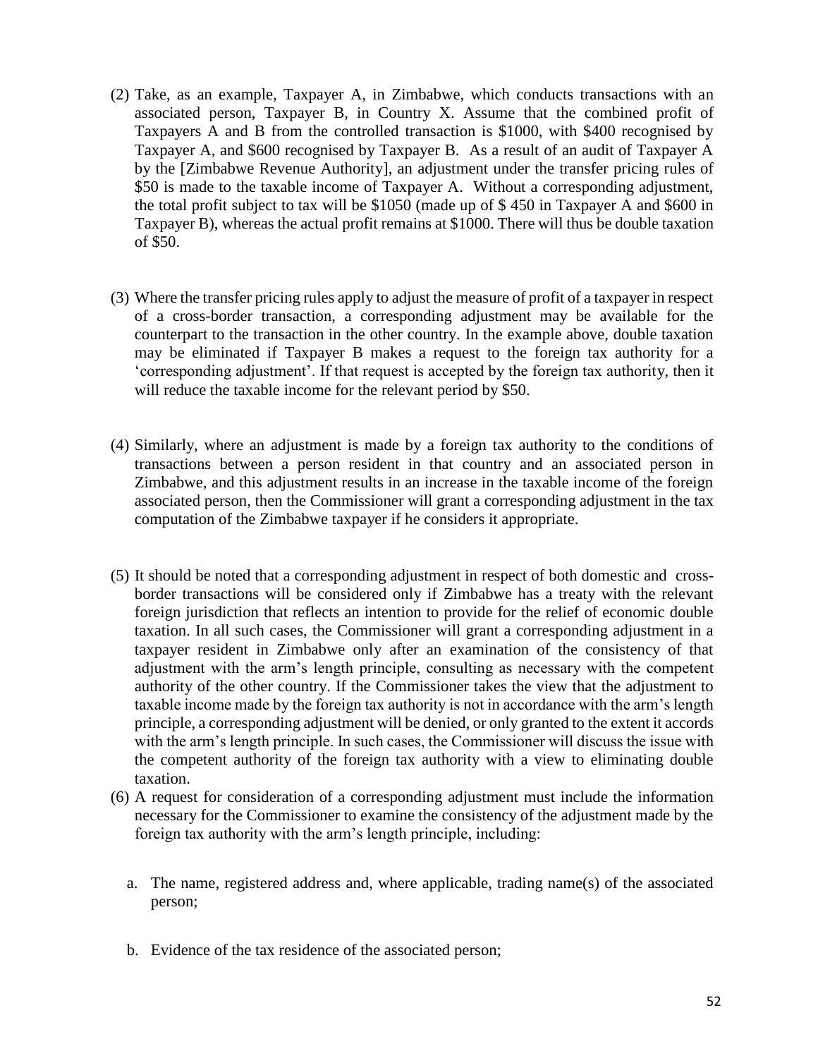(2) Take, as an example, Taxpayer A, in Zimbabwe, which conducts transactions with an associated person, Taxpayer B, in Country X. Assume that the combined profit of Taxpayers A and B from the controlled transaction is $1000, with $400 recognised by Taxpayer A, and $600 recognised by Taxpayer B. As a result of an audit of Taxpayer A by the [Zimbabwe Revenue Authority], an adjustment under the transfer pricing rules of $50 is made to the taxable income of Taxpayer A. Without a corresponding adjustment, the total profit subject to tax will be $1050 (made up of $ 450 in Taxpayer A and $600 in Taxpayer B), whereas the actual profit remains at $1000. There will thus be double taxation of $50.

(3) Where the transfer pricing rules apply to adjust the measure of profit of a taxpayer in respect of a cross-border transaction, a corresponding adjustment may be available for the counterpart to the transaction in the other country. In the example above, double taxation may be eliminated if Taxpayer B makes a request to the foreign tax authority for a 'corresponding adjustment'. If that request is accepted by the foreign tax authority, then it will reduce the taxable income for the relevant period by $50.

(4) Similarly, where an adjustment is made by a foreign tax authority to the conditions of transactions between a person resident in that country and an associated person in Zimbabwe, and this adjustment results in an increase in the taxable income of the foreign associated person, then the Commissioner will grant a corresponding adjustment in the tax computation of the Zimbabwe taxpayer if he considers it appropriate.

(5) It should be noted that a corresponding adjustment in respect of both domestic and cross-border transactions will be considered only if Zimbabwe has a treaty with the relevant foreign jurisdiction that reflects an intention to provide for the relief of economic double taxation. In all such cases, the Commissioner will grant a corresponding adjustment in a taxpayer resident in Zimbabwe only after an examination of the consistency of that adjustment with the arm's length principle, consulting as necessary with the competent authority of the other country. If the Commissioner takes the view that the adjustment to taxable income made by the foreign tax authority is not in accordance with the arm's length principle, a corresponding adjustment will be denied, or only granted to the extent it accords with the arm's length principle. In such cases, the Commissioner will discuss the issue with the competent authority of the foreign tax authority with a view to eliminating double taxation.

(6) A request for consideration of a corresponding adjustment must include the information necessary for the Commissioner to examine the consistency of the adjustment made by the foreign tax authority with the arm's length principle, including:

   a. The name, registered address and, where applicable, trading name(s) of the associated person;

   b. Evidence of the tax residence of the associated person;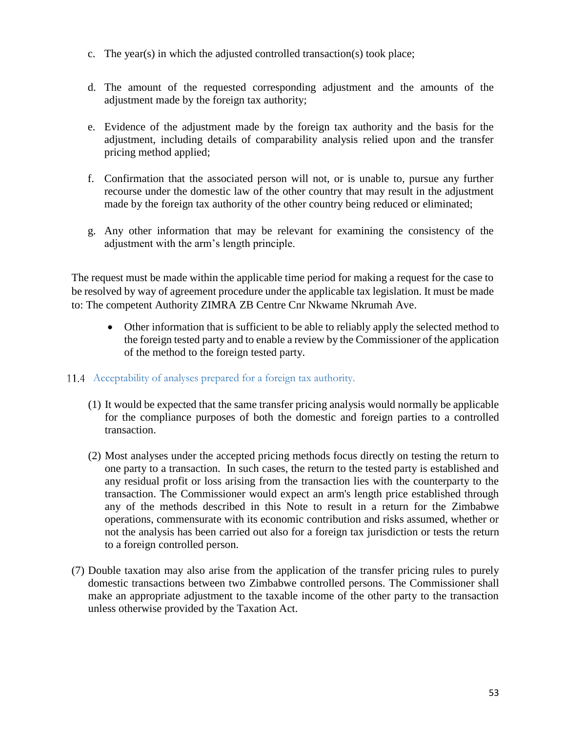c. The year(s) in which the adjusted controlled transaction(s) took place;

d. The amount of the requested corresponding adjustment and the amounts of the adjustment made by the foreign tax authority;

e. Evidence of the adjustment made by the foreign tax authority and the basis for the adjustment, including details of comparability analysis relied upon and the transfer pricing method applied;

f. Confirmation that the associated person will not, or is unable to, pursue any further recourse under the domestic law of the other country that may result in the adjustment made by the foreign tax authority of the other country being reduced or eliminated;

g. Any other information that may be relevant for examining the consistency of the adjustment with the arm's length principle.

The request must be made within the applicable time period for making a request for the case to be resolved by way of agreement procedure under the applicable tax legislation. It must be made to: The competent Authority ZIMRA ZB Centre Cnr Nkwame Nkrumah Ave.

- Other information that is sufficient to be able to reliably apply the selected method to the foreign tested party and to enable a review by the Commissioner of the application of the method to the foreign tested party.

### 11.4 Acceptability of analyses prepared for a foreign tax authority.

(1) It would be expected that the same transfer pricing analysis would normally be applicable for the compliance purposes of both the domestic and foreign parties to a controlled transaction.

(2) Most analyses under the accepted pricing methods focus directly on testing the return to one party to a transaction. In such cases, the return to the tested party is established and any residual profit or loss arising from the transaction lies with the counterparty to the transaction. The Commissioner would expect an arm's length price established through any of the methods described in this Note to result in a return for the Zimbabwe operations, commensurate with its economic contribution and risks assumed, whether or not the analysis has been carried out also for a foreign tax jurisdiction or tests the return to a foreign controlled person.

(7) Double taxation may also arise from the application of the transfer pricing rules to purely domestic transactions between two Zimbabwe controlled persons. The Commissioner shall make an appropriate adjustment to the taxable income of the other party to the transaction unless otherwise provided by the Taxation Act.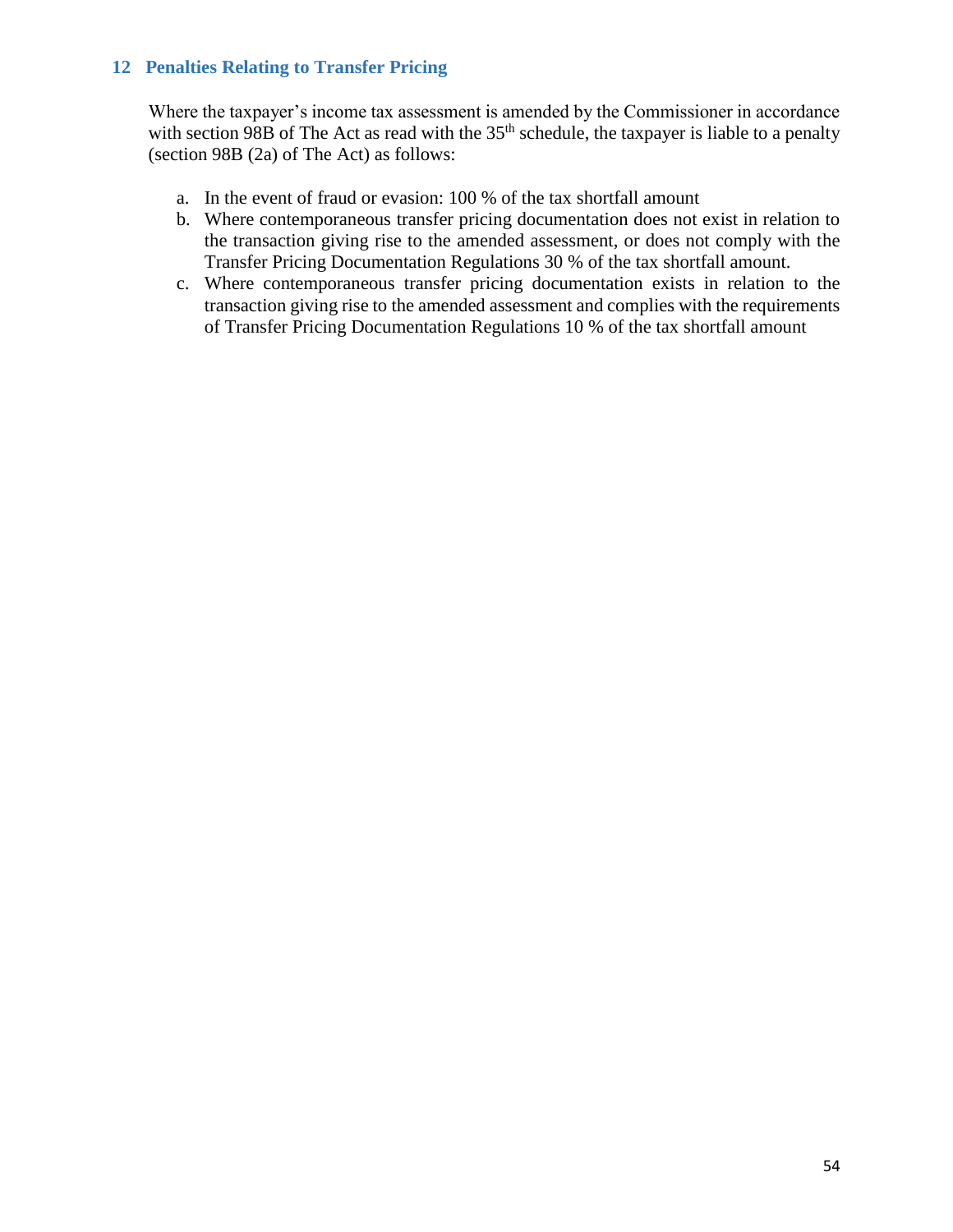## 12 Penalties Relating to Transfer Pricing

Where the taxpayer's income tax assessment is amended by the Commissioner in accordance with section 98B of The Act as read with the 35th schedule, the taxpayer is liable to a penalty (section 98B (2a) of The Act) as follows:

a. In the event of fraud or evasion: 100 % of the tax shortfall amount
b. Where contemporaneous transfer pricing documentation does not exist in relation to the transaction giving rise to the amended assessment, or does not comply with the Transfer Pricing Documentation Regulations 30 % of the tax shortfall amount.
c. Where contemporaneous transfer pricing documentation exists in relation to the transaction giving rise to the amended assessment and complies with the requirements of Transfer Pricing Documentation Regulations 10 % of the tax shortfall amount